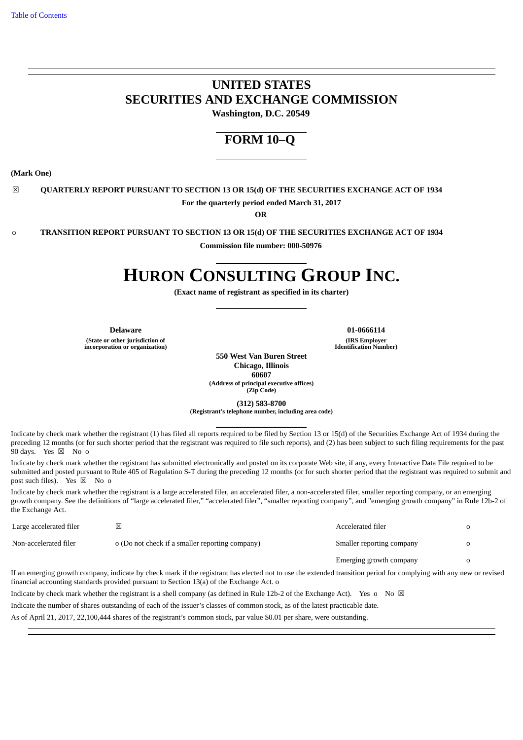[Table of Contents](#)

# UNITED STATES
# SECURITIES AND EXCHANGE COMMISSION

**Washington, D.C. 20549**

## FORM 10–Q

**(Mark One)**

☒ **QUARTERLY REPORT PURSUANT TO SECTION 13 OR 15(d) OF THE SECURITIES EXCHANGE ACT OF 1934**

**For the quarterly period ended March 31, 2017**

**OR**

o **TRANSITION REPORT PURSUANT TO SECTION 13 OR 15(d) OF THE SECURITIES EXCHANGE ACT OF 1934**

**Commission file number: 000-50976**

# HURON CONSULTING GROUP INC.

**(Exact name of registrant as specified in its charter)**

| **Delaware** | **01-0666114** |
|---|---|
| **(State or other jurisdiction of incorporation or organization)** | **(IRS Employer Identification Number)** |

**550 West Van Buren Street**
**Chicago, Illinois**
**60607**
**(Address of principal executive offices)**
**(Zip Code)**

**(312) 583-8700**
**(Registrant's telephone number, including area code)**

Indicate by check mark whether the registrant (1) has filed all reports required to be filed by Section 13 or 15(d) of the Securities Exchange Act of 1934 during the preceding 12 months (or for such shorter period that the registrant was required to file such reports), and (2) has been subject to such filing requirements for the past 90 days. Yes ☒ No o

Indicate by check mark whether the registrant has submitted electronically and posted on its corporate Web site, if any, every Interactive Data File required to be submitted and posted pursuant to Rule 405 of Regulation S-T during the preceding 12 months (or for such shorter period that the registrant was required to submit and post such files). Yes ☒ No o

Indicate by check mark whether the registrant is a large accelerated filer, an accelerated filer, a non-accelerated filer, smaller reporting company, or an emerging growth company. See the definitions of "large accelerated filer," "accelerated filer", "smaller reporting company", and "emerging growth company" in Rule 12b-2 of the Exchange Act.

| | | | |
|---|---|---|---|
| Large accelerated filer | ☒ | Accelerated filer | o |
| Non-accelerated filer | o (Do not check if a smaller reporting company) | Smaller reporting company | o |
| | | Emerging growth company | o |

If an emerging growth company, indicate by check mark if the registrant has elected not to use the extended transition period for complying with any new or revised financial accounting standards provided pursuant to Section 13(a) of the Exchange Act. o

Indicate by check mark whether the registrant is a shell company (as defined in Rule 12b-2 of the Exchange Act). Yes o No ☒

Indicate the number of shares outstanding of each of the issuer's classes of common stock, as of the latest practicable date.

As of April 21, 2017, 22,100,444 shares of the registrant's common stock, par value $0.01 per share, were outstanding.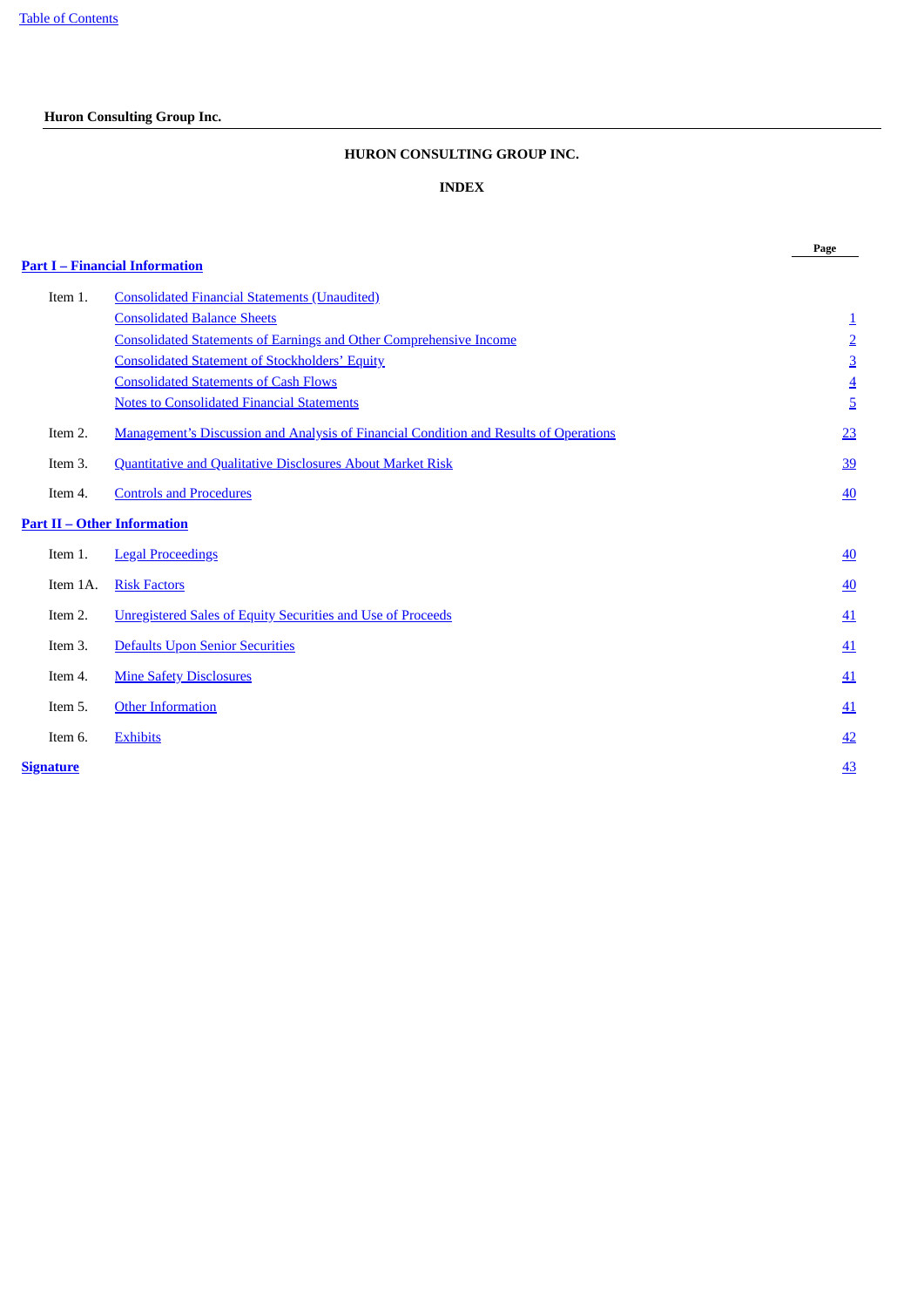**Huron Consulting Group Inc.**

# HURON CONSULTING GROUP INC.

## INDEX

| | | Page |
|---|---|---|
| **Part I – Financial Information** | | |
| Item 1. | Consolidated Financial Statements (Unaudited) | |
| | Consolidated Balance Sheets | 1 |
| | Consolidated Statements of Earnings and Other Comprehensive Income | 2 |
| | Consolidated Statement of Stockholders' Equity | 3 |
| | Consolidated Statements of Cash Flows | 4 |
| | Notes to Consolidated Financial Statements | 5 |
| Item 2. | Management's Discussion and Analysis of Financial Condition and Results of Operations | 23 |
| Item 3. | Quantitative and Qualitative Disclosures About Market Risk | 39 |
| Item 4. | Controls and Procedures | 40 |
| **Part II – Other Information** | | |
| Item 1. | Legal Proceedings | 40 |
| Item 1A. | Risk Factors | 40 |
| Item 2. | Unregistered Sales of Equity Securities and Use of Proceeds | 41 |
| Item 3. | Defaults Upon Senior Securities | 41 |
| Item 4. | Mine Safety Disclosures | 41 |
| Item 5. | Other Information | 41 |
| Item 6. | Exhibits | 42 |
| **Signature** | | 43 |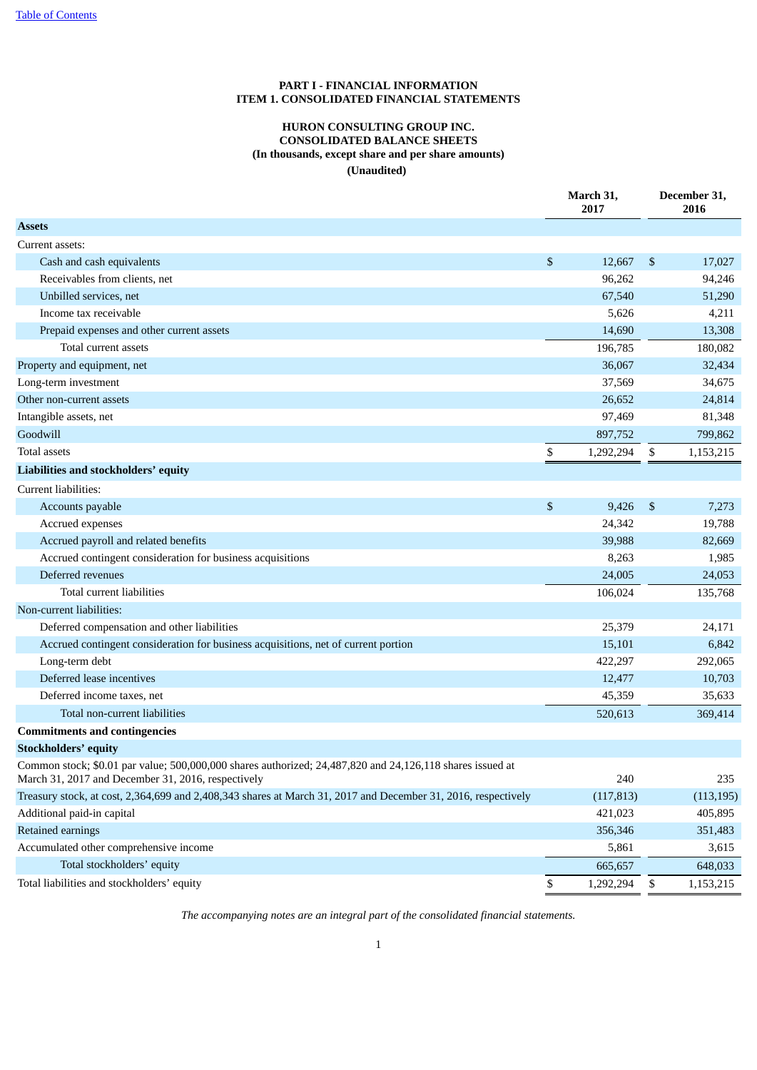[Table of Contents](#)

**PART I - FINANCIAL INFORMATION**
**ITEM 1. CONSOLIDATED FINANCIAL STATEMENTS**

**HURON CONSULTING GROUP INC.**
**CONSOLIDATED BALANCE SHEETS**
**(In thousands, except share and per share amounts)**
**(Unaudited)**

| | March 31, 2017 | December 31, 2016 |
|---|---|---|
| **Assets** | | |
| Current assets: | | |
| Cash and cash equivalents | $ 12,667 | $ 17,027 |
| Receivables from clients, net | 96,262 | 94,246 |
| Unbilled services, net | 67,540 | 51,290 |
| Income tax receivable | 5,626 | 4,211 |
| Prepaid expenses and other current assets | 14,690 | 13,308 |
| Total current assets | 196,785 | 180,082 |
| Property and equipment, net | 36,067 | 32,434 |
| Long-term investment | 37,569 | 34,675 |
| Other non-current assets | 26,652 | 24,814 |
| Intangible assets, net | 97,469 | 81,348 |
| Goodwill | 897,752 | 799,862 |
| Total assets | $ 1,292,294 | $ 1,153,215 |
| **Liabilities and stockholders' equity** | | |
| Current liabilities: | | |
| Accounts payable | $ 9,426 | $ 7,273 |
| Accrued expenses | 24,342 | 19,788 |
| Accrued payroll and related benefits | 39,988 | 82,669 |
| Accrued contingent consideration for business acquisitions | 8,263 | 1,985 |
| Deferred revenues | 24,005 | 24,053 |
| Total current liabilities | 106,024 | 135,768 |
| Non-current liabilities: | | |
| Deferred compensation and other liabilities | 25,379 | 24,171 |
| Accrued contingent consideration for business acquisitions, net of current portion | 15,101 | 6,842 |
| Long-term debt | 422,297 | 292,065 |
| Deferred lease incentives | 12,477 | 10,703 |
| Deferred income taxes, net | 45,359 | 35,633 |
| Total non-current liabilities | 520,613 | 369,414 |
| **Commitments and contingencies** | | |
| **Stockholders' equity** | | |
| Common stock; $0.01 par value; 500,000,000 shares authorized; 24,487,820 and 24,126,118 shares issued at March 31, 2017 and December 31, 2016, respectively | 240 | 235 |
| Treasury stock, at cost, 2,364,699 and 2,408,343 shares at March 31, 2017 and December 31, 2016, respectively | (117,813) | (113,195) |
| Additional paid-in capital | 421,023 | 405,895 |
| Retained earnings | 356,346 | 351,483 |
| Accumulated other comprehensive income | 5,861 | 3,615 |
| Total stockholders' equity | 665,657 | 648,033 |
| Total liabilities and stockholders' equity | $ 1,292,294 | $ 1,153,215 |

*The accompanying notes are an integral part of the consolidated financial statements.*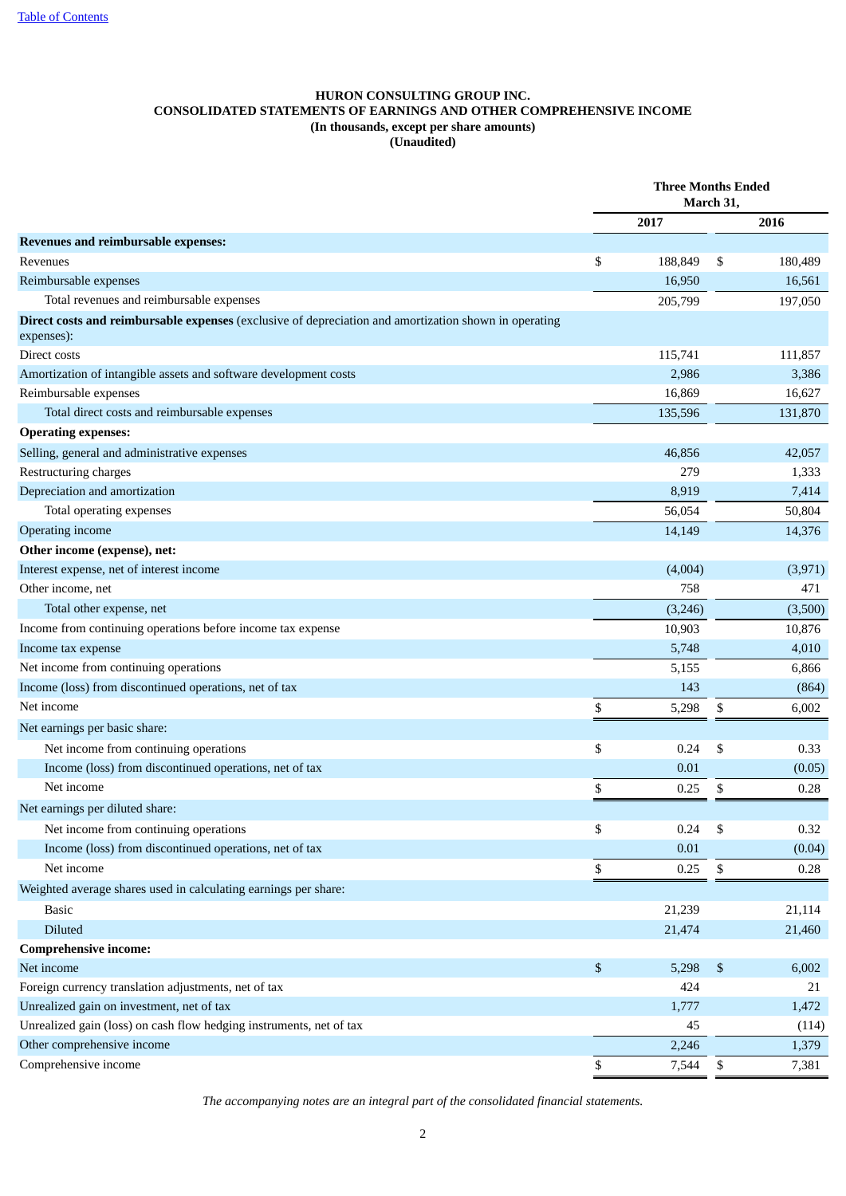# HURON CONSULTING GROUP INC.
## CONSOLIDATED STATEMENTS OF EARNINGS AND OTHER COMPREHENSIVE INCOME
### (In thousands, except per share amounts)
### (Unaudited)

| | Three Months Ended March 31, | |
|---|---|---|
| | 2017 | 2016 |
| **Revenues and reimbursable expenses:** | | |
| Revenues | $ 188,849 | $ 180,489 |
| Reimbursable expenses | 16,950 | 16,561 |
| Total revenues and reimbursable expenses | 205,799 | 197,050 |
| **Direct costs and reimbursable expenses** (exclusive of depreciation and amortization shown in operating expenses): | | |
| Direct costs | 115,741 | 111,857 |
| Amortization of intangible assets and software development costs | 2,986 | 3,386 |
| Reimbursable expenses | 16,869 | 16,627 |
| Total direct costs and reimbursable expenses | 135,596 | 131,870 |
| **Operating expenses:** | | |
| Selling, general and administrative expenses | 46,856 | 42,057 |
| Restructuring charges | 279 | 1,333 |
| Depreciation and amortization | 8,919 | 7,414 |
| Total operating expenses | 56,054 | 50,804 |
| Operating income | 14,149 | 14,376 |
| **Other income (expense), net:** | | |
| Interest expense, net of interest income | (4,004) | (3,971) |
| Other income, net | 758 | 471 |
| Total other expense, net | (3,246) | (3,500) |
| Income from continuing operations before income tax expense | 10,903 | 10,876 |
| Income tax expense | 5,748 | 4,010 |
| Net income from continuing operations | 5,155 | 6,866 |
| Income (loss) from discontinued operations, net of tax | 143 | (864) |
| Net income | $ 5,298 | $ 6,002 |
| Net earnings per basic share: | | |
| Net income from continuing operations | $ 0.24 | $ 0.33 |
| Income (loss) from discontinued operations, net of tax | 0.01 | (0.05) |
| Net income | $ 0.25 | $ 0.28 |
| Net earnings per diluted share: | | |
| Net income from continuing operations | $ 0.24 | $ 0.32 |
| Income (loss) from discontinued operations, net of tax | 0.01 | (0.04) |
| Net income | $ 0.25 | $ 0.28 |
| Weighted average shares used in calculating earnings per share: | | |
| Basic | 21,239 | 21,114 |
| Diluted | 21,474 | 21,460 |
| **Comprehensive income:** | | |
| Net income | $ 5,298 | $ 6,002 |
| Foreign currency translation adjustments, net of tax | 424 | 21 |
| Unrealized gain on investment, net of tax | 1,777 | 1,472 |
| Unrealized gain (loss) on cash flow hedging instruments, net of tax | 45 | (114) |
| Other comprehensive income | 2,246 | 1,379 |
| Comprehensive income | $ 7,544 | $ 7,381 |

*The accompanying notes are an integral part of the consolidated financial statements.*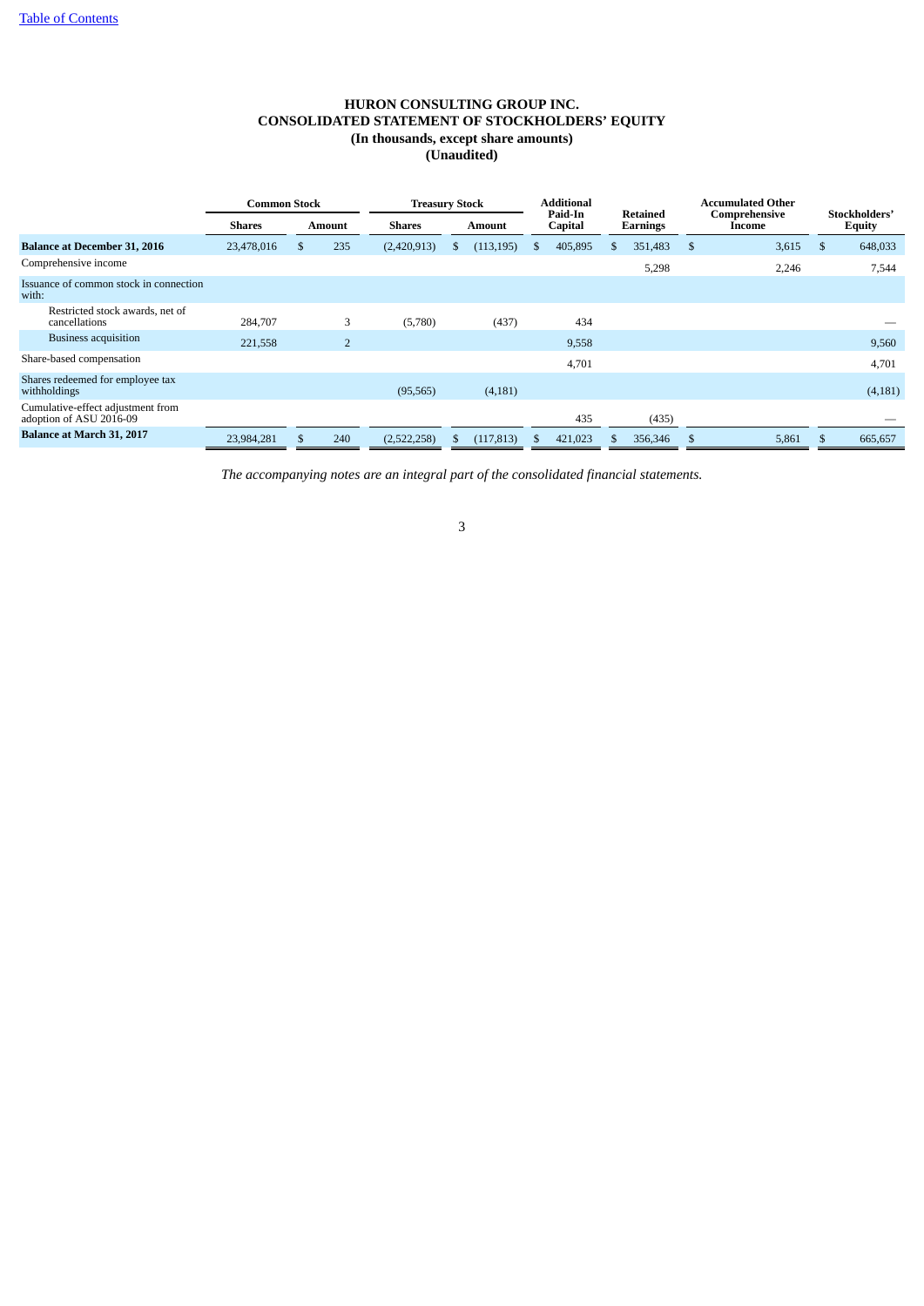[Table of Contents](#)

# HURON CONSULTING GROUP INC.
## CONSOLIDATED STATEMENT OF STOCKHOLDERS' EQUITY
### (In thousands, except share amounts)
### (Unaudited)

| | Common Stock | | Treasury Stock | | Additional Paid-In Capital | Retained Earnings | Accumulated Other Comprehensive Income | Stockholders' Equity |
|---|---|---|---|---|---|---|---|---|
| | Shares | Amount | Shares | Amount | | | | |
| **Balance at December 31, 2016** | 23,478,016 | $ 235 | (2,420,913) | $ (113,195) | $ 405,895 | $ 351,483 | $ 3,615 | $ 648,033 |
| Comprehensive income | | | | | | 5,298 | 2,246 | 7,544 |
| Issuance of common stock in connection with: | | | | | | | | |
| Restricted stock awards, net of cancellations | 284,707 | 3 | (5,780) | (437) | 434 | | | — |
| Business acquisition | 221,558 | 2 | | | 9,558 | | | 9,560 |
| Share-based compensation | | | | | 4,701 | | | 4,701 |
| Shares redeemed for employee tax withholdings | | | (95,565) | (4,181) | | | | (4,181) |
| Cumulative-effect adjustment from adoption of ASU 2016-09 | | | | | 435 | (435) | | — |
| **Balance at March 31, 2017** | 23,984,281 | $ 240 | (2,522,258) | $ (117,813) | $ 421,023 | $ 356,346 | $ 5,861 | $ 665,657 |

*The accompanying notes are an integral part of the consolidated financial statements.*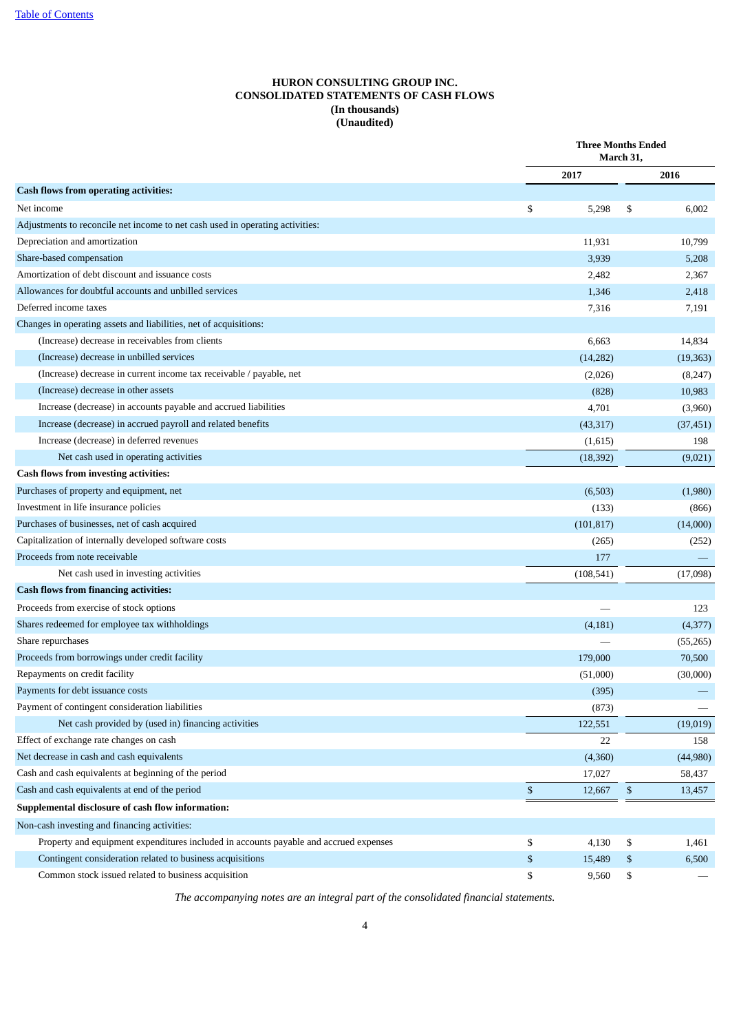[Table of Contents](#)

# HURON CONSULTING GROUP INC.
## CONSOLIDATED STATEMENTS OF CASH FLOWS
### (In thousands)
### (Unaudited)

| | Three Months Ended March 31, | |
|---|---|---|
| | 2017 | 2016 |
| **Cash flows from operating activities:** | | |
| Net income | $ 5,298 | $ 6,002 |
| Adjustments to reconcile net income to net cash used in operating activities: | | |
| Depreciation and amortization | 11,931 | 10,799 |
| Share-based compensation | 3,939 | 5,208 |
| Amortization of debt discount and issuance costs | 2,482 | 2,367 |
| Allowances for doubtful accounts and unbilled services | 1,346 | 2,418 |
| Deferred income taxes | 7,316 | 7,191 |
| Changes in operating assets and liabilities, net of acquisitions: | | |
| (Increase) decrease in receivables from clients | 6,663 | 14,834 |
| (Increase) decrease in unbilled services | (14,282) | (19,363) |
| (Increase) decrease in current income tax receivable / payable, net | (2,026) | (8,247) |
| (Increase) decrease in other assets | (828) | 10,983 |
| Increase (decrease) in accounts payable and accrued liabilities | 4,701 | (3,960) |
| Increase (decrease) in accrued payroll and related benefits | (43,317) | (37,451) |
| Increase (decrease) in deferred revenues | (1,615) | 198 |
| Net cash used in operating activities | (18,392) | (9,021) |
| **Cash flows from investing activities:** | | |
| Purchases of property and equipment, net | (6,503) | (1,980) |
| Investment in life insurance policies | (133) | (866) |
| Purchases of businesses, net of cash acquired | (101,817) | (14,000) |
| Capitalization of internally developed software costs | (265) | (252) |
| Proceeds from note receivable | 177 | — |
| Net cash used in investing activities | (108,541) | (17,098) |
| **Cash flows from financing activities:** | | |
| Proceeds from exercise of stock options | — | 123 |
| Shares redeemed for employee tax withholdings | (4,181) | (4,377) |
| Share repurchases | — | (55,265) |
| Proceeds from borrowings under credit facility | 179,000 | 70,500 |
| Repayments on credit facility | (51,000) | (30,000) |
| Payments for debt issuance costs | (395) | — |
| Payment of contingent consideration liabilities | (873) | — |
| Net cash provided by (used in) financing activities | 122,551 | (19,019) |
| Effect of exchange rate changes on cash | 22 | 158 |
| Net decrease in cash and cash equivalents | (4,360) | (44,980) |
| Cash and cash equivalents at beginning of the period | 17,027 | 58,437 |
| Cash and cash equivalents at end of the period | $ 12,667 | $ 13,457 |
| **Supplemental disclosure of cash flow information:** | | |
| Non-cash investing and financing activities: | | |
| Property and equipment expenditures included in accounts payable and accrued expenses | $ 4,130 | $ 1,461 |
| Contingent consideration related to business acquisitions | $ 15,489 | $ 6,500 |
| Common stock issued related to business acquisition | $ 9,560 | $ — |

*The accompanying notes are an integral part of the consolidated financial statements.*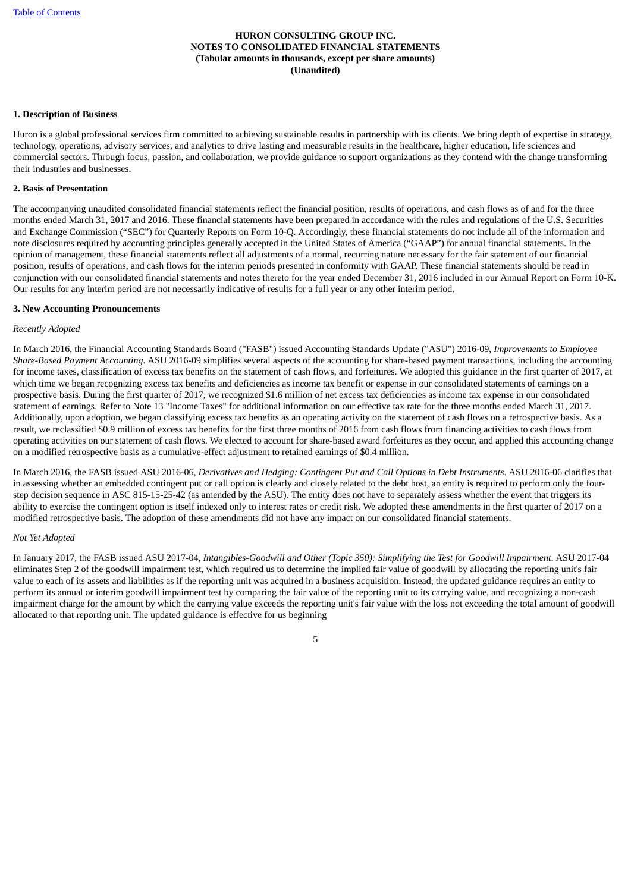**HURON CONSULTING GROUP INC.**
**NOTES TO CONSOLIDATED FINANCIAL STATEMENTS**
**(Tabular amounts in thousands, except per share amounts)**
**(Unaudited)**

**1. Description of Business**

Huron is a global professional services firm committed to achieving sustainable results in partnership with its clients. We bring depth of expertise in strategy, technology, operations, advisory services, and analytics to drive lasting and measurable results in the healthcare, higher education, life sciences and commercial sectors. Through focus, passion, and collaboration, we provide guidance to support organizations as they contend with the change transforming their industries and businesses.

**2. Basis of Presentation**

The accompanying unaudited consolidated financial statements reflect the financial position, results of operations, and cash flows as of and for the three months ended March 31, 2017 and 2016. These financial statements have been prepared in accordance with the rules and regulations of the U.S. Securities and Exchange Commission ("SEC") for Quarterly Reports on Form 10-Q. Accordingly, these financial statements do not include all of the information and note disclosures required by accounting principles generally accepted in the United States of America ("GAAP") for annual financial statements. In the opinion of management, these financial statements reflect all adjustments of a normal, recurring nature necessary for the fair statement of our financial position, results of operations, and cash flows for the interim periods presented in conformity with GAAP. These financial statements should be read in conjunction with our consolidated financial statements and notes thereto for the year ended December 31, 2016 included in our Annual Report on Form 10-K. Our results for any interim period are not necessarily indicative of results for a full year or any other interim period.

**3. New Accounting Pronouncements**

*Recently Adopted*

In March 2016, the Financial Accounting Standards Board ("FASB") issued Accounting Standards Update ("ASU") 2016-09, *Improvements to Employee Share-Based Payment Accounting*. ASU 2016-09 simplifies several aspects of the accounting for share-based payment transactions, including the accounting for income taxes, classification of excess tax benefits on the statement of cash flows, and forfeitures. We adopted this guidance in the first quarter of 2017, at which time we began recognizing excess tax benefits and deficiencies as income tax benefit or expense in our consolidated statements of earnings on a prospective basis. During the first quarter of 2017, we recognized $1.6 million of net excess tax deficiencies as income tax expense in our consolidated statement of earnings. Refer to Note 13 "Income Taxes" for additional information on our effective tax rate for the three months ended March 31, 2017. Additionally, upon adoption, we began classifying excess tax benefits as an operating activity on the statement of cash flows on a retrospective basis. As a result, we reclassified $0.9 million of excess tax benefits for the first three months of 2016 from cash flows from financing activities to cash flows from operating activities on our statement of cash flows. We elected to account for share-based award forfeitures as they occur, and applied this accounting change on a modified retrospective basis as a cumulative-effect adjustment to retained earnings of $0.4 million.

In March 2016, the FASB issued ASU 2016-06, *Derivatives and Hedging: Contingent Put and Call Options in Debt Instruments*. ASU 2016-06 clarifies that in assessing whether an embedded contingent put or call option is clearly and closely related to the debt host, an entity is required to perform only the four-step decision sequence in ASC 815-15-25-42 (as amended by the ASU). The entity does not have to separately assess whether the event that triggers its ability to exercise the contingent option is itself indexed only to interest rates or credit risk. We adopted these amendments in the first quarter of 2017 on a modified retrospective basis. The adoption of these amendments did not have any impact on our consolidated financial statements.

*Not Yet Adopted*

In January 2017, the FASB issued ASU 2017-04, *Intangibles-Goodwill and Other (Topic 350): Simplifying the Test for Goodwill Impairment*. ASU 2017-04 eliminates Step 2 of the goodwill impairment test, which required us to determine the implied fair value of goodwill by allocating the reporting unit's fair value to each of its assets and liabilities as if the reporting unit was acquired in a business acquisition. Instead, the updated guidance requires an entity to perform its annual or interim goodwill impairment test by comparing the fair value of the reporting unit to its carrying value, and recognizing a non-cash impairment charge for the amount by which the carrying value exceeds the reporting unit's fair value with the loss not exceeding the total amount of goodwill allocated to that reporting unit. The updated guidance is effective for us beginning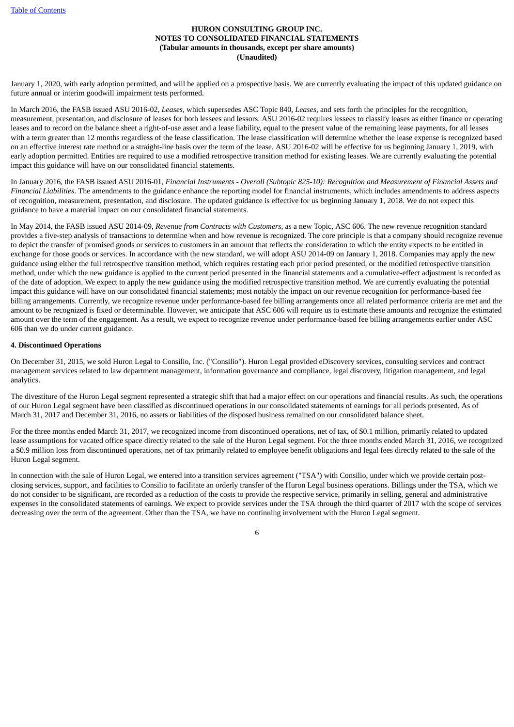January 1, 2020, with early adoption permitted, and will be applied on a prospective basis. We are currently evaluating the impact of this updated guidance on future annual or interim goodwill impairment tests performed.

In March 2016, the FASB issued ASU 2016-02, *Leases*, which supersedes ASC Topic 840, *Leases*, and sets forth the principles for the recognition, measurement, presentation, and disclosure of leases for both lessees and lessors. ASU 2016-02 requires lessees to classify leases as either finance or operating leases and to record on the balance sheet a right-of-use asset and a lease liability, equal to the present value of the remaining lease payments, for all leases with a term greater than 12 months regardless of the lease classification. The lease classification will determine whether the lease expense is recognized based on an effective interest rate method or a straight-line basis over the term of the lease. ASU 2016-02 will be effective for us beginning January 1, 2019, with early adoption permitted. Entities are required to use a modified retrospective transition method for existing leases. We are currently evaluating the potential impact this guidance will have on our consolidated financial statements.

In January 2016, the FASB issued ASU 2016-01, *Financial Instruments - Overall (Subtopic 825-10): Recognition and Measurement of Financial Assets and Financial Liabilities*. The amendments to the guidance enhance the reporting model for financial instruments, which includes amendments to address aspects of recognition, measurement, presentation, and disclosure. The updated guidance is effective for us beginning January 1, 2018. We do not expect this guidance to have a material impact on our consolidated financial statements.

In May 2014, the FASB issued ASU 2014-09, *Revenue from Contracts with Customers*, as a new Topic, ASC 606. The new revenue recognition standard provides a five-step analysis of transactions to determine when and how revenue is recognized. The core principle is that a company should recognize revenue to depict the transfer of promised goods or services to customers in an amount that reflects the consideration to which the entity expects to be entitled in exchange for those goods or services. In accordance with the new standard, we will adopt ASU 2014-09 on January 1, 2018. Companies may apply the new guidance using either the full retrospective transition method, which requires restating each prior period presented, or the modified retrospective transition method, under which the new guidance is applied to the current period presented in the financial statements and a cumulative-effect adjustment is recorded as of the date of adoption. We expect to apply the new guidance using the modified retrospective transition method. We are currently evaluating the potential impact this guidance will have on our consolidated financial statements; most notably the impact on our revenue recognition for performance-based fee billing arrangements. Currently, we recognize revenue under performance-based fee billing arrangements once all related performance criteria are met and the amount to be recognized is fixed or determinable. However, we anticipate that ASC 606 will require us to estimate these amounts and recognize the estimated amount over the term of the engagement. As a result, we expect to recognize revenue under performance-based fee billing arrangements earlier under ASC 606 than we do under current guidance.

**4. Discontinued Operations**

On December 31, 2015, we sold Huron Legal to Consilio, Inc. ("Consilio"). Huron Legal provided eDiscovery services, consulting services and contract management services related to law department management, information governance and compliance, legal discovery, litigation management, and legal analytics.

The divestiture of the Huron Legal segment represented a strategic shift that had a major effect on our operations and financial results. As such, the operations of our Huron Legal segment have been classified as discontinued operations in our consolidated statements of earnings for all periods presented. As of March 31, 2017 and December 31, 2016, no assets or liabilities of the disposed business remained on our consolidated balance sheet.

For the three months ended March 31, 2017, we recognized income from discontinued operations, net of tax, of $0.1 million, primarily related to updated lease assumptions for vacated office space directly related to the sale of the Huron Legal segment. For the three months ended March 31, 2016, we recognized a $0.9 million loss from discontinued operations, net of tax primarily related to employee benefit obligations and legal fees directly related to the sale of the Huron Legal segment.

In connection with the sale of Huron Legal, we entered into a transition services agreement ("TSA") with Consilio, under which we provide certain post-closing services, support, and facilities to Consilio to facilitate an orderly transfer of the Huron Legal business operations. Billings under the TSA, which we do not consider to be significant, are recorded as a reduction of the costs to provide the respective service, primarily in selling, general and administrative expenses in the consolidated statements of earnings. We expect to provide services under the TSA through the third quarter of 2017 with the scope of services decreasing over the term of the agreement. Other than the TSA, we have no continuing involvement with the Huron Legal segment.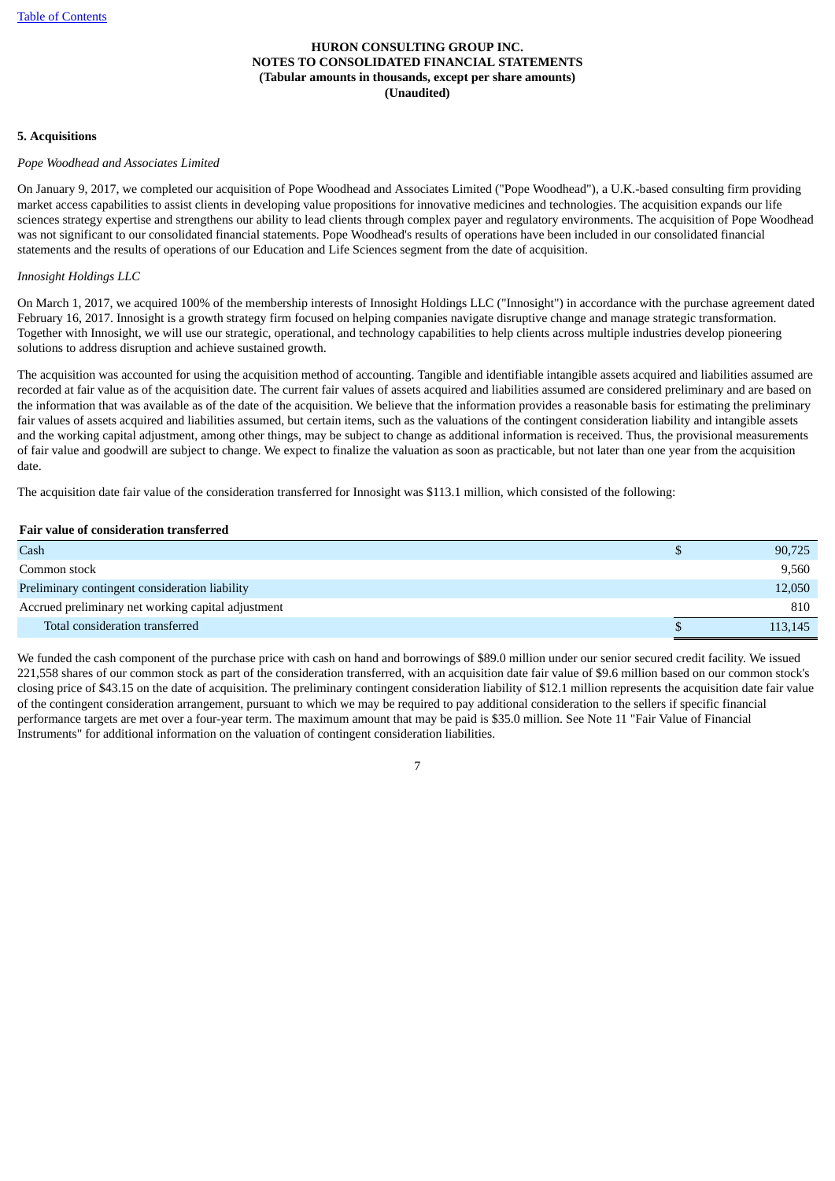**HURON CONSULTING GROUP INC.**
**NOTES TO CONSOLIDATED FINANCIAL STATEMENTS**
**(Tabular amounts in thousands, except per share amounts)**
**(Unaudited)**

**5. Acquisitions**

*Pope Woodhead and Associates Limited*

On January 9, 2017, we completed our acquisition of Pope Woodhead and Associates Limited ("Pope Woodhead"), a U.K.-based consulting firm providing market access capabilities to assist clients in developing value propositions for innovative medicines and technologies. The acquisition expands our life sciences strategy expertise and strengthens our ability to lead clients through complex payer and regulatory environments. The acquisition of Pope Woodhead was not significant to our consolidated financial statements. Pope Woodhead's results of operations have been included in our consolidated financial statements and the results of operations of our Education and Life Sciences segment from the date of acquisition.

*Innosight Holdings LLC*

On March 1, 2017, we acquired 100% of the membership interests of Innosight Holdings LLC ("Innosight") in accordance with the purchase agreement dated February 16, 2017. Innosight is a growth strategy firm focused on helping companies navigate disruptive change and manage strategic transformation. Together with Innosight, we will use our strategic, operational, and technology capabilities to help clients across multiple industries develop pioneering solutions to address disruption and achieve sustained growth.

The acquisition was accounted for using the acquisition method of accounting. Tangible and identifiable intangible assets acquired and liabilities assumed are recorded at fair value as of the acquisition date. The current fair values of assets acquired and liabilities assumed are considered preliminary and are based on the information that was available as of the date of the acquisition. We believe that the information provides a reasonable basis for estimating the preliminary fair values of assets acquired and liabilities assumed, but certain items, such as the valuations of the contingent consideration liability and intangible assets and the working capital adjustment, among other things, may be subject to change as additional information is received. Thus, the provisional measurements of fair value and goodwill are subject to change. We expect to finalize the valuation as soon as practicable, but not later than one year from the acquisition date.

The acquisition date fair value of the consideration transferred for Innosight was $113.1 million, which consisted of the following:

| **Fair value of consideration transferred** | | |
|---|---|---|
| Cash | $ | 90,725 |
| Common stock | | 9,560 |
| Preliminary contingent consideration liability | | 12,050 |
| Accrued preliminary net working capital adjustment | | 810 |
| Total consideration transferred | $ | 113,145 |

We funded the cash component of the purchase price with cash on hand and borrowings of $89.0 million under our senior secured credit facility. We issued 221,558 shares of our common stock as part of the consideration transferred, with an acquisition date fair value of $9.6 million based on our common stock's closing price of $43.15 on the date of acquisition. The preliminary contingent consideration liability of $12.1 million represents the acquisition date fair value of the contingent consideration arrangement, pursuant to which we may be required to pay additional consideration to the sellers if specific financial performance targets are met over a four-year term. The maximum amount that may be paid is $35.0 million. See Note 11 "Fair Value of Financial Instruments" for additional information on the valuation of contingent consideration liabilities.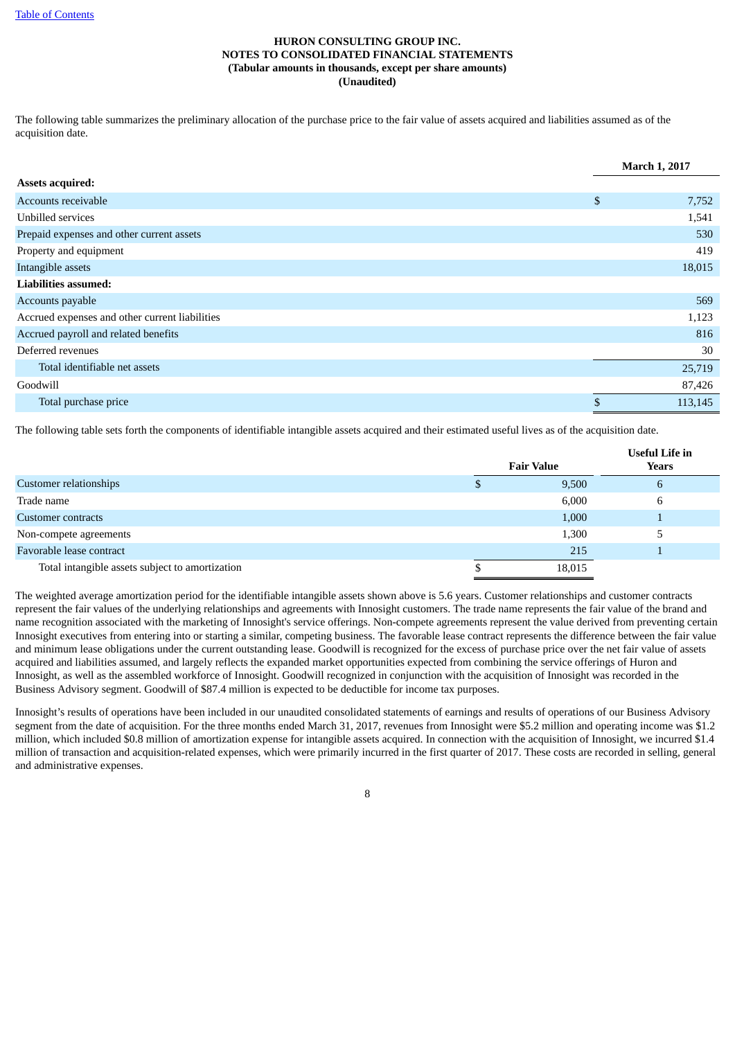**HURON CONSULTING GROUP INC.**
**NOTES TO CONSOLIDATED FINANCIAL STATEMENTS**
**(Tabular amounts in thousands, except per share amounts)**
**(Unaudited)**

The following table summarizes the preliminary allocation of the purchase price to the fair value of assets acquired and liabilities assumed as of the acquisition date.

| | March 1, 2017 |
|---|---|
| **Assets acquired:** | |
| Accounts receivable | $ 7,752 |
| Unbilled services | 1,541 |
| Prepaid expenses and other current assets | 530 |
| Property and equipment | 419 |
| Intangible assets | 18,015 |
| **Liabilities assumed:** | |
| Accounts payable | 569 |
| Accrued expenses and other current liabilities | 1,123 |
| Accrued payroll and related benefits | 816 |
| Deferred revenues | 30 |
| Total identifiable net assets | 25,719 |
| Goodwill | 87,426 |
| Total purchase price | $ 113,145 |

The following table sets forth the components of identifiable intangible assets acquired and their estimated useful lives as of the acquisition date.

| | Fair Value | Useful Life in Years |
|---|---|---|
| Customer relationships | $ 9,500 | 6 |
| Trade name | 6,000 | 6 |
| Customer contracts | 1,000 | 1 |
| Non-compete agreements | 1,300 | 5 |
| Favorable lease contract | 215 | 1 |
| Total intangible assets subject to amortization | $ 18,015 | |

The weighted average amortization period for the identifiable intangible assets shown above is 5.6 years. Customer relationships and customer contracts represent the fair values of the underlying relationships and agreements with Innosight customers. The trade name represents the fair value of the brand and name recognition associated with the marketing of Innosight's service offerings. Non-compete agreements represent the value derived from preventing certain Innosight executives from entering into or starting a similar, competing business. The favorable lease contract represents the difference between the fair value and minimum lease obligations under the current outstanding lease. Goodwill is recognized for the excess of purchase price over the net fair value of assets acquired and liabilities assumed, and largely reflects the expanded market opportunities expected from combining the service offerings of Huron and Innosight, as well as the assembled workforce of Innosight. Goodwill recognized in conjunction with the acquisition of Innosight was recorded in the Business Advisory segment. Goodwill of $87.4 million is expected to be deductible for income tax purposes.

Innosight's results of operations have been included in our unaudited consolidated statements of earnings and results of operations of our Business Advisory segment from the date of acquisition. For the three months ended March 31, 2017, revenues from Innosight were $5.2 million and operating income was $1.2 million, which included $0.8 million of amortization expense for intangible assets acquired. In connection with the acquisition of Innosight, we incurred $1.4 million of transaction and acquisition-related expenses, which were primarily incurred in the first quarter of 2017. These costs are recorded in selling, general and administrative expenses.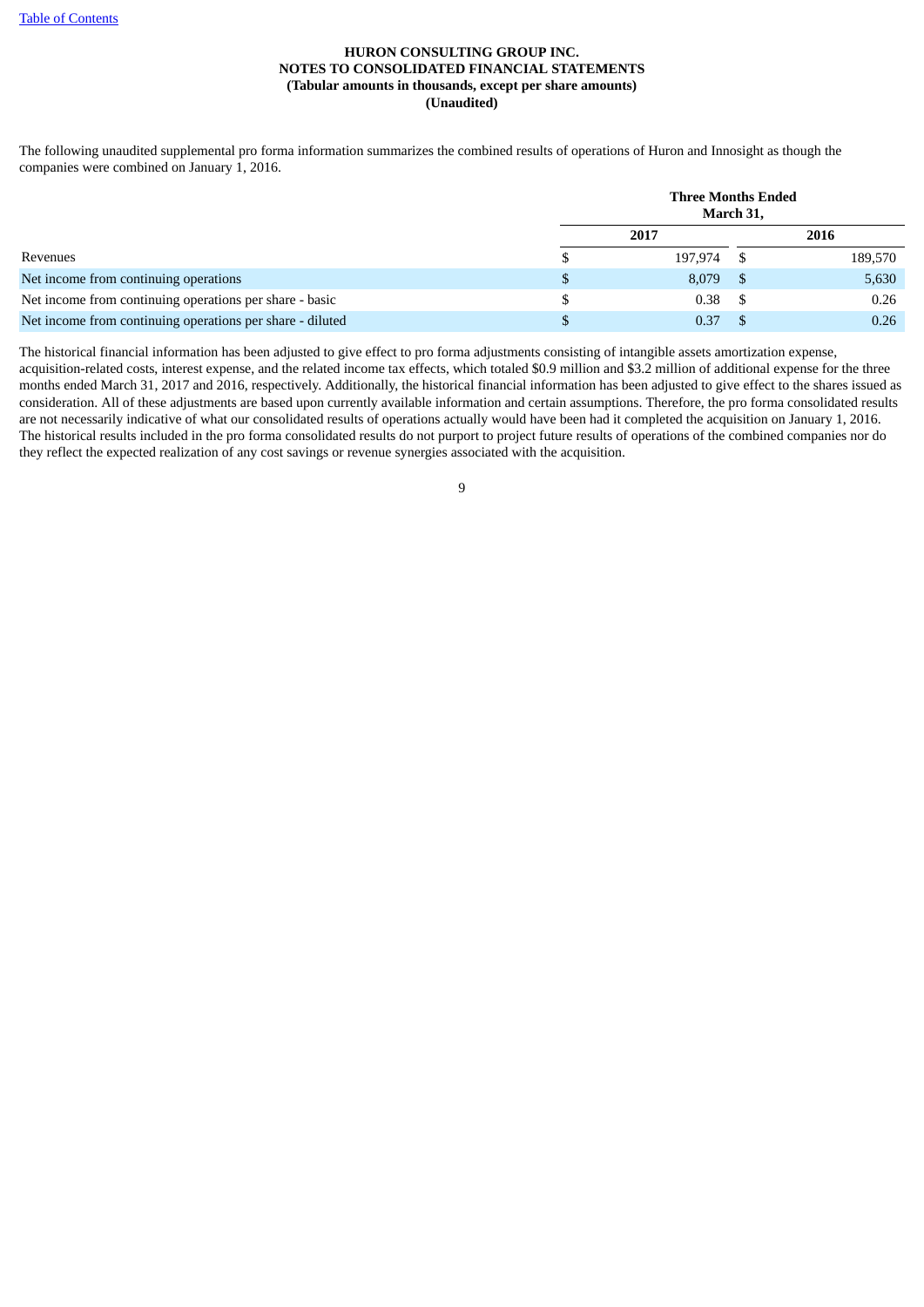The following unaudited supplemental pro forma information summarizes the combined results of operations of Huron and Innosight as though the companies were combined on January 1, 2016.

| | Three Months Ended March 31, | |
|---|---|---|
| | 2017 | 2016 |
| Revenues | $ 197,974 | $ 189,570 |
| Net income from continuing operations | $ 8,079 | $ 5,630 |
| Net income from continuing operations per share - basic | $ 0.38 | $ 0.26 |
| Net income from continuing operations per share - diluted | $ 0.37 | $ 0.26 |

The historical financial information has been adjusted to give effect to pro forma adjustments consisting of intangible assets amortization expense, acquisition-related costs, interest expense, and the related income tax effects, which totaled $0.9 million and $3.2 million of additional expense for the three months ended March 31, 2017 and 2016, respectively. Additionally, the historical financial information has been adjusted to give effect to the shares issued as consideration. All of these adjustments are based upon currently available information and certain assumptions. Therefore, the pro forma consolidated results are not necessarily indicative of what our consolidated results of operations actually would have been had it completed the acquisition on January 1, 2016. The historical results included in the pro forma consolidated results do not purport to project future results of operations of the combined companies nor do they reflect the expected realization of any cost savings or revenue synergies associated with the acquisition.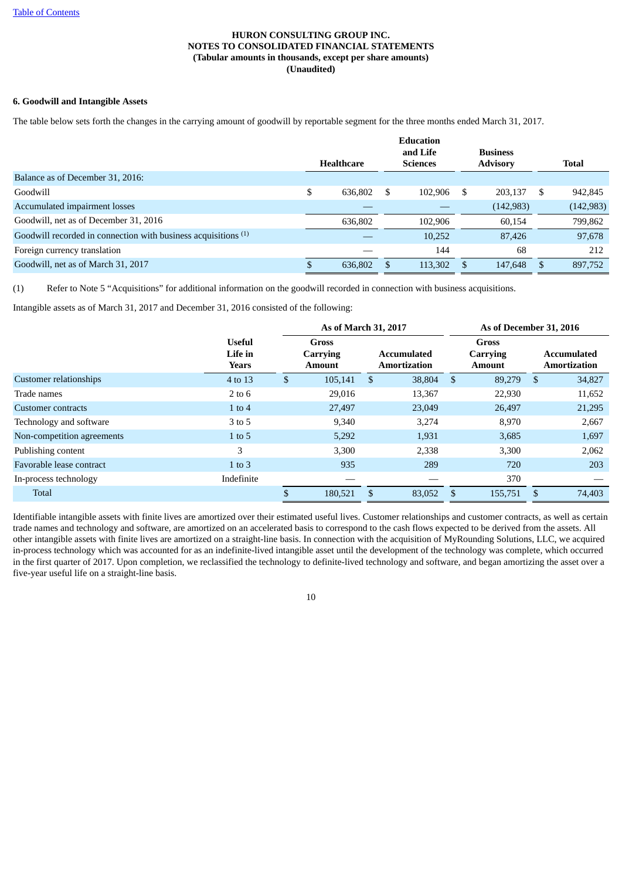**HURON CONSULTING GROUP INC.**
**NOTES TO CONSOLIDATED FINANCIAL STATEMENTS**
**(Tabular amounts in thousands, except per share amounts)**
**(Unaudited)**

**6. Goodwill and Intangible Assets**

The table below sets forth the changes in the carrying amount of goodwill by reportable segment for the three months ended March 31, 2017.

| | Healthcare | Education and Life Sciences | Business Advisory | Total |
|---|---|---|---|---|
| Balance as of December 31, 2016: | | | | |
| Goodwill | $ 636,802 | $ 102,906 | $ 203,137 | $ 942,845 |
| Accumulated impairment losses | — | — | (142,983) | (142,983) |
| Goodwill, net as of December 31, 2016 | 636,802 | 102,906 | 60,154 | 799,862 |
| Goodwill recorded in connection with business acquisitions (1) | — | 10,252 | 87,426 | 97,678 |
| Foreign currency translation | — | 144 | 68 | 212 |
| Goodwill, net as of March 31, 2017 | $ 636,802 | $ 113,302 | $ 147,648 | $ 897,752 |

(1) Refer to Note 5 "Acquisitions" for additional information on the goodwill recorded in connection with business acquisitions.

Intangible assets as of March 31, 2017 and December 31, 2016 consisted of the following:

| | | As of March 31, 2017 | | As of December 31, 2016 | |
|---|---|---|---|---|---|
| | Useful Life in Years | Gross Carrying Amount | Accumulated Amortization | Gross Carrying Amount | Accumulated Amortization |
| Customer relationships | 4 to 13 | $ 105,141 | $ 38,804 | $ 89,279 | $ 34,827 |
| Trade names | 2 to 6 | 29,016 | 13,367 | 22,930 | 11,652 |
| Customer contracts | 1 to 4 | 27,497 | 23,049 | 26,497 | 21,295 |
| Technology and software | 3 to 5 | 9,340 | 3,274 | 8,970 | 2,667 |
| Non-competition agreements | 1 to 5 | 5,292 | 1,931 | 3,685 | 1,697 |
| Publishing content | 3 | 3,300 | 2,338 | 3,300 | 2,062 |
| Favorable lease contract | 1 to 3 | 935 | 289 | 720 | 203 |
| In-process technology | Indefinite | — | — | 370 | — |
| Total | | $ 180,521 | $ 83,052 | $ 155,751 | $ 74,403 |

Identifiable intangible assets with finite lives are amortized over their estimated useful lives. Customer relationships and customer contracts, as well as certain trade names and technology and software, are amortized on an accelerated basis to correspond to the cash flows expected to be derived from the assets. All other intangible assets with finite lives are amortized on a straight-line basis. In connection with the acquisition of MyRounding Solutions, LLC, we acquired in-process technology which was accounted for as an indefinite-lived intangible asset until the development of the technology was complete, which occurred in the first quarter of 2017. Upon completion, we reclassified the technology to definite-lived technology and software, and began amortizing the asset over a five-year useful life on a straight-line basis.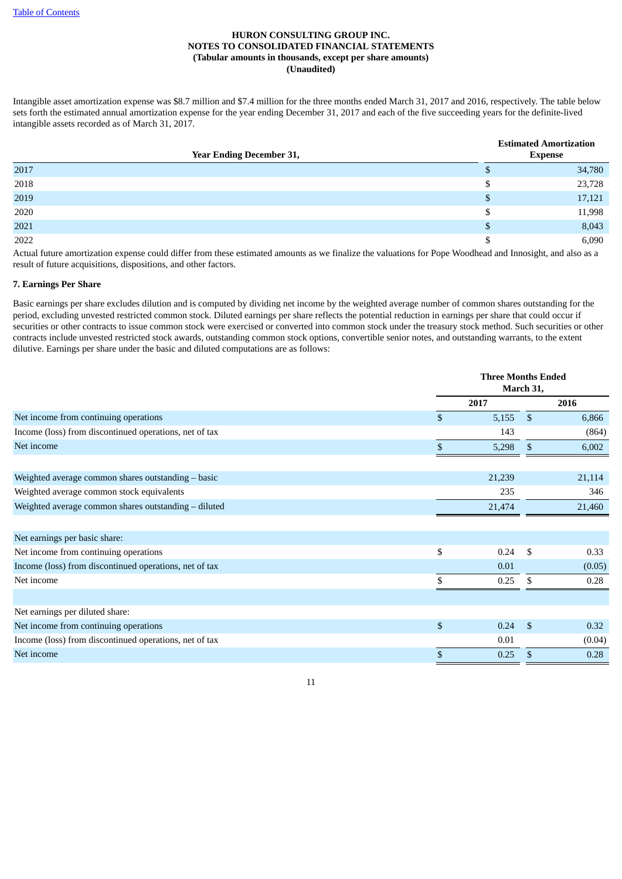**HURON CONSULTING GROUP INC.**
**NOTES TO CONSOLIDATED FINANCIAL STATEMENTS**
**(Tabular amounts in thousands, except per share amounts)**
**(Unaudited)**

Intangible asset amortization expense was $8.7 million and $7.4 million for the three months ended March 31, 2017 and 2016, respectively. The table below sets forth the estimated annual amortization expense for the year ending December 31, 2017 and each of the five succeeding years for the definite-lived intangible assets recorded as of March 31, 2017.

| Year Ending December 31, | Estimated Amortization Expense |
|---|---|
| 2017 | $ 34,780 |
| 2018 | $ 23,728 |
| 2019 | $ 17,121 |
| 2020 | $ 11,998 |
| 2021 | $ 8,043 |
| 2022 | $ 6,090 |

Actual future amortization expense could differ from these estimated amounts as we finalize the valuations for Pope Woodhead and Innosight, and also as a result of future acquisitions, dispositions, and other factors.

**7. Earnings Per Share**

Basic earnings per share excludes dilution and is computed by dividing net income by the weighted average number of common shares outstanding for the period, excluding unvested restricted common stock. Diluted earnings per share reflects the potential reduction in earnings per share that could occur if securities or other contracts to issue common stock were exercised or converted into common stock under the treasury stock method. Such securities or other contracts include unvested restricted stock awards, outstanding common stock options, convertible senior notes, and outstanding warrants, to the extent dilutive. Earnings per share under the basic and diluted computations are as follows:

| | Three Months Ended March 31, | |
|---|---|---|
| | 2017 | 2016 |
| Net income from continuing operations | $ 5,155 | $ 6,866 |
| Income (loss) from discontinued operations, net of tax | 143 | (864) |
| Net income | $ 5,298 | $ 6,002 |
| | | |
| Weighted average common shares outstanding – basic | 21,239 | 21,114 |
| Weighted average common stock equivalents | 235 | 346 |
| Weighted average common shares outstanding – diluted | 21,474 | 21,460 |
| | | |
| Net earnings per basic share: | | |
| Net income from continuing operations | $ 0.24 | $ 0.33 |
| Income (loss) from discontinued operations, net of tax | 0.01 | (0.05) |
| Net income | $ 0.25 | $ 0.28 |
| | | |
| Net earnings per diluted share: | | |
| Net income from continuing operations | $ 0.24 | $ 0.32 |
| Income (loss) from discontinued operations, net of tax | 0.01 | (0.04) |
| Net income | $ 0.25 | $ 0.28 |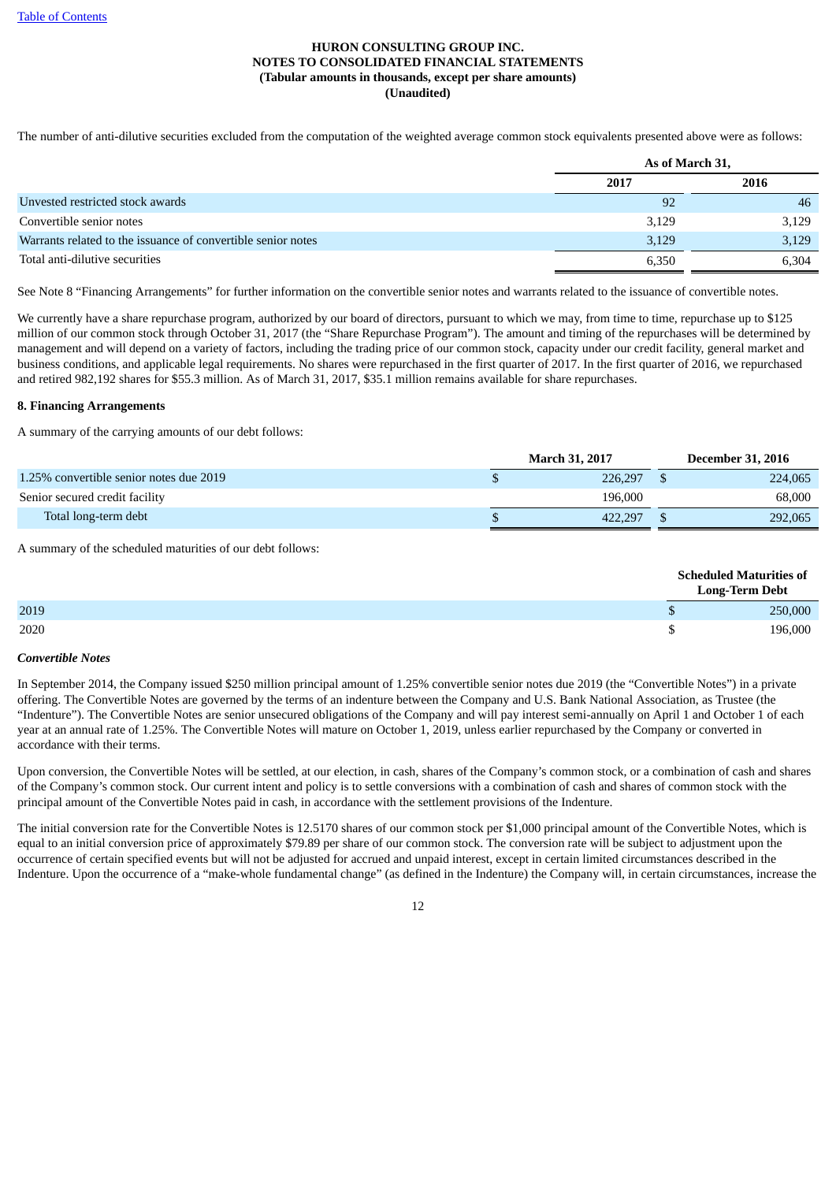The number of anti-dilutive securities excluded from the computation of the weighted average common stock equivalents presented above were as follows:

| | As of March 31, | |
|---|---|---|
| | 2017 | 2016 |
| Unvested restricted stock awards | 92 | 46 |
| Convertible senior notes | 3,129 | 3,129 |
| Warrants related to the issuance of convertible senior notes | 3,129 | 3,129 |
| Total anti-dilutive securities | 6,350 | 6,304 |

See Note 8 "Financing Arrangements" for further information on the convertible senior notes and warrants related to the issuance of convertible notes.

We currently have a share repurchase program, authorized by our board of directors, pursuant to which we may, from time to time, repurchase up to $125 million of our common stock through October 31, 2017 (the "Share Repurchase Program"). The amount and timing of the repurchases will be determined by management and will depend on a variety of factors, including the trading price of our common stock, capacity under our credit facility, general market and business conditions, and applicable legal requirements. No shares were repurchased in the first quarter of 2017. In the first quarter of 2016, we repurchased and retired 982,192 shares for $55.3 million. As of March 31, 2017, $35.1 million remains available for share repurchases.

**8. Financing Arrangements**

A summary of the carrying amounts of our debt follows:

| | March 31, 2017 | December 31, 2016 |
|---|---|---|
| 1.25% convertible senior notes due 2019 | $ 226,297 | $ 224,065 |
| Senior secured credit facility | 196,000 | 68,000 |
| Total long-term debt | $ 422,297 | $ 292,065 |

A summary of the scheduled maturities of our debt follows:

| | Scheduled Maturities of Long-Term Debt |
|---|---|
| 2019 | $ 250,000 |
| 2020 | $ 196,000 |

***Convertible Notes***

In September 2014, the Company issued $250 million principal amount of 1.25% convertible senior notes due 2019 (the "Convertible Notes") in a private offering. The Convertible Notes are governed by the terms of an indenture between the Company and U.S. Bank National Association, as Trustee (the "Indenture"). The Convertible Notes are senior unsecured obligations of the Company and will pay interest semi-annually on April 1 and October 1 of each year at an annual rate of 1.25%. The Convertible Notes will mature on October 1, 2019, unless earlier repurchased by the Company or converted in accordance with their terms.

Upon conversion, the Convertible Notes will be settled, at our election, in cash, shares of the Company's common stock, or a combination of cash and shares of the Company's common stock. Our current intent and policy is to settle conversions with a combination of cash and shares of common stock with the principal amount of the Convertible Notes paid in cash, in accordance with the settlement provisions of the Indenture.

The initial conversion rate for the Convertible Notes is 12.5170 shares of our common stock per $1,000 principal amount of the Convertible Notes, which is equal to an initial conversion price of approximately $79.89 per share of our common stock. The conversion rate will be subject to adjustment upon the occurrence of certain specified events but will not be adjusted for accrued and unpaid interest, except in certain limited circumstances described in the Indenture. Upon the occurrence of a "make-whole fundamental change" (as defined in the Indenture) the Company will, in certain circumstances, increase the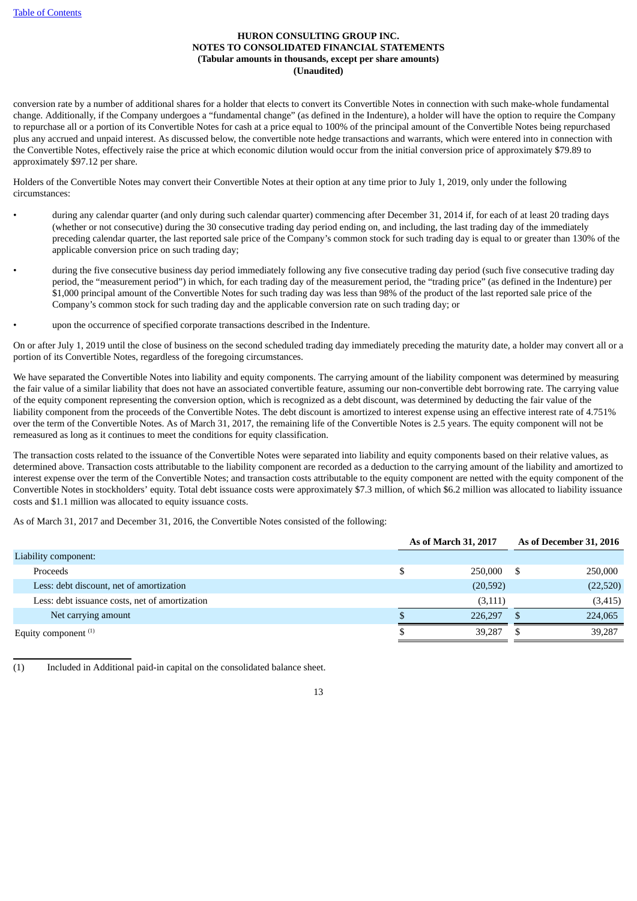conversion rate by a number of additional shares for a holder that elects to convert its Convertible Notes in connection with such make-whole fundamental change. Additionally, if the Company undergoes a "fundamental change" (as defined in the Indenture), a holder will have the option to require the Company to repurchase all or a portion of its Convertible Notes for cash at a price equal to 100% of the principal amount of the Convertible Notes being repurchased plus any accrued and unpaid interest. As discussed below, the convertible note hedge transactions and warrants, which were entered into in connection with the Convertible Notes, effectively raise the price at which economic dilution would occur from the initial conversion price of approximately $79.89 to approximately $97.12 per share.

Holders of the Convertible Notes may convert their Convertible Notes at their option at any time prior to July 1, 2019, only under the following circumstances:

- during any calendar quarter (and only during such calendar quarter) commencing after December 31, 2014 if, for each of at least 20 trading days (whether or not consecutive) during the 30 consecutive trading day period ending on, and including, the last trading day of the immediately preceding calendar quarter, the last reported sale price of the Company's common stock for such trading day is equal to or greater than 130% of the applicable conversion price on such trading day;
- during the five consecutive business day period immediately following any five consecutive trading day period (such five consecutive trading day period, the "measurement period") in which, for each trading day of the measurement period, the "trading price" (as defined in the Indenture) per $1,000 principal amount of the Convertible Notes for such trading day was less than 98% of the product of the last reported sale price of the Company's common stock for such trading day and the applicable conversion rate on such trading day; or
- upon the occurrence of specified corporate transactions described in the Indenture.

On or after July 1, 2019 until the close of business on the second scheduled trading day immediately preceding the maturity date, a holder may convert all or a portion of its Convertible Notes, regardless of the foregoing circumstances.

We have separated the Convertible Notes into liability and equity components. The carrying amount of the liability component was determined by measuring the fair value of a similar liability that does not have an associated convertible feature, assuming our non-convertible debt borrowing rate. The carrying value of the equity component representing the conversion option, which is recognized as a debt discount, was determined by deducting the fair value of the liability component from the proceeds of the Convertible Notes. The debt discount is amortized to interest expense using an effective interest rate of 4.751% over the term of the Convertible Notes. As of March 31, 2017, the remaining life of the Convertible Notes is 2.5 years. The equity component will not be remeasured as long as it continues to meet the conditions for equity classification.

The transaction costs related to the issuance of the Convertible Notes were separated into liability and equity components based on their relative values, as determined above. Transaction costs attributable to the liability component are recorded as a deduction to the carrying amount of the liability and amortized to interest expense over the term of the Convertible Notes; and transaction costs attributable to the equity component are netted with the equity component of the Convertible Notes in stockholders' equity. Total debt issuance costs were approximately $7.3 million, of which $6.2 million was allocated to liability issuance costs and $1.1 million was allocated to equity issuance costs.

As of March 31, 2017 and December 31, 2016, the Convertible Notes consisted of the following:

| | As of March 31, 2017 | As of December 31, 2016 |
|---|---|---|
| Liability component: | | |
| Proceeds | $ 250,000 | $ 250,000 |
| Less: debt discount, net of amortization | (20,592) | (22,520) |
| Less: debt issuance costs, net of amortization | (3,111) | (3,415) |
| Net carrying amount | $ 226,297 | $ 224,065 |
| Equity component [(1)] | $ 39,287 | $ 39,287 |

(1) Included in Additional paid-in capital on the consolidated balance sheet.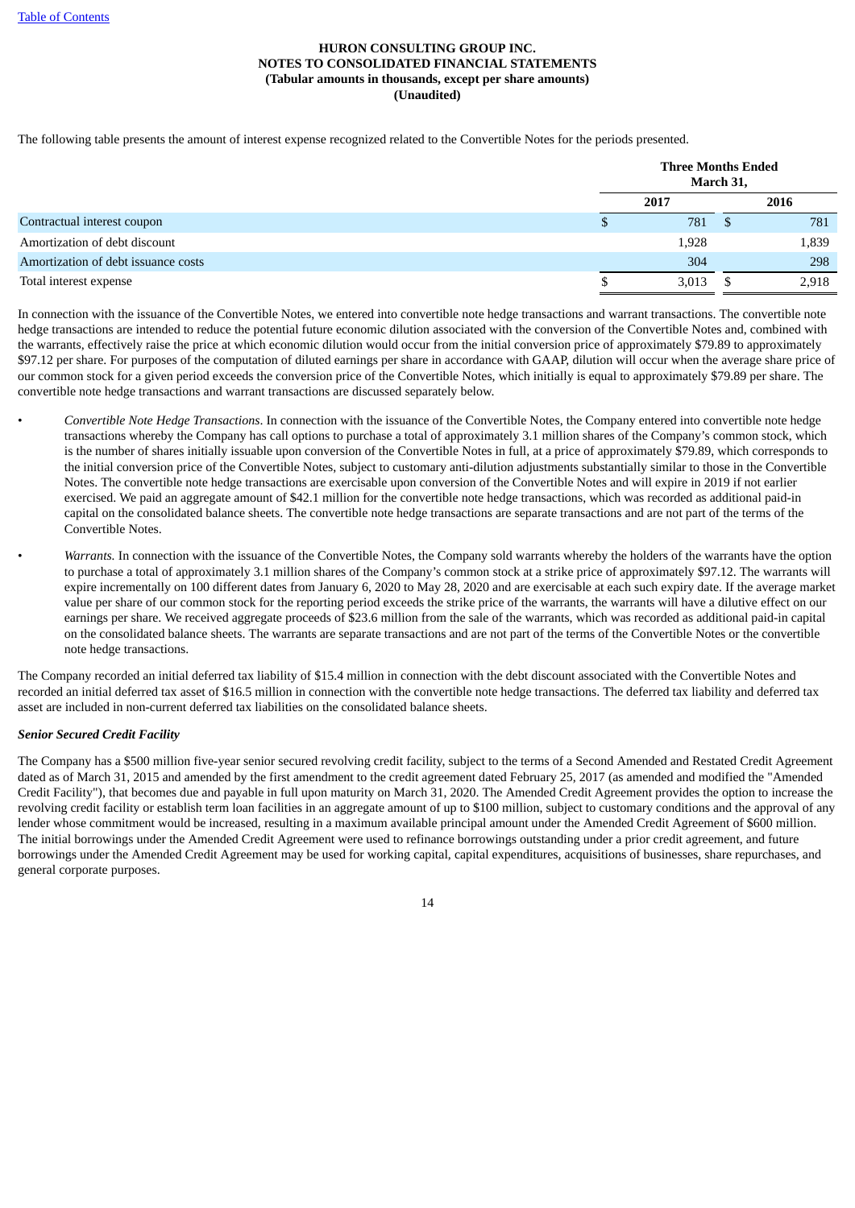**HURON CONSULTING GROUP INC.**
**NOTES TO CONSOLIDATED FINANCIAL STATEMENTS**
**(Tabular amounts in thousands, except per share amounts)**
**(Unaudited)**

The following table presents the amount of interest expense recognized related to the Convertible Notes for the periods presented.

| | Three Months Ended March 31, | |
|---|---|---|
| | 2017 | 2016 |
| Contractual interest coupon | $ 781 | $ 781 |
| Amortization of debt discount | 1,928 | 1,839 |
| Amortization of debt issuance costs | 304 | 298 |
| Total interest expense | $ 3,013 | $ 2,918 |

In connection with the issuance of the Convertible Notes, we entered into convertible note hedge transactions and warrant transactions. The convertible note hedge transactions are intended to reduce the potential future economic dilution associated with the conversion of the Convertible Notes and, combined with the warrants, effectively raise the price at which economic dilution would occur from the initial conversion price of approximately $79.89 to approximately $97.12 per share. For purposes of the computation of diluted earnings per share in accordance with GAAP, dilution will occur when the average share price of our common stock for a given period exceeds the conversion price of the Convertible Notes, which initially is equal to approximately $79.89 per share. The convertible note hedge transactions and warrant transactions are discussed separately below.

- *Convertible Note Hedge Transactions*. In connection with the issuance of the Convertible Notes, the Company entered into convertible note hedge transactions whereby the Company has call options to purchase a total of approximately 3.1 million shares of the Company's common stock, which is the number of shares initially issuable upon conversion of the Convertible Notes in full, at a price of approximately $79.89, which corresponds to the initial conversion price of the Convertible Notes, subject to customary anti-dilution adjustments substantially similar to those in the Convertible Notes. The convertible note hedge transactions are exercisable upon conversion of the Convertible Notes and will expire in 2019 if not earlier exercised. We paid an aggregate amount of $42.1 million for the convertible note hedge transactions, which was recorded as additional paid-in capital on the consolidated balance sheets. The convertible note hedge transactions are separate transactions and are not part of the terms of the Convertible Notes.

- *Warrants.* In connection with the issuance of the Convertible Notes, the Company sold warrants whereby the holders of the warrants have the option to purchase a total of approximately 3.1 million shares of the Company's common stock at a strike price of approximately $97.12. The warrants will expire incrementally on 100 different dates from January 6, 2020 to May 28, 2020 and are exercisable at each such expiry date. If the average market value per share of our common stock for the reporting period exceeds the strike price of the warrants, the warrants will have a dilutive effect on our earnings per share. We received aggregate proceeds of $23.6 million from the sale of the warrants, which was recorded as additional paid-in capital on the consolidated balance sheets. The warrants are separate transactions and are not part of the terms of the Convertible Notes or the convertible note hedge transactions.

The Company recorded an initial deferred tax liability of $15.4 million in connection with the debt discount associated with the Convertible Notes and recorded an initial deferred tax asset of $16.5 million in connection with the convertible note hedge transactions. The deferred tax liability and deferred tax asset are included in non-current deferred tax liabilities on the consolidated balance sheets.

***Senior Secured Credit Facility***

The Company has a $500 million five-year senior secured revolving credit facility, subject to the terms of a Second Amended and Restated Credit Agreement dated as of March 31, 2015 and amended by the first amendment to the credit agreement dated February 25, 2017 (as amended and modified the "Amended Credit Facility"), that becomes due and payable in full upon maturity on March 31, 2020. The Amended Credit Agreement provides the option to increase the revolving credit facility or establish term loan facilities in an aggregate amount of up to $100 million, subject to customary conditions and the approval of any lender whose commitment would be increased, resulting in a maximum available principal amount under the Amended Credit Agreement of $600 million. The initial borrowings under the Amended Credit Agreement were used to refinance borrowings outstanding under a prior credit agreement, and future borrowings under the Amended Credit Agreement may be used for working capital, capital expenditures, acquisitions of businesses, share repurchases, and general corporate purposes.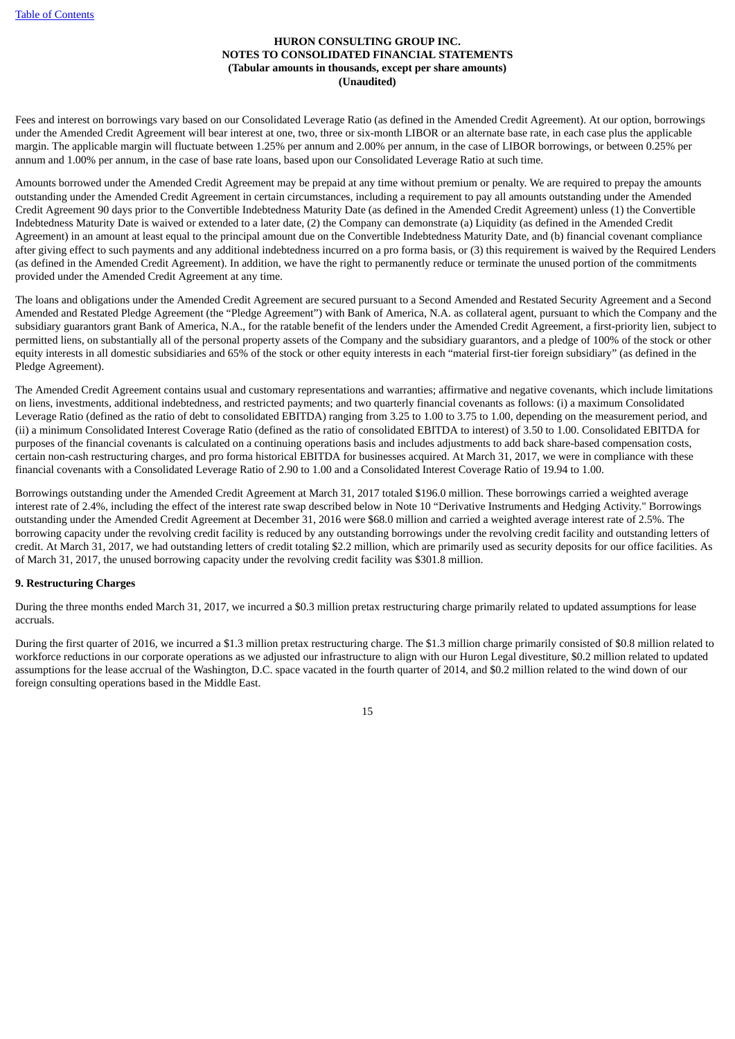Fees and interest on borrowings vary based on our Consolidated Leverage Ratio (as defined in the Amended Credit Agreement). At our option, borrowings under the Amended Credit Agreement will bear interest at one, two, three or six-month LIBOR or an alternate base rate, in each case plus the applicable margin. The applicable margin will fluctuate between 1.25% per annum and 2.00% per annum, in the case of LIBOR borrowings, or between 0.25% per annum and 1.00% per annum, in the case of base rate loans, based upon our Consolidated Leverage Ratio at such time.

Amounts borrowed under the Amended Credit Agreement may be prepaid at any time without premium or penalty. We are required to prepay the amounts outstanding under the Amended Credit Agreement in certain circumstances, including a requirement to pay all amounts outstanding under the Amended Credit Agreement 90 days prior to the Convertible Indebtedness Maturity Date (as defined in the Amended Credit Agreement) unless (1) the Convertible Indebtedness Maturity Date is waived or extended to a later date, (2) the Company can demonstrate (a) Liquidity (as defined in the Amended Credit Agreement) in an amount at least equal to the principal amount due on the Convertible Indebtedness Maturity Date, and (b) financial covenant compliance after giving effect to such payments and any additional indebtedness incurred on a pro forma basis, or (3) this requirement is waived by the Required Lenders (as defined in the Amended Credit Agreement). In addition, we have the right to permanently reduce or terminate the unused portion of the commitments provided under the Amended Credit Agreement at any time.

The loans and obligations under the Amended Credit Agreement are secured pursuant to a Second Amended and Restated Security Agreement and a Second Amended and Restated Pledge Agreement (the "Pledge Agreement") with Bank of America, N.A. as collateral agent, pursuant to which the Company and the subsidiary guarantors grant Bank of America, N.A., for the ratable benefit of the lenders under the Amended Credit Agreement, a first-priority lien, subject to permitted liens, on substantially all of the personal property assets of the Company and the subsidiary guarantors, and a pledge of 100% of the stock or other equity interests in all domestic subsidiaries and 65% of the stock or other equity interests in each "material first-tier foreign subsidiary" (as defined in the Pledge Agreement).

The Amended Credit Agreement contains usual and customary representations and warranties; affirmative and negative covenants, which include limitations on liens, investments, additional indebtedness, and restricted payments; and two quarterly financial covenants as follows: (i) a maximum Consolidated Leverage Ratio (defined as the ratio of debt to consolidated EBITDA) ranging from 3.25 to 1.00 to 3.75 to 1.00, depending on the measurement period, and (ii) a minimum Consolidated Interest Coverage Ratio (defined as the ratio of consolidated EBITDA to interest) of 3.50 to 1.00. Consolidated EBITDA for purposes of the financial covenants is calculated on a continuing operations basis and includes adjustments to add back share-based compensation costs, certain non-cash restructuring charges, and pro forma historical EBITDA for businesses acquired. At March 31, 2017, we were in compliance with these financial covenants with a Consolidated Leverage Ratio of 2.90 to 1.00 and a Consolidated Interest Coverage Ratio of 19.94 to 1.00.

Borrowings outstanding under the Amended Credit Agreement at March 31, 2017 totaled $196.0 million. These borrowings carried a weighted average interest rate of 2.4%, including the effect of the interest rate swap described below in Note 10 "Derivative Instruments and Hedging Activity." Borrowings outstanding under the Amended Credit Agreement at December 31, 2016 were $68.0 million and carried a weighted average interest rate of 2.5%. The borrowing capacity under the revolving credit facility is reduced by any outstanding borrowings under the revolving credit facility and outstanding letters of credit. At March 31, 2017, we had outstanding letters of credit totaling $2.2 million, which are primarily used as security deposits for our office facilities. As of March 31, 2017, the unused borrowing capacity under the revolving credit facility was $301.8 million.

**9. Restructuring Charges**

During the three months ended March 31, 2017, we incurred a $0.3 million pretax restructuring charge primarily related to updated assumptions for lease accruals.

During the first quarter of 2016, we incurred a $1.3 million pretax restructuring charge. The $1.3 million charge primarily consisted of $0.8 million related to workforce reductions in our corporate operations as we adjusted our infrastructure to align with our Huron Legal divestiture, $0.2 million related to updated assumptions for the lease accrual of the Washington, D.C. space vacated in the fourth quarter of 2014, and $0.2 million related to the wind down of our foreign consulting operations based in the Middle East.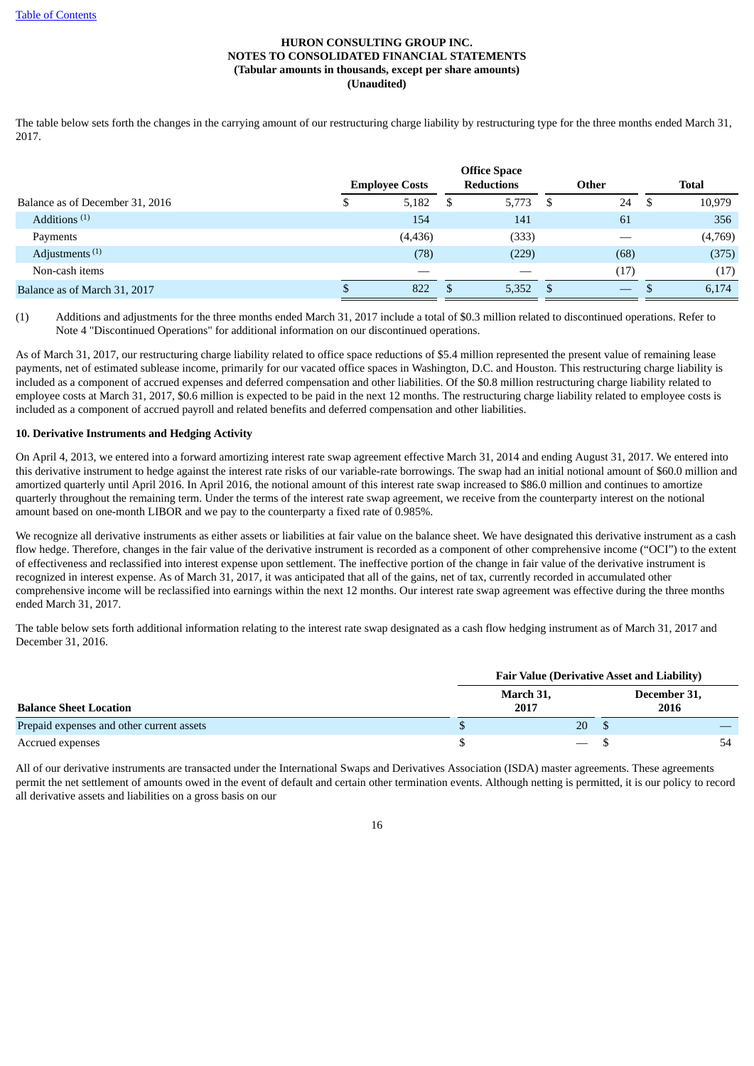**HURON CONSULTING GROUP INC.**
**NOTES TO CONSOLIDATED FINANCIAL STATEMENTS**
**(Tabular amounts in thousands, except per share amounts)**
**(Unaudited)**

The table below sets forth the changes in the carrying amount of our restructuring charge liability by restructuring type for the three months ended March 31, 2017.

| | Employee Costs | Office Space Reductions | Other | Total |
|---|---|---|---|---|
| Balance as of December 31, 2016 | $ 5,182 | $ 5,773 | $ 24 | $ 10,979 |
| Additions [(1)] | 154 | 141 | 61 | 356 |
| Payments | (4,436) | (333) | — | (4,769) |
| Adjustments [(1)] | (78) | (229) | (68) | (375) |
| Non-cash items | — | — | (17) | (17) |
| Balance as of March 31, 2017 | $ 822 | $ 5,352 | $ — | $ 6,174 |

(1) Additions and adjustments for the three months ended March 31, 2017 include a total of $0.3 million related to discontinued operations. Refer to Note 4 "Discontinued Operations" for additional information on our discontinued operations.

As of March 31, 2017, our restructuring charge liability related to office space reductions of $5.4 million represented the present value of remaining lease payments, net of estimated sublease income, primarily for our vacated office spaces in Washington, D.C. and Houston. This restructuring charge liability is included as a component of accrued expenses and deferred compensation and other liabilities. Of the $0.8 million restructuring charge liability related to employee costs at March 31, 2017, $0.6 million is expected to be paid in the next 12 months. The restructuring charge liability related to employee costs is included as a component of accrued payroll and related benefits and deferred compensation and other liabilities.

**10. Derivative Instruments and Hedging Activity**

On April 4, 2013, we entered into a forward amortizing interest rate swap agreement effective March 31, 2014 and ending August 31, 2017. We entered into this derivative instrument to hedge against the interest rate risks of our variable-rate borrowings. The swap had an initial notional amount of $60.0 million and amortized quarterly until April 2016. In April 2016, the notional amount of this interest rate swap increased to $86.0 million and continues to amortize quarterly throughout the remaining term. Under the terms of the interest rate swap agreement, we receive from the counterparty interest on the notional amount based on one-month LIBOR and we pay to the counterparty a fixed rate of 0.985%.

We recognize all derivative instruments as either assets or liabilities at fair value on the balance sheet. We have designated this derivative instrument as a cash flow hedge. Therefore, changes in the fair value of the derivative instrument is recorded as a component of other comprehensive income ("OCI") to the extent of effectiveness and reclassified into interest expense upon settlement. The ineffective portion of the change in fair value of the derivative instrument is recognized in interest expense. As of March 31, 2017, it was anticipated that all of the gains, net of tax, currently recorded in accumulated other comprehensive income will be reclassified into earnings within the next 12 months. Our interest rate swap agreement was effective during the three months ended March 31, 2017.

The table below sets forth additional information relating to the interest rate swap designated as a cash flow hedging instrument as of March 31, 2017 and December 31, 2016.

| | Fair Value (Derivative Asset and Liability) | |
|---|---|---|
| **Balance Sheet Location** | **March 31, 2017** | **December 31, 2016** |
| Prepaid expenses and other current assets | $ 20 | $ — |
| Accrued expenses | $ — | $ 54 |

All of our derivative instruments are transacted under the International Swaps and Derivatives Association (ISDA) master agreements. These agreements permit the net settlement of amounts owed in the event of default and certain other termination events. Although netting is permitted, it is our policy to record all derivative assets and liabilities on a gross basis on our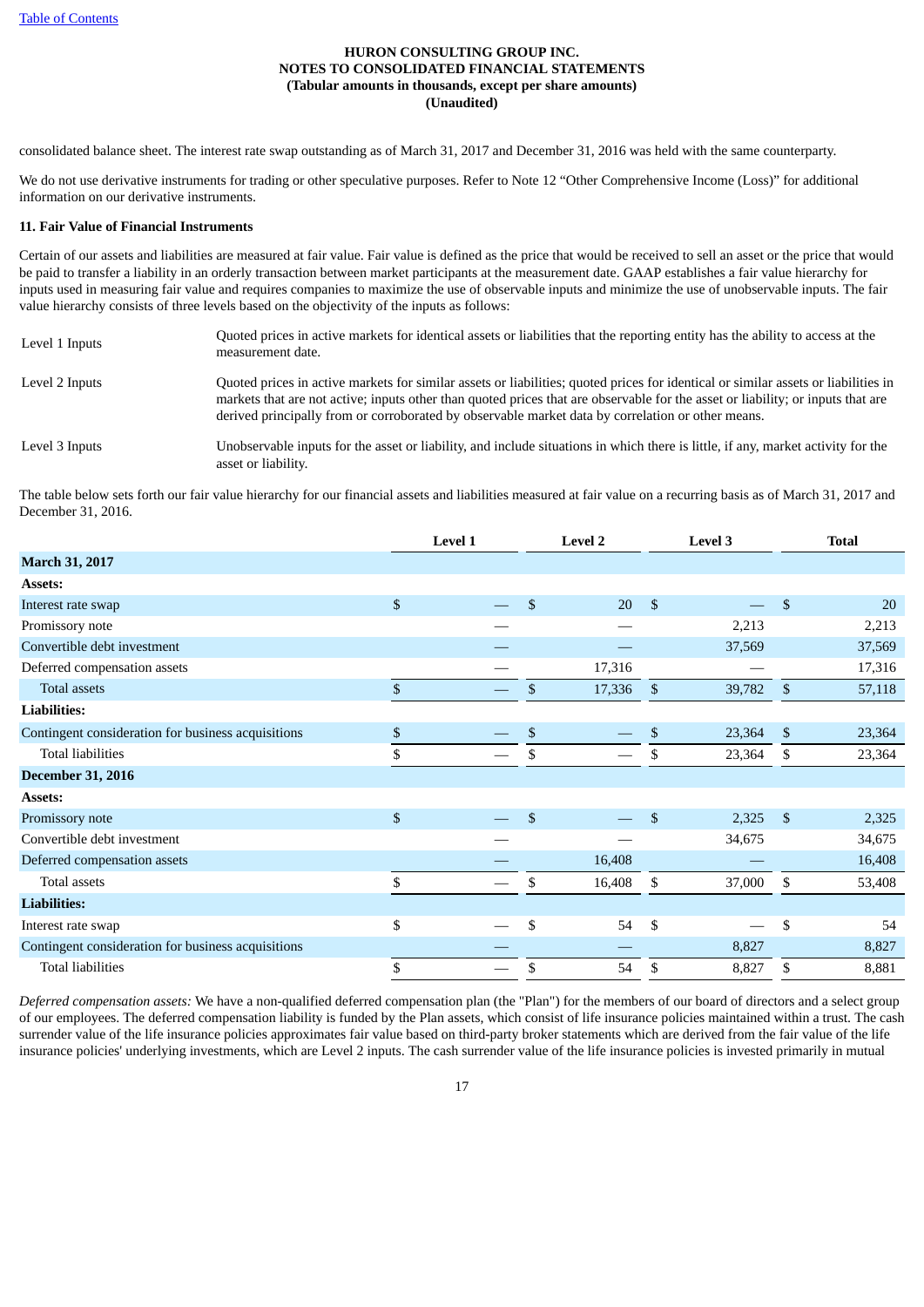consolidated balance sheet. The interest rate swap outstanding as of March 31, 2017 and December 31, 2016 was held with the same counterparty.

We do not use derivative instruments for trading or other speculative purposes. Refer to Note 12 "Other Comprehensive Income (Loss)" for additional information on our derivative instruments.

**11. Fair Value of Financial Instruments**

Certain of our assets and liabilities are measured at fair value. Fair value is defined as the price that would be received to sell an asset or the price that would be paid to transfer a liability in an orderly transaction between market participants at the measurement date. GAAP establishes a fair value hierarchy for inputs used in measuring fair value and requires companies to maximize the use of observable inputs and minimize the use of unobservable inputs. The fair value hierarchy consists of three levels based on the objectivity of the inputs as follows:

| | |
|---|---|
| Level 1 Inputs | Quoted prices in active markets for identical assets or liabilities that the reporting entity has the ability to access at the measurement date. |
| Level 2 Inputs | Quoted prices in active markets for similar assets or liabilities; quoted prices for identical or similar assets or liabilities in markets that are not active; inputs other than quoted prices that are observable for the asset or liability; or inputs that are derived principally from or corroborated by observable market data by correlation or other means. |
| Level 3 Inputs | Unobservable inputs for the asset or liability, and include situations in which there is little, if any, market activity for the asset or liability. |

The table below sets forth our fair value hierarchy for our financial assets and liabilities measured at fair value on a recurring basis as of March 31, 2017 and December 31, 2016.

| | Level 1 | Level 2 | Level 3 | Total |
|---|---|---|---|---|
| **March 31, 2017** | | | | |
| **Assets:** | | | | |
| Interest rate swap | $ — | $ 20 | $ — | $ 20 |
| Promissory note | — | — | 2,213 | 2,213 |
| Convertible debt investment | — | — | 37,569 | 37,569 |
| Deferred compensation assets | — | 17,316 | — | 17,316 |
| Total assets | $ — | $ 17,336 | $ 39,782 | $ 57,118 |
| **Liabilities:** | | | | |
| Contingent consideration for business acquisitions | $ — | $ — | $ 23,364 | $ 23,364 |
| Total liabilities | $ — | $ — | $ 23,364 | $ 23,364 |
| **December 31, 2016** | | | | |
| **Assets:** | | | | |
| Promissory note | $ — | $ — | $ 2,325 | $ 2,325 |
| Convertible debt investment | — | — | 34,675 | 34,675 |
| Deferred compensation assets | — | 16,408 | — | 16,408 |
| Total assets | $ — | $ 16,408 | $ 37,000 | $ 53,408 |
| **Liabilities:** | | | | |
| Interest rate swap | $ — | $ 54 | $ — | $ 54 |
| Contingent consideration for business acquisitions | — | — | 8,827 | 8,827 |
| Total liabilities | $ — | $ 54 | $ 8,827 | $ 8,881 |

*Deferred compensation assets:* We have a non-qualified deferred compensation plan (the "Plan") for the members of our board of directors and a select group of our employees. The deferred compensation liability is funded by the Plan assets, which consist of life insurance policies maintained within a trust. The cash surrender value of the life insurance policies approximates fair value based on third-party broker statements which are derived from the fair value of the life insurance policies' underlying investments, which are Level 2 inputs. The cash surrender value of the life insurance policies is invested primarily in mutual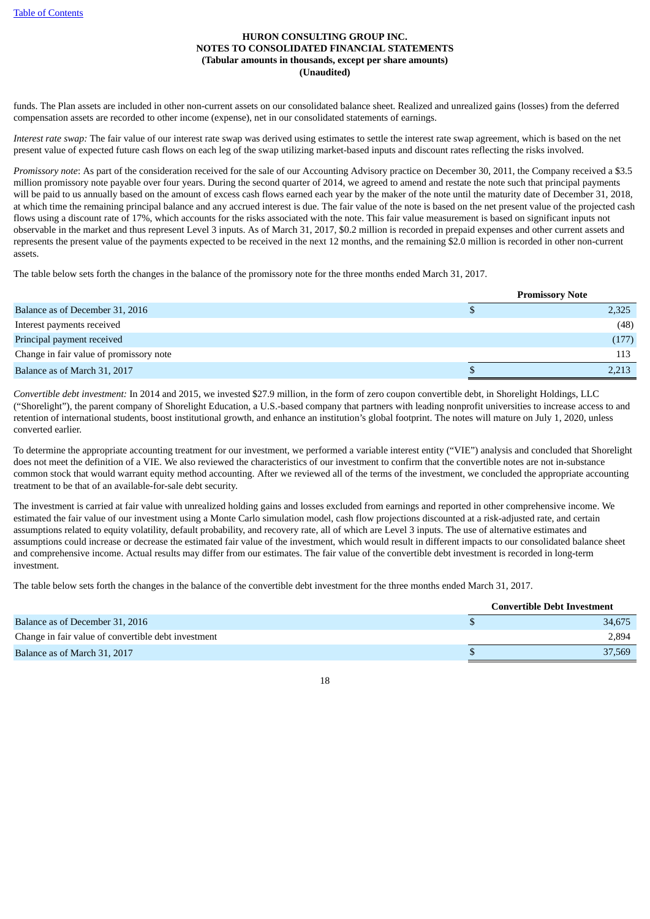**HURON CONSULTING GROUP INC.**
**NOTES TO CONSOLIDATED FINANCIAL STATEMENTS**
**(Tabular amounts in thousands, except per share amounts)**
**(Unaudited)**

funds. The Plan assets are included in other non-current assets on our consolidated balance sheet. Realized and unrealized gains (losses) from the deferred compensation assets are recorded to other income (expense), net in our consolidated statements of earnings.

*Interest rate swap:* The fair value of our interest rate swap was derived using estimates to settle the interest rate swap agreement, which is based on the net present value of expected future cash flows on each leg of the swap utilizing market-based inputs and discount rates reflecting the risks involved.

*Promissory note*: As part of the consideration received for the sale of our Accounting Advisory practice on December 30, 2011, the Company received a $3.5 million promissory note payable over four years. During the second quarter of 2014, we agreed to amend and restate the note such that principal payments will be paid to us annually based on the amount of excess cash flows earned each year by the maker of the note until the maturity date of December 31, 2018, at which time the remaining principal balance and any accrued interest is due. The fair value of the note is based on the net present value of the projected cash flows using a discount rate of 17%, which accounts for the risks associated with the note. This fair value measurement is based on significant inputs not observable in the market and thus represent Level 3 inputs. As of March 31, 2017, $0.2 million is recorded in prepaid expenses and other current assets and represents the present value of the payments expected to be received in the next 12 months, and the remaining $2.0 million is recorded in other non-current assets.

The table below sets forth the changes in the balance of the promissory note for the three months ended March 31, 2017.

| | Promissory Note |
|---|---|
| Balance as of December 31, 2016 | $ 2,325 |
| Interest payments received | (48) |
| Principal payment received | (177) |
| Change in fair value of promissory note | 113 |
| Balance as of March 31, 2017 | $ 2,213 |

*Convertible debt investment:* In 2014 and 2015, we invested $27.9 million, in the form of zero coupon convertible debt, in Shorelight Holdings, LLC ("Shorelight"), the parent company of Shorelight Education, a U.S.-based company that partners with leading nonprofit universities to increase access to and retention of international students, boost institutional growth, and enhance an institution's global footprint. The notes will mature on July 1, 2020, unless converted earlier.

To determine the appropriate accounting treatment for our investment, we performed a variable interest entity ("VIE") analysis and concluded that Shorelight does not meet the definition of a VIE. We also reviewed the characteristics of our investment to confirm that the convertible notes are not in-substance common stock that would warrant equity method accounting. After we reviewed all of the terms of the investment, we concluded the appropriate accounting treatment to be that of an available-for-sale debt security.

The investment is carried at fair value with unrealized holding gains and losses excluded from earnings and reported in other comprehensive income. We estimated the fair value of our investment using a Monte Carlo simulation model, cash flow projections discounted at a risk-adjusted rate, and certain assumptions related to equity volatility, default probability, and recovery rate, all of which are Level 3 inputs. The use of alternative estimates and assumptions could increase or decrease the estimated fair value of the investment, which would result in different impacts to our consolidated balance sheet and comprehensive income. Actual results may differ from our estimates. The fair value of the convertible debt investment is recorded in long-term investment.

The table below sets forth the changes in the balance of the convertible debt investment for the three months ended March 31, 2017.

| | Convertible Debt Investment |
|---|---|
| Balance as of December 31, 2016 | $ 34,675 |
| Change in fair value of convertible debt investment | 2,894 |
| Balance as of March 31, 2017 | $ 37,569 |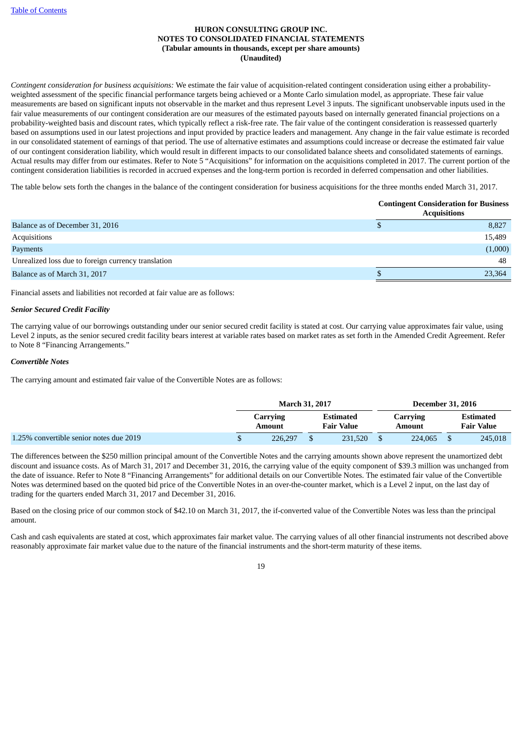*Contingent consideration for business acquisitions:* We estimate the fair value of acquisition-related contingent consideration using either a probability-weighted assessment of the specific financial performance targets being achieved or a Monte Carlo simulation model, as appropriate. These fair value measurements are based on significant inputs not observable in the market and thus represent Level 3 inputs. The significant unobservable inputs used in the fair value measurements of our contingent consideration are our measures of the estimated payouts based on internally generated financial projections on a probability-weighted basis and discount rates, which typically reflect a risk-free rate. The fair value of the contingent consideration is reassessed quarterly based on assumptions used in our latest projections and input provided by practice leaders and management. Any change in the fair value estimate is recorded in our consolidated statement of earnings of that period. The use of alternative estimates and assumptions could increase or decrease the estimated fair value of our contingent consideration liability, which would result in different impacts to our consolidated balance sheets and consolidated statements of earnings. Actual results may differ from our estimates. Refer to Note 5 "Acquisitions" for information on the acquisitions completed in 2017. The current portion of the contingent consideration liabilities is recorded in accrued expenses and the long-term portion is recorded in deferred compensation and other liabilities.

The table below sets forth the changes in the balance of the contingent consideration for business acquisitions for the three months ended March 31, 2017.

| | Contingent Consideration for Business Acquisitions |
|---|---|
| Balance as of December 31, 2016 | $ 8,827 |
| Acquisitions | 15,489 |
| Payments | (1,000) |
| Unrealized loss due to foreign currency translation | 48 |
| Balance as of March 31, 2017 | $ 23,364 |

Financial assets and liabilities not recorded at fair value are as follows:

***Senior Secured Credit Facility***

The carrying value of our borrowings outstanding under our senior secured credit facility is stated at cost. Our carrying value approximates fair value, using Level 2 inputs, as the senior secured credit facility bears interest at variable rates based on market rates as set forth in the Amended Credit Agreement. Refer to Note 8 "Financing Arrangements."

***Convertible Notes***

The carrying amount and estimated fair value of the Convertible Notes are as follows:

| | March 31, 2017 | | December 31, 2016 | |
|---|---|---|---|---|
| | Carrying Amount | Estimated Fair Value | Carrying Amount | Estimated Fair Value |
| 1.25% convertible senior notes due 2019 | $ 226,297 | $ 231,520 | $ 224,065 | $ 245,018 |

The differences between the $250 million principal amount of the Convertible Notes and the carrying amounts shown above represent the unamortized debt discount and issuance costs. As of March 31, 2017 and December 31, 2016, the carrying value of the equity component of $39.3 million was unchanged from the date of issuance. Refer to Note 8 "Financing Arrangements" for additional details on our Convertible Notes. The estimated fair value of the Convertible Notes was determined based on the quoted bid price of the Convertible Notes in an over-the-counter market, which is a Level 2 input, on the last day of trading for the quarters ended March 31, 2017 and December 31, 2016.

Based on the closing price of our common stock of $42.10 on March 31, 2017, the if-converted value of the Convertible Notes was less than the principal amount.

Cash and cash equivalents are stated at cost, which approximates fair market value. The carrying values of all other financial instruments not described above reasonably approximate fair market value due to the nature of the financial instruments and the short-term maturity of these items.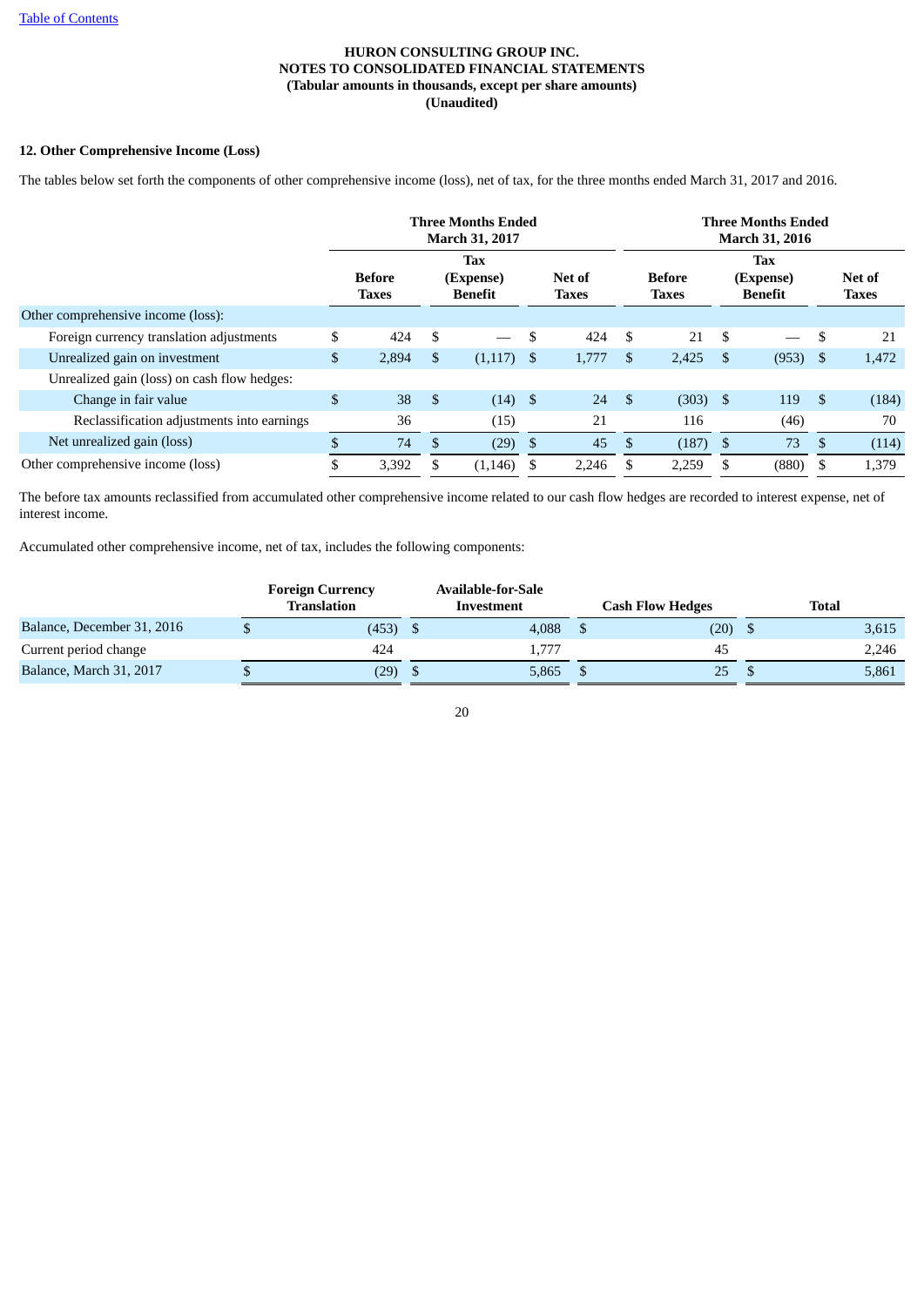HURON CONSULTING GROUP INC.
NOTES TO CONSOLIDATED FINANCIAL STATEMENTS
(Tabular amounts in thousands, except per share amounts)
(Unaudited)

## 12. Other Comprehensive Income (Loss)

The tables below set forth the components of other comprehensive income (loss), net of tax, for the three months ended March 31, 2017 and 2016.

| | Three Months Ended March 31, 2017 | | | Three Months Ended March 31, 2016 | | |
|---|---|---|---|---|---|---|
| | Before Taxes | Tax (Expense) Benefit | Net of Taxes | Before Taxes | Tax (Expense) Benefit | Net of Taxes |
| Other comprehensive income (loss): | | | | | | |
| Foreign currency translation adjustments | $ 424 | $ — | $ 424 | $ 21 | $ — | $ 21 |
| Unrealized gain on investment | $ 2,894 | $ (1,117) | $ 1,777 | $ 2,425 | $ (953) | $ 1,472 |
| Unrealized gain (loss) on cash flow hedges: | | | | | | |
| Change in fair value | $ 38 | $ (14) | $ 24 | $ (303) | $ 119 | $ (184) |
| Reclassification adjustments into earnings | 36 | (15) | 21 | 116 | (46) | 70 |
| Net unrealized gain (loss) | $ 74 | $ (29) | $ 45 | $ (187) | $ 73 | $ (114) |
| Other comprehensive income (loss) | $ 3,392 | $ (1,146) | $ 2,246 | $ 2,259 | $ (880) | $ 1,379 |

The before tax amounts reclassified from accumulated other comprehensive income related to our cash flow hedges are recorded to interest expense, net of interest income.

Accumulated other comprehensive income, net of tax, includes the following components:

| | Foreign Currency Translation | Available-for-Sale Investment | Cash Flow Hedges | Total |
|---|---|---|---|---|
| Balance, December 31, 2016 | $ (453) | $ 4,088 | $ (20) | $ 3,615 |
| Current period change | 424 | 1,777 | 45 | 2,246 |
| Balance, March 31, 2017 | $ (29) | $ 5,865 | $ 25 | $ 5,861 |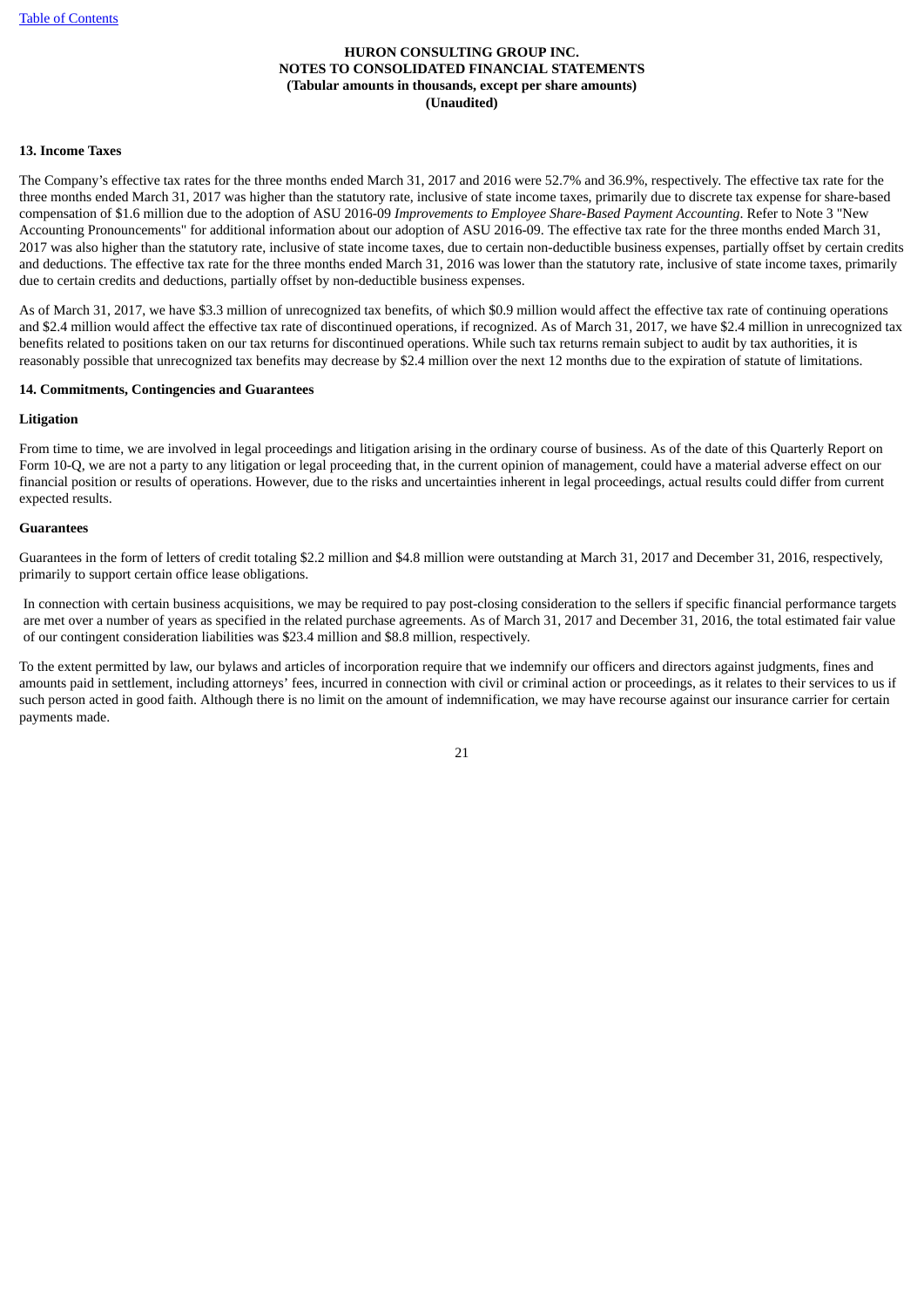# HURON CONSULTING GROUP INC.
# NOTES TO CONSOLIDATED FINANCIAL STATEMENTS
**(Tabular amounts in thousands, except per share amounts)**
**(Unaudited)**

**13. Income Taxes**

The Company's effective tax rates for the three months ended March 31, 2017 and 2016 were 52.7% and 36.9%, respectively. The effective tax rate for the three months ended March 31, 2017 was higher than the statutory rate, inclusive of state income taxes, primarily due to discrete tax expense for share-based compensation of $1.6 million due to the adoption of ASU 2016-09 *Improvements to Employee Share-Based Payment Accounting*. Refer to Note 3 "New Accounting Pronouncements" for additional information about our adoption of ASU 2016-09. The effective tax rate for the three months ended March 31, 2017 was also higher than the statutory rate, inclusive of state income taxes, due to certain non-deductible business expenses, partially offset by certain credits and deductions. The effective tax rate for the three months ended March 31, 2016 was lower than the statutory rate, inclusive of state income taxes, primarily due to certain credits and deductions, partially offset by non-deductible business expenses.

As of March 31, 2017, we have $3.3 million of unrecognized tax benefits, of which $0.9 million would affect the effective tax rate of continuing operations and $2.4 million would affect the effective tax rate of discontinued operations, if recognized. As of March 31, 2017, we have $2.4 million in unrecognized tax benefits related to positions taken on our tax returns for discontinued operations. While such tax returns remain subject to audit by tax authorities, it is reasonably possible that unrecognized tax benefits may decrease by $2.4 million over the next 12 months due to the expiration of statute of limitations.

**14. Commitments, Contingencies and Guarantees**

**Litigation**

From time to time, we are involved in legal proceedings and litigation arising in the ordinary course of business. As of the date of this Quarterly Report on Form 10-Q, we are not a party to any litigation or legal proceeding that, in the current opinion of management, could have a material adverse effect on our financial position or results of operations. However, due to the risks and uncertainties inherent in legal proceedings, actual results could differ from current expected results.

**Guarantees**

Guarantees in the form of letters of credit totaling $2.2 million and $4.8 million were outstanding at March 31, 2017 and December 31, 2016, respectively, primarily to support certain office lease obligations.

In connection with certain business acquisitions, we may be required to pay post-closing consideration to the sellers if specific financial performance targets are met over a number of years as specified in the related purchase agreements. As of March 31, 2017 and December 31, 2016, the total estimated fair value of our contingent consideration liabilities was $23.4 million and $8.8 million, respectively.

To the extent permitted by law, our bylaws and articles of incorporation require that we indemnify our officers and directors against judgments, fines and amounts paid in settlement, including attorneys' fees, incurred in connection with civil or criminal action or proceedings, as it relates to their services to us if such person acted in good faith. Although there is no limit on the amount of indemnification, we may have recourse against our insurance carrier for certain payments made.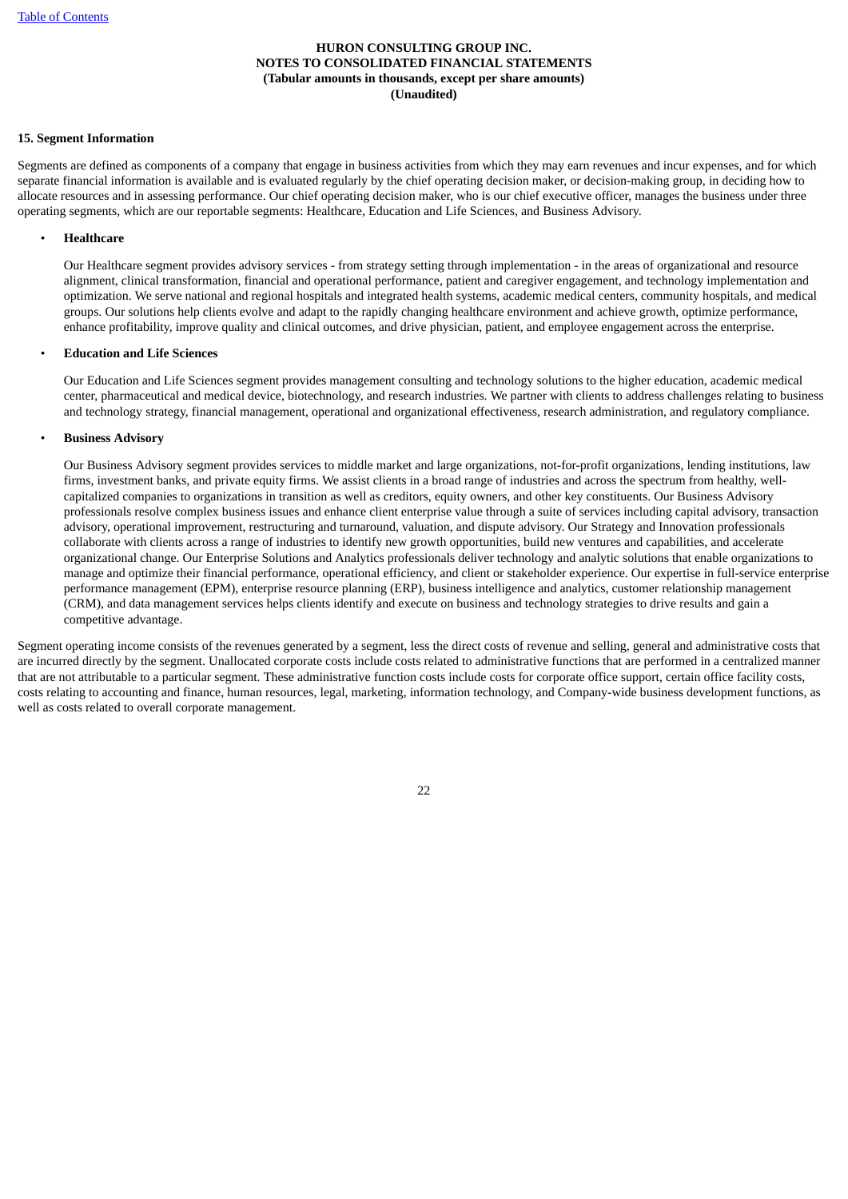# HURON CONSULTING GROUP INC.
# NOTES TO CONSOLIDATED FINANCIAL STATEMENTS
# (Tabular amounts in thousands, except per share amounts)
# (Unaudited)

## 15. Segment Information

Segments are defined as components of a company that engage in business activities from which they may earn revenues and incur expenses, and for which separate financial information is available and is evaluated regularly by the chief operating decision maker, or decision-making group, in deciding how to allocate resources and in assessing performance. Our chief operating decision maker, who is our chief executive officer, manages the business under three operating segments, which are our reportable segments: Healthcare, Education and Life Sciences, and Business Advisory.

- **Healthcare**

  Our Healthcare segment provides advisory services - from strategy setting through implementation - in the areas of organizational and resource alignment, clinical transformation, financial and operational performance, patient and caregiver engagement, and technology implementation and optimization. We serve national and regional hospitals and integrated health systems, academic medical centers, community hospitals, and medical groups. Our solutions help clients evolve and adapt to the rapidly changing healthcare environment and achieve growth, optimize performance, enhance profitability, improve quality and clinical outcomes, and drive physician, patient, and employee engagement across the enterprise.

- **Education and Life Sciences**

  Our Education and Life Sciences segment provides management consulting and technology solutions to the higher education, academic medical center, pharmaceutical and medical device, biotechnology, and research industries. We partner with clients to address challenges relating to business and technology strategy, financial management, operational and organizational effectiveness, research administration, and regulatory compliance.

- **Business Advisory**

  Our Business Advisory segment provides services to middle market and large organizations, not-for-profit organizations, lending institutions, law firms, investment banks, and private equity firms. We assist clients in a broad range of industries and across the spectrum from healthy, well-capitalized companies to organizations in transition as well as creditors, equity owners, and other key constituents. Our Business Advisory professionals resolve complex business issues and enhance client enterprise value through a suite of services including capital advisory, transaction advisory, operational improvement, restructuring and turnaround, valuation, and dispute advisory. Our Strategy and Innovation professionals collaborate with clients across a range of industries to identify new growth opportunities, build new ventures and capabilities, and accelerate organizational change. Our Enterprise Solutions and Analytics professionals deliver technology and analytic solutions that enable organizations to manage and optimize their financial performance, operational efficiency, and client or stakeholder experience. Our expertise in full-service enterprise performance management (EPM), enterprise resource planning (ERP), business intelligence and analytics, customer relationship management (CRM), and data management services helps clients identify and execute on business and technology strategies to drive results and gain a competitive advantage.

Segment operating income consists of the revenues generated by a segment, less the direct costs of revenue and selling, general and administrative costs that are incurred directly by the segment. Unallocated corporate costs include costs related to administrative functions that are performed in a centralized manner that are not attributable to a particular segment. These administrative function costs include costs for corporate office support, certain office facility costs, costs relating to accounting and finance, human resources, legal, marketing, information technology, and Company-wide business development functions, as well as costs related to overall corporate management.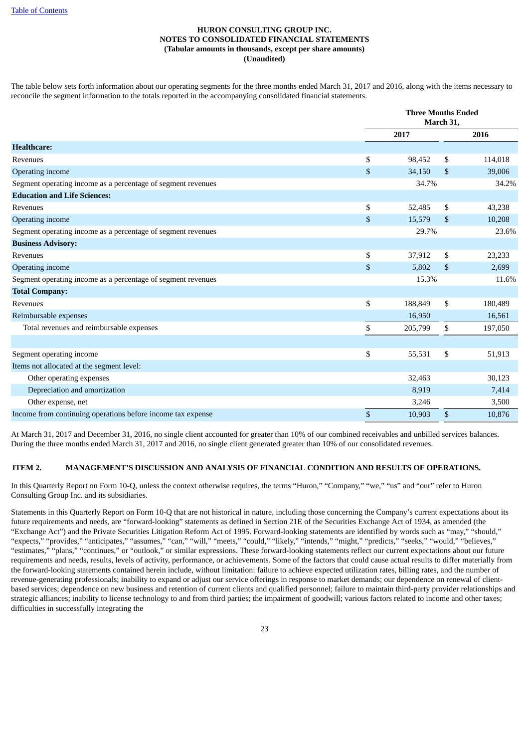**HURON CONSULTING GROUP INC.**
**NOTES TO CONSOLIDATED FINANCIAL STATEMENTS**
**(Tabular amounts in thousands, except per share amounts)**
**(Unaudited)**

The table below sets forth information about our operating segments for the three months ended March 31, 2017 and 2016, along with the items necessary to reconcile the segment information to the totals reported in the accompanying consolidated financial statements.

| | Three Months Ended March 31, | |
|---|---|---|
| | 2017 | 2016 |
| **Healthcare:** | | |
| Revenues | $ 98,452 | $ 114,018 |
| Operating income | $ 34,150 | $ 39,006 |
| Segment operating income as a percentage of segment revenues | 34.7% | 34.2% |
| **Education and Life Sciences:** | | |
| Revenues | $ 52,485 | $ 43,238 |
| Operating income | $ 15,579 | $ 10,208 |
| Segment operating income as a percentage of segment revenues | 29.7% | 23.6% |
| **Business Advisory:** | | |
| Revenues | $ 37,912 | $ 23,233 |
| Operating income | $ 5,802 | $ 2,699 |
| Segment operating income as a percentage of segment revenues | 15.3% | 11.6% |
| **Total Company:** | | |
| Revenues | $ 188,849 | $ 180,489 |
| Reimbursable expenses | 16,950 | 16,561 |
| Total revenues and reimbursable expenses | $ 205,799 | $ 197,050 |
| | | |
| Segment operating income | $ 55,531 | $ 51,913 |
| Items not allocated at the segment level: | | |
| Other operating expenses | 32,463 | 30,123 |
| Depreciation and amortization | 8,919 | 7,414 |
| Other expense, net | 3,246 | 3,500 |
| Income from continuing operations before income tax expense | $ 10,903 | $ 10,876 |

At March 31, 2017 and December 31, 2016, no single client accounted for greater than 10% of our combined receivables and unbilled services balances. During the three months ended March 31, 2017 and 2016, no single client generated greater than 10% of our consolidated revenues.

## ITEM 2. MANAGEMENT'S DISCUSSION AND ANALYSIS OF FINANCIAL CONDITION AND RESULTS OF OPERATIONS.

In this Quarterly Report on Form 10-Q, unless the context otherwise requires, the terms "Huron," "Company," "we," "us" and "our" refer to Huron Consulting Group Inc. and its subsidiaries.

Statements in this Quarterly Report on Form 10-Q that are not historical in nature, including those concerning the Company's current expectations about its future requirements and needs, are "forward-looking" statements as defined in Section 21E of the Securities Exchange Act of 1934, as amended (the "Exchange Act") and the Private Securities Litigation Reform Act of 1995. Forward-looking statements are identified by words such as "may," "should," "expects," "provides," "anticipates," "assumes," "can," "will," "meets," "could," "likely," "intends," "might," "predicts," "seeks," "would," "believes," "estimates," "plans," "continues," or "outlook," or similar expressions. These forward-looking statements reflect our current expectations about our future requirements and needs, results, levels of activity, performance, or achievements. Some of the factors that could cause actual results to differ materially from the forward-looking statements contained herein include, without limitation: failure to achieve expected utilization rates, billing rates, and the number of revenue-generating professionals; inability to expand or adjust our service offerings in response to market demands; our dependence on renewal of client-based services; dependence on new business and retention of current clients and qualified personnel; failure to maintain third-party provider relationships and strategic alliances; inability to license technology to and from third parties; the impairment of goodwill; various factors related to income and other taxes; difficulties in successfully integrating the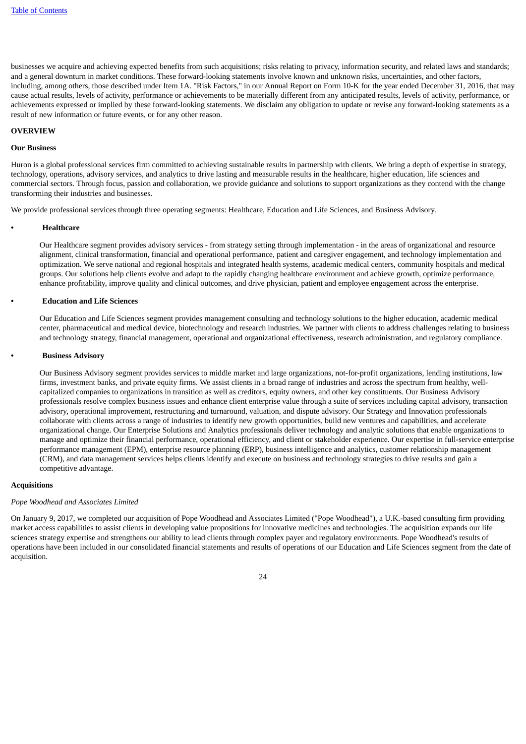businesses we acquire and achieving expected benefits from such acquisitions; risks relating to privacy, information security, and related laws and standards; and a general downturn in market conditions. These forward-looking statements involve known and unknown risks, uncertainties, and other factors, including, among others, those described under Item 1A. "Risk Factors," in our Annual Report on Form 10-K for the year ended December 31, 2016, that may cause actual results, levels of activity, performance or achievements to be materially different from any anticipated results, levels of activity, performance, or achievements expressed or implied by these forward-looking statements. We disclaim any obligation to update or revise any forward-looking statements as a result of new information or future events, or for any other reason.

**OVERVIEW**

**Our Business**

Huron is a global professional services firm committed to achieving sustainable results in partnership with clients. We bring a depth of expertise in strategy, technology, operations, advisory services, and analytics to drive lasting and measurable results in the healthcare, higher education, life sciences and commercial sectors. Through focus, passion and collaboration, we provide guidance and solutions to support organizations as they contend with the change transforming their industries and businesses.

We provide professional services through three operating segments: Healthcare, Education and Life Sciences, and Business Advisory.

- **Healthcare**

  Our Healthcare segment provides advisory services - from strategy setting through implementation - in the areas of organizational and resource alignment, clinical transformation, financial and operational performance, patient and caregiver engagement, and technology implementation and optimization. We serve national and regional hospitals and integrated health systems, academic medical centers, community hospitals and medical groups. Our solutions help clients evolve and adapt to the rapidly changing healthcare environment and achieve growth, optimize performance, enhance profitability, improve quality and clinical outcomes, and drive physician, patient and employee engagement across the enterprise.

- **Education and Life Sciences**

  Our Education and Life Sciences segment provides management consulting and technology solutions to the higher education, academic medical center, pharmaceutical and medical device, biotechnology and research industries. We partner with clients to address challenges relating to business and technology strategy, financial management, operational and organizational effectiveness, research administration, and regulatory compliance.

- **Business Advisory**

  Our Business Advisory segment provides services to middle market and large organizations, not-for-profit organizations, lending institutions, law firms, investment banks, and private equity firms. We assist clients in a broad range of industries and across the spectrum from healthy, well-capitalized companies to organizations in transition as well as creditors, equity owners, and other key constituents. Our Business Advisory professionals resolve complex business issues and enhance client enterprise value through a suite of services including capital advisory, transaction advisory, operational improvement, restructuring and turnaround, valuation, and dispute advisory. Our Strategy and Innovation professionals collaborate with clients across a range of industries to identify new growth opportunities, build new ventures and capabilities, and accelerate organizational change. Our Enterprise Solutions and Analytics professionals deliver technology and analytic solutions that enable organizations to manage and optimize their financial performance, operational efficiency, and client or stakeholder experience. Our expertise in full-service enterprise performance management (EPM), enterprise resource planning (ERP), business intelligence and analytics, customer relationship management (CRM), and data management services helps clients identify and execute on business and technology strategies to drive results and gain a competitive advantage.

**Acquisitions**

*Pope Woodhead and Associates Limited*

On January 9, 2017, we completed our acquisition of Pope Woodhead and Associates Limited ("Pope Woodhead"), a U.K.-based consulting firm providing market access capabilities to assist clients in developing value propositions for innovative medicines and technologies. The acquisition expands our life sciences strategy expertise and strengthens our ability to lead clients through complex payer and regulatory environments. Pope Woodhead's results of operations have been included in our consolidated financial statements and results of operations of our Education and Life Sciences segment from the date of acquisition.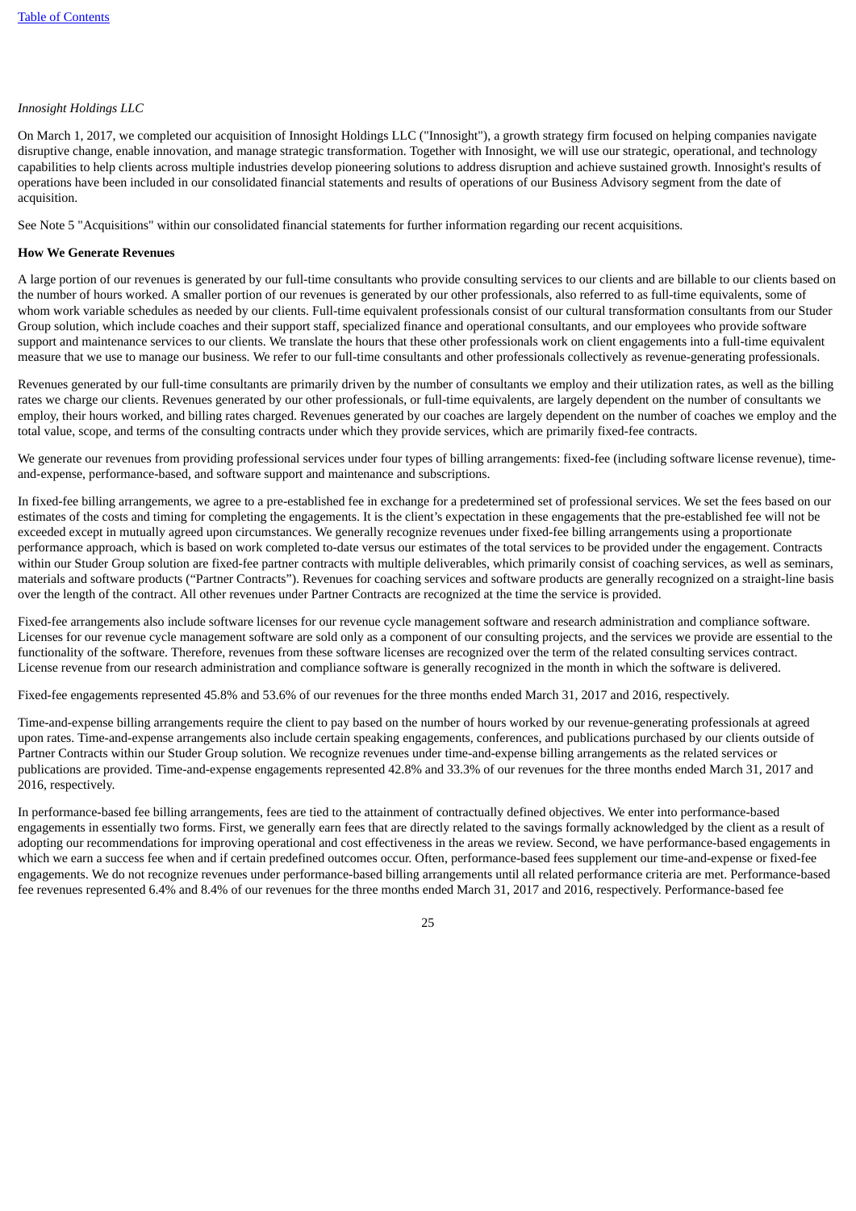*Innosight Holdings LLC*

On March 1, 2017, we completed our acquisition of Innosight Holdings LLC ("Innosight"), a growth strategy firm focused on helping companies navigate disruptive change, enable innovation, and manage strategic transformation. Together with Innosight, we will use our strategic, operational, and technology capabilities to help clients across multiple industries develop pioneering solutions to address disruption and achieve sustained growth. Innosight's results of operations have been included in our consolidated financial statements and results of operations of our Business Advisory segment from the date of acquisition.

See Note 5 "Acquisitions" within our consolidated financial statements for further information regarding our recent acquisitions.

**How We Generate Revenues**

A large portion of our revenues is generated by our full-time consultants who provide consulting services to our clients and are billable to our clients based on the number of hours worked. A smaller portion of our revenues is generated by our other professionals, also referred to as full-time equivalents, some of whom work variable schedules as needed by our clients. Full-time equivalent professionals consist of our cultural transformation consultants from our Studer Group solution, which include coaches and their support staff, specialized finance and operational consultants, and our employees who provide software support and maintenance services to our clients. We translate the hours that these other professionals work on client engagements into a full-time equivalent measure that we use to manage our business. We refer to our full-time consultants and other professionals collectively as revenue-generating professionals.

Revenues generated by our full-time consultants are primarily driven by the number of consultants we employ and their utilization rates, as well as the billing rates we charge our clients. Revenues generated by our other professionals, or full-time equivalents, are largely dependent on the number of consultants we employ, their hours worked, and billing rates charged. Revenues generated by our coaches are largely dependent on the number of coaches we employ and the total value, scope, and terms of the consulting contracts under which they provide services, which are primarily fixed-fee contracts.

We generate our revenues from providing professional services under four types of billing arrangements: fixed-fee (including software license revenue), time-and-expense, performance-based, and software support and maintenance and subscriptions.

In fixed-fee billing arrangements, we agree to a pre-established fee in exchange for a predetermined set of professional services. We set the fees based on our estimates of the costs and timing for completing the engagements. It is the client's expectation in these engagements that the pre-established fee will not be exceeded except in mutually agreed upon circumstances. We generally recognize revenues under fixed-fee billing arrangements using a proportionate performance approach, which is based on work completed to-date versus our estimates of the total services to be provided under the engagement. Contracts within our Studer Group solution are fixed-fee partner contracts with multiple deliverables, which primarily consist of coaching services, as well as seminars, materials and software products ("Partner Contracts"). Revenues for coaching services and software products are generally recognized on a straight-line basis over the length of the contract. All other revenues under Partner Contracts are recognized at the time the service is provided.

Fixed-fee arrangements also include software licenses for our revenue cycle management software and research administration and compliance software. Licenses for our revenue cycle management software are sold only as a component of our consulting projects, and the services we provide are essential to the functionality of the software. Therefore, revenues from these software licenses are recognized over the term of the related consulting services contract. License revenue from our research administration and compliance software is generally recognized in the month in which the software is delivered.

Fixed-fee engagements represented 45.8% and 53.6% of our revenues for the three months ended March 31, 2017 and 2016, respectively.

Time-and-expense billing arrangements require the client to pay based on the number of hours worked by our revenue-generating professionals at agreed upon rates. Time-and-expense arrangements also include certain speaking engagements, conferences, and publications purchased by our clients outside of Partner Contracts within our Studer Group solution. We recognize revenues under time-and-expense billing arrangements as the related services or publications are provided. Time-and-expense engagements represented 42.8% and 33.3% of our revenues for the three months ended March 31, 2017 and 2016, respectively.

In performance-based fee billing arrangements, fees are tied to the attainment of contractually defined objectives. We enter into performance-based engagements in essentially two forms. First, we generally earn fees that are directly related to the savings formally acknowledged by the client as a result of adopting our recommendations for improving operational and cost effectiveness in the areas we review. Second, we have performance-based engagements in which we earn a success fee when and if certain predefined outcomes occur. Often, performance-based fees supplement our time-and-expense or fixed-fee engagements. We do not recognize revenues under performance-based billing arrangements until all related performance criteria are met. Performance-based fee revenues represented 6.4% and 8.4% of our revenues for the three months ended March 31, 2017 and 2016, respectively. Performance-based fee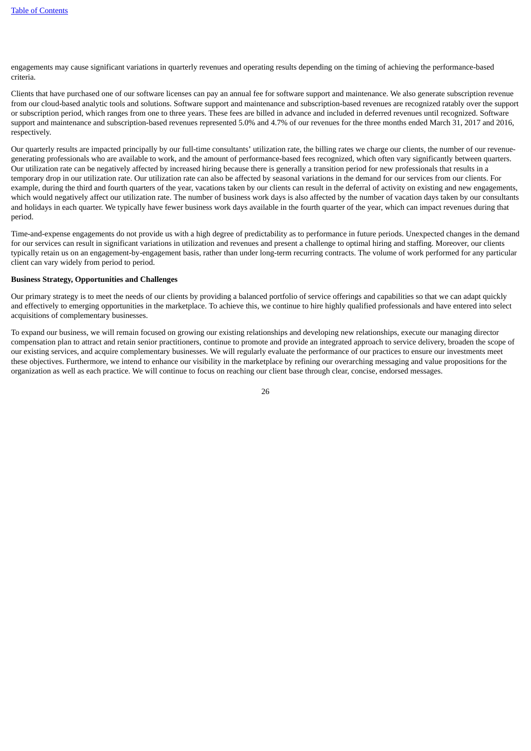engagements may cause significant variations in quarterly revenues and operating results depending on the timing of achieving the performance-based criteria.

Clients that have purchased one of our software licenses can pay an annual fee for software support and maintenance. We also generate subscription revenue from our cloud-based analytic tools and solutions. Software support and maintenance and subscription-based revenues are recognized ratably over the support or subscription period, which ranges from one to three years. These fees are billed in advance and included in deferred revenues until recognized. Software support and maintenance and subscription-based revenues represented 5.0% and 4.7% of our revenues for the three months ended March 31, 2017 and 2016, respectively.

Our quarterly results are impacted principally by our full-time consultants' utilization rate, the billing rates we charge our clients, the number of our revenue-generating professionals who are available to work, and the amount of performance-based fees recognized, which often vary significantly between quarters. Our utilization rate can be negatively affected by increased hiring because there is generally a transition period for new professionals that results in a temporary drop in our utilization rate. Our utilization rate can also be affected by seasonal variations in the demand for our services from our clients. For example, during the third and fourth quarters of the year, vacations taken by our clients can result in the deferral of activity on existing and new engagements, which would negatively affect our utilization rate. The number of business work days is also affected by the number of vacation days taken by our consultants and holidays in each quarter. We typically have fewer business work days available in the fourth quarter of the year, which can impact revenues during that period.

Time-and-expense engagements do not provide us with a high degree of predictability as to performance in future periods. Unexpected changes in the demand for our services can result in significant variations in utilization and revenues and present a challenge to optimal hiring and staffing. Moreover, our clients typically retain us on an engagement-by-engagement basis, rather than under long-term recurring contracts. The volume of work performed for any particular client can vary widely from period to period.

**Business Strategy, Opportunities and Challenges**

Our primary strategy is to meet the needs of our clients by providing a balanced portfolio of service offerings and capabilities so that we can adapt quickly and effectively to emerging opportunities in the marketplace. To achieve this, we continue to hire highly qualified professionals and have entered into select acquisitions of complementary businesses.

To expand our business, we will remain focused on growing our existing relationships and developing new relationships, execute our managing director compensation plan to attract and retain senior practitioners, continue to promote and provide an integrated approach to service delivery, broaden the scope of our existing services, and acquire complementary businesses. We will regularly evaluate the performance of our practices to ensure our investments meet these objectives. Furthermore, we intend to enhance our visibility in the marketplace by refining our overarching messaging and value propositions for the organization as well as each practice. We will continue to focus on reaching our client base through clear, concise, endorsed messages.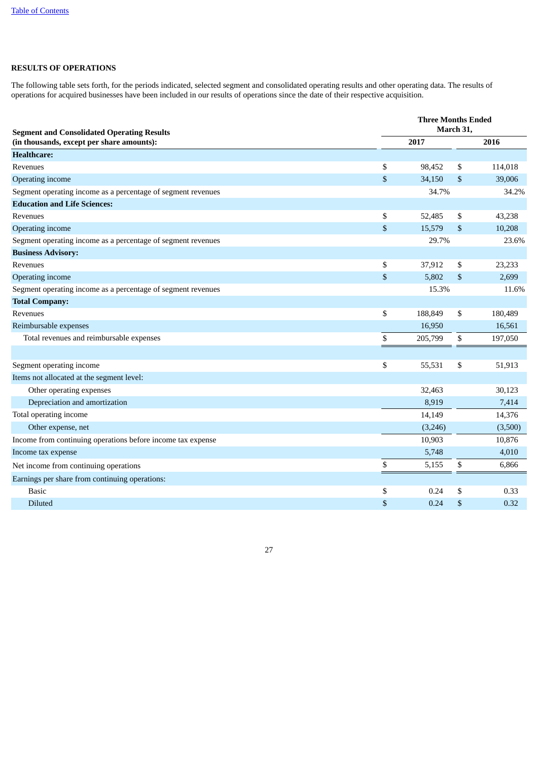**RESULTS OF OPERATIONS**

The following table sets forth, for the periods indicated, selected segment and consolidated operating results and other operating data. The results of operations for acquired businesses have been included in our results of operations since the date of their respective acquisition.

| Segment and Consolidated Operating Results (in thousands, except per share amounts): | Three Months Ended March 31, | |
|---|---|---|
| | 2017 | 2016 |
| **Healthcare:** | | |
| Revenues | $ 98,452 | $ 114,018 |
| Operating income | $ 34,150 | $ 39,006 |
| Segment operating income as a percentage of segment revenues | 34.7% | 34.2% |
| **Education and Life Sciences:** | | |
| Revenues | $ 52,485 | $ 43,238 |
| Operating income | $ 15,579 | $ 10,208 |
| Segment operating income as a percentage of segment revenues | 29.7% | 23.6% |
| **Business Advisory:** | | |
| Revenues | $ 37,912 | $ 23,233 |
| Operating income | $ 5,802 | $ 2,699 |
| Segment operating income as a percentage of segment revenues | 15.3% | 11.6% |
| **Total Company:** | | |
| Revenues | $ 188,849 | $ 180,489 |
| Reimbursable expenses | 16,950 | 16,561 |
| Total revenues and reimbursable expenses | $ 205,799 | $ 197,050 |
| | | |
| Segment operating income | $ 55,531 | $ 51,913 |
| Items not allocated at the segment level: | | |
| Other operating expenses | 32,463 | 30,123 |
| Depreciation and amortization | 8,919 | 7,414 |
| Total operating income | 14,149 | 14,376 |
| Other expense, net | (3,246) | (3,500) |
| Income from continuing operations before income tax expense | 10,903 | 10,876 |
| Income tax expense | 5,748 | 4,010 |
| Net income from continuing operations | $ 5,155 | $ 6,866 |
| Earnings per share from continuing operations: | | |
| Basic | $ 0.24 | $ 0.33 |
| Diluted | $ 0.24 | $ 0.32 |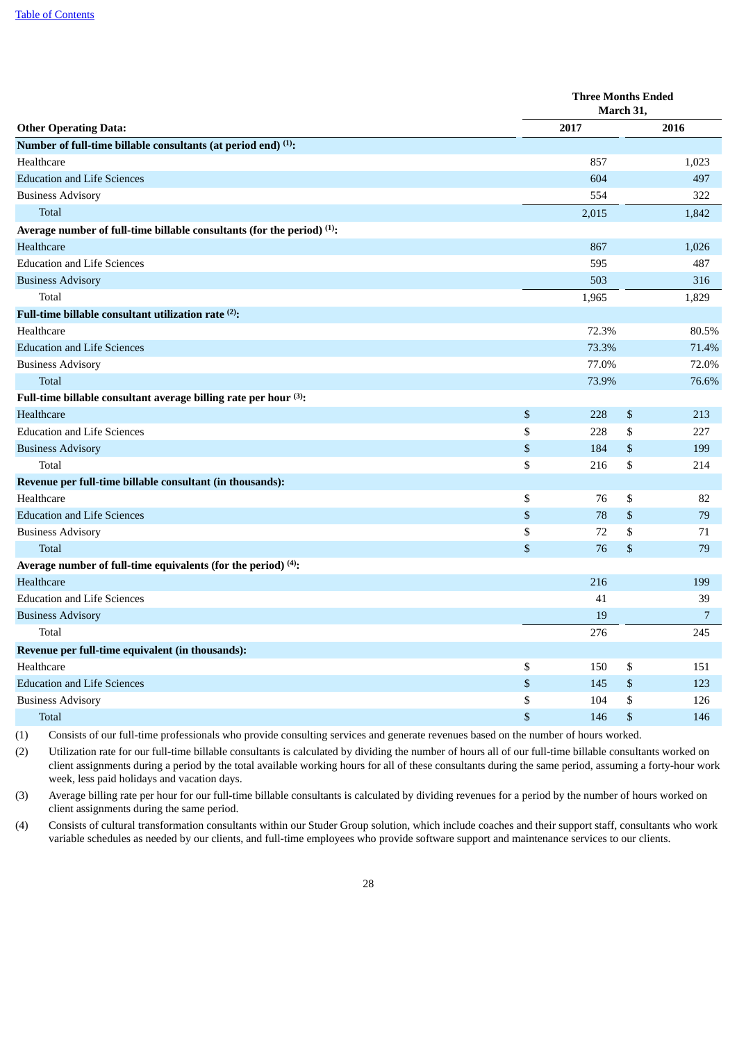| Other Operating Data: | Three Months Ended March 31, 2017 | 2016 |
|---|---|---|
| **Number of full-time billable consultants (at period end) (1):** | | |
| Healthcare | 857 | 1,023 |
| Education and Life Sciences | 604 | 497 |
| Business Advisory | 554 | 322 |
| Total | 2,015 | 1,842 |
| **Average number of full-time billable consultants (for the period) (1):** | | |
| Healthcare | 867 | 1,026 |
| Education and Life Sciences | 595 | 487 |
| Business Advisory | 503 | 316 |
| Total | 1,965 | 1,829 |
| **Full-time billable consultant utilization rate (2):** | | |
| Healthcare | 72.3% | 80.5% |
| Education and Life Sciences | 73.3% | 71.4% |
| Business Advisory | 77.0% | 72.0% |
| Total | 73.9% | 76.6% |
| **Full-time billable consultant average billing rate per hour (3):** | | |
| Healthcare | $ 228 | $ 213 |
| Education and Life Sciences | $ 228 | $ 227 |
| Business Advisory | $ 184 | $ 199 |
| Total | $ 216 | $ 214 |
| **Revenue per full-time billable consultant (in thousands):** | | |
| Healthcare | $ 76 | $ 82 |
| Education and Life Sciences | $ 78 | $ 79 |
| Business Advisory | $ 72 | $ 71 |
| Total | $ 76 | $ 79 |
| **Average number of full-time equivalents (for the period) (4):** | | |
| Healthcare | 216 | 199 |
| Education and Life Sciences | 41 | 39 |
| Business Advisory | 19 | 7 |
| Total | 276 | 245 |
| **Revenue per full-time equivalent (in thousands):** | | |
| Healthcare | $ 150 | $ 151 |
| Education and Life Sciences | $ 145 | $ 123 |
| Business Advisory | $ 104 | $ 126 |
| Total | $ 146 | $ 146 |

(1) Consists of our full-time professionals who provide consulting services and generate revenues based on the number of hours worked.

(2) Utilization rate for our full-time billable consultants is calculated by dividing the number of hours all of our full-time billable consultants worked on client assignments during a period by the total available working hours for all of these consultants during the same period, assuming a forty-hour work week, less paid holidays and vacation days.

(3) Average billing rate per hour for our full-time billable consultants is calculated by dividing revenues for a period by the number of hours worked on client assignments during the same period.

(4) Consists of cultural transformation consultants within our Studer Group solution, which include coaches and their support staff, consultants who work variable schedules as needed by our clients, and full-time employees who provide software support and maintenance services to our clients.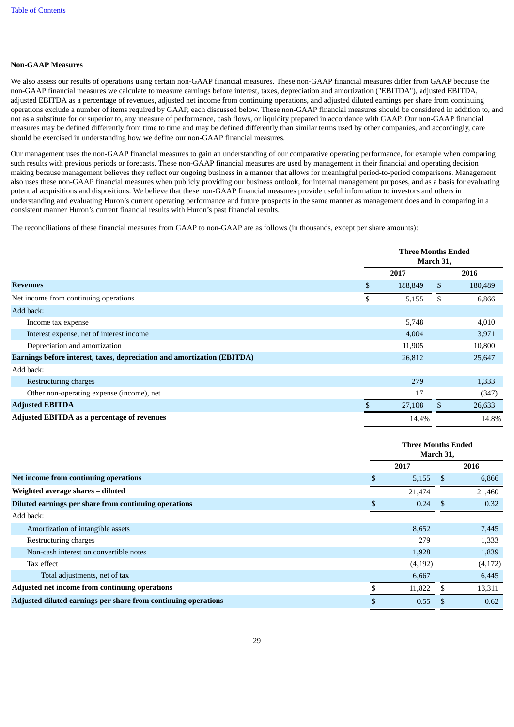**Non-GAAP Measures**

We also assess our results of operations using certain non-GAAP financial measures. These non-GAAP financial measures differ from GAAP because the non-GAAP financial measures we calculate to measure earnings before interest, taxes, depreciation and amortization ("EBITDA"), adjusted EBITDA, adjusted EBITDA as a percentage of revenues, adjusted net income from continuing operations, and adjusted diluted earnings per share from continuing operations exclude a number of items required by GAAP, each discussed below. These non-GAAP financial measures should be considered in addition to, and not as a substitute for or superior to, any measure of performance, cash flows, or liquidity prepared in accordance with GAAP. Our non-GAAP financial measures may be defined differently from time to time and may be defined differently than similar terms used by other companies, and accordingly, care should be exercised in understanding how we define our non-GAAP financial measures.

Our management uses the non-GAAP financial measures to gain an understanding of our comparative operating performance, for example when comparing such results with previous periods or forecasts. These non-GAAP financial measures are used by management in their financial and operating decision making because management believes they reflect our ongoing business in a manner that allows for meaningful period-to-period comparisons. Management also uses these non-GAAP financial measures when publicly providing our business outlook, for internal management purposes, and as a basis for evaluating potential acquisitions and dispositions. We believe that these non-GAAP financial measures provide useful information to investors and others in understanding and evaluating Huron's current operating performance and future prospects in the same manner as management does and in comparing in a consistent manner Huron's current financial results with Huron's past financial results.

The reconciliations of these financial measures from GAAP to non-GAAP are as follows (in thousands, except per share amounts):

| | Three Months Ended March 31, | |
|---|---|---|
| | 2017 | 2016 |
| **Revenues** | $ 188,849 | $ 180,489 |
| Net income from continuing operations | $ 5,155 | $ 6,866 |
| Add back: | | |
| Income tax expense | 5,748 | 4,010 |
| Interest expense, net of interest income | 4,004 | 3,971 |
| Depreciation and amortization | 11,905 | 10,800 |
| **Earnings before interest, taxes, depreciation and amortization (EBITDA)** | 26,812 | 25,647 |
| Add back: | | |
| Restructuring charges | 279 | 1,333 |
| Other non-operating expense (income), net | 17 | (347) |
| **Adjusted EBITDA** | $ 27,108 | $ 26,633 |
| **Adjusted EBITDA as a percentage of revenues** | 14.4% | 14.8% |

| | Three Months Ended March 31, | |
|---|---|---|
| | 2017 | 2016 |
| **Net income from continuing operations** | $ 5,155 | $ 6,866 |
| **Weighted average shares – diluted** | 21,474 | 21,460 |
| **Diluted earnings per share from continuing operations** | $ 0.24 | $ 0.32 |
| Add back: | | |
| Amortization of intangible assets | 8,652 | 7,445 |
| Restructuring charges | 279 | 1,333 |
| Non-cash interest on convertible notes | 1,928 | 1,839 |
| Tax effect | (4,192) | (4,172) |
| Total adjustments, net of tax | 6,667 | 6,445 |
| **Adjusted net income from continuing operations** | $ 11,822 | $ 13,311 |
| **Adjusted diluted earnings per share from continuing operations** | $ 0.55 | $ 0.62 |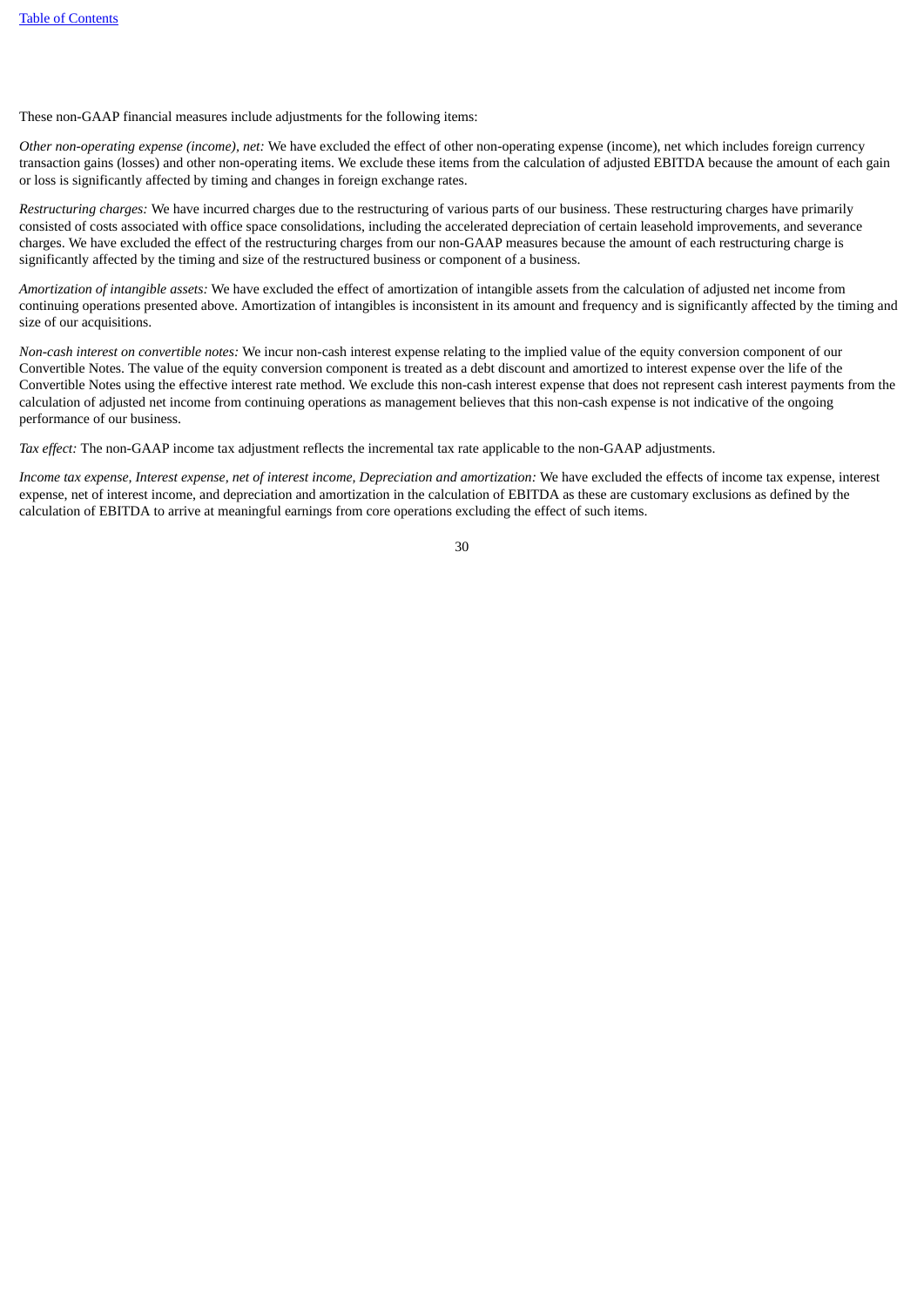These non-GAAP financial measures include adjustments for the following items:

*Other non-operating expense (income), net:* We have excluded the effect of other non-operating expense (income), net which includes foreign currency transaction gains (losses) and other non-operating items. We exclude these items from the calculation of adjusted EBITDA because the amount of each gain or loss is significantly affected by timing and changes in foreign exchange rates.

*Restructuring charges:* We have incurred charges due to the restructuring of various parts of our business. These restructuring charges have primarily consisted of costs associated with office space consolidations, including the accelerated depreciation of certain leasehold improvements, and severance charges. We have excluded the effect of the restructuring charges from our non-GAAP measures because the amount of each restructuring charge is significantly affected by the timing and size of the restructured business or component of a business.

*Amortization of intangible assets:* We have excluded the effect of amortization of intangible assets from the calculation of adjusted net income from continuing operations presented above. Amortization of intangibles is inconsistent in its amount and frequency and is significantly affected by the timing and size of our acquisitions.

*Non-cash interest on convertible notes:* We incur non-cash interest expense relating to the implied value of the equity conversion component of our Convertible Notes. The value of the equity conversion component is treated as a debt discount and amortized to interest expense over the life of the Convertible Notes using the effective interest rate method. We exclude this non-cash interest expense that does not represent cash interest payments from the calculation of adjusted net income from continuing operations as management believes that this non-cash expense is not indicative of the ongoing performance of our business.

*Tax effect:* The non-GAAP income tax adjustment reflects the incremental tax rate applicable to the non-GAAP adjustments.

*Income tax expense, Interest expense, net of interest income, Depreciation and amortization:* We have excluded the effects of income tax expense, interest expense, net of interest income, and depreciation and amortization in the calculation of EBITDA as these are customary exclusions as defined by the calculation of EBITDA to arrive at meaningful earnings from core operations excluding the effect of such items.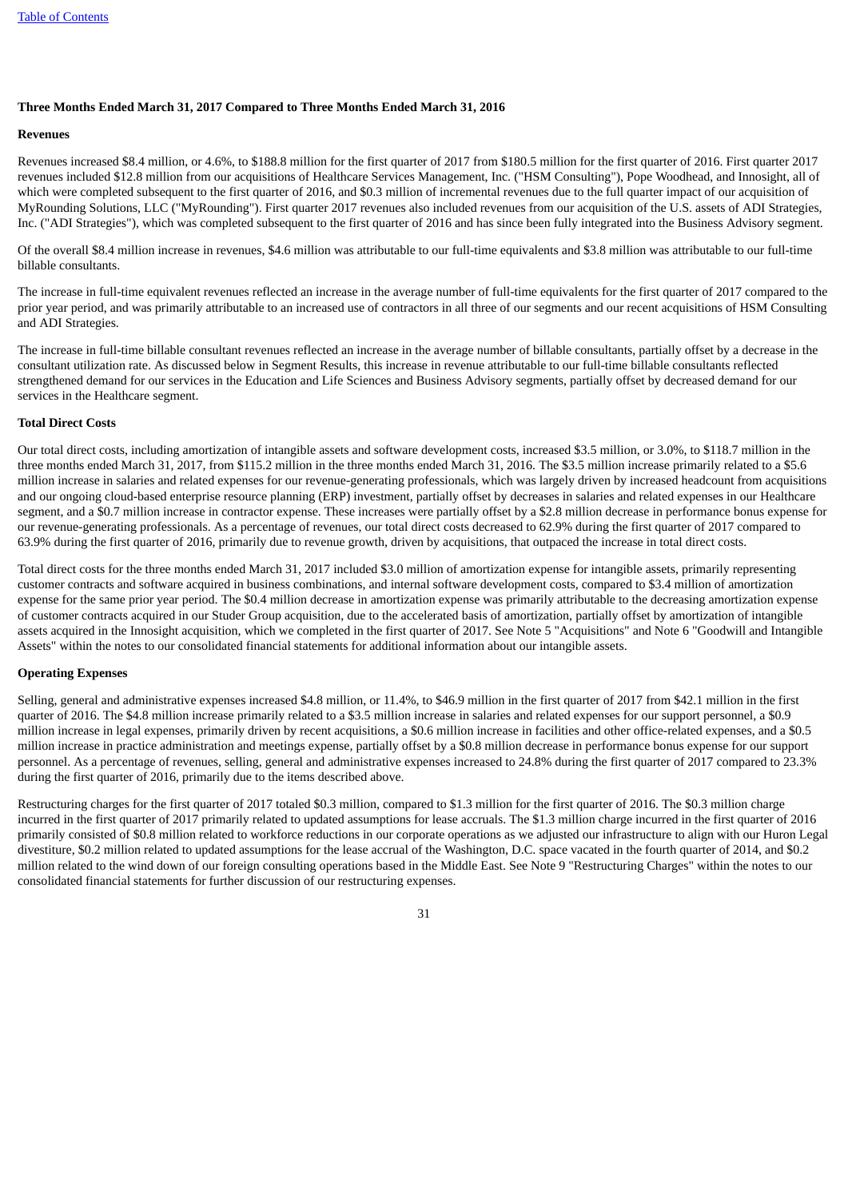**Three Months Ended March 31, 2017 Compared to Three Months Ended March 31, 2016**

**Revenues**

Revenues increased $8.4 million, or 4.6%, to $188.8 million for the first quarter of 2017 from $180.5 million for the first quarter of 2016. First quarter 2017 revenues included $12.8 million from our acquisitions of Healthcare Services Management, Inc. ("HSM Consulting"), Pope Woodhead, and Innosight, all of which were completed subsequent to the first quarter of 2016, and $0.3 million of incremental revenues due to the full quarter impact of our acquisition of MyRounding Solutions, LLC ("MyRounding"). First quarter 2017 revenues also included revenues from our acquisition of the U.S. assets of ADI Strategies, Inc. ("ADI Strategies"), which was completed subsequent to the first quarter of 2016 and has since been fully integrated into the Business Advisory segment.

Of the overall $8.4 million increase in revenues, $4.6 million was attributable to our full-time equivalents and $3.8 million was attributable to our full-time billable consultants.

The increase in full-time equivalent revenues reflected an increase in the average number of full-time equivalents for the first quarter of 2017 compared to the prior year period, and was primarily attributable to an increased use of contractors in all three of our segments and our recent acquisitions of HSM Consulting and ADI Strategies.

The increase in full-time billable consultant revenues reflected an increase in the average number of billable consultants, partially offset by a decrease in the consultant utilization rate. As discussed below in Segment Results, this increase in revenue attributable to our full-time billable consultants reflected strengthened demand for our services in the Education and Life Sciences and Business Advisory segments, partially offset by decreased demand for our services in the Healthcare segment.

**Total Direct Costs**

Our total direct costs, including amortization of intangible assets and software development costs, increased $3.5 million, or 3.0%, to $118.7 million in the three months ended March 31, 2017, from $115.2 million in the three months ended March 31, 2016. The $3.5 million increase primarily related to a $5.6 million increase in salaries and related expenses for our revenue-generating professionals, which was largely driven by increased headcount from acquisitions and our ongoing cloud-based enterprise resource planning (ERP) investment, partially offset by decreases in salaries and related expenses in our Healthcare segment, and a $0.7 million increase in contractor expense. These increases were partially offset by a $2.8 million decrease in performance bonus expense for our revenue-generating professionals. As a percentage of revenues, our total direct costs decreased to 62.9% during the first quarter of 2017 compared to 63.9% during the first quarter of 2016, primarily due to revenue growth, driven by acquisitions, that outpaced the increase in total direct costs.

Total direct costs for the three months ended March 31, 2017 included $3.0 million of amortization expense for intangible assets, primarily representing customer contracts and software acquired in business combinations, and internal software development costs, compared to $3.4 million of amortization expense for the same prior year period. The $0.4 million decrease in amortization expense was primarily attributable to the decreasing amortization expense of customer contracts acquired in our Studer Group acquisition, due to the accelerated basis of amortization, partially offset by amortization of intangible assets acquired in the Innosight acquisition, which we completed in the first quarter of 2017. See Note 5 "Acquisitions" and Note 6 "Goodwill and Intangible Assets" within the notes to our consolidated financial statements for additional information about our intangible assets.

**Operating Expenses**

Selling, general and administrative expenses increased $4.8 million, or 11.4%, to $46.9 million in the first quarter of 2017 from $42.1 million in the first quarter of 2016. The $4.8 million increase primarily related to a $3.5 million increase in salaries and related expenses for our support personnel, a $0.9 million increase in legal expenses, primarily driven by recent acquisitions, a $0.6 million increase in facilities and other office-related expenses, and a $0.5 million increase in practice administration and meetings expense, partially offset by a $0.8 million decrease in performance bonus expense for our support personnel. As a percentage of revenues, selling, general and administrative expenses increased to 24.8% during the first quarter of 2017 compared to 23.3% during the first quarter of 2016, primarily due to the items described above.

Restructuring charges for the first quarter of 2017 totaled $0.3 million, compared to $1.3 million for the first quarter of 2016. The $0.3 million charge incurred in the first quarter of 2017 primarily related to updated assumptions for lease accruals. The $1.3 million charge incurred in the first quarter of 2016 primarily consisted of $0.8 million related to workforce reductions in our corporate operations as we adjusted our infrastructure to align with our Huron Legal divestiture, $0.2 million related to updated assumptions for the lease accrual of the Washington, D.C. space vacated in the fourth quarter of 2014, and $0.2 million related to the wind down of our foreign consulting operations based in the Middle East. See Note 9 "Restructuring Charges" within the notes to our consolidated financial statements for further discussion of our restructuring expenses.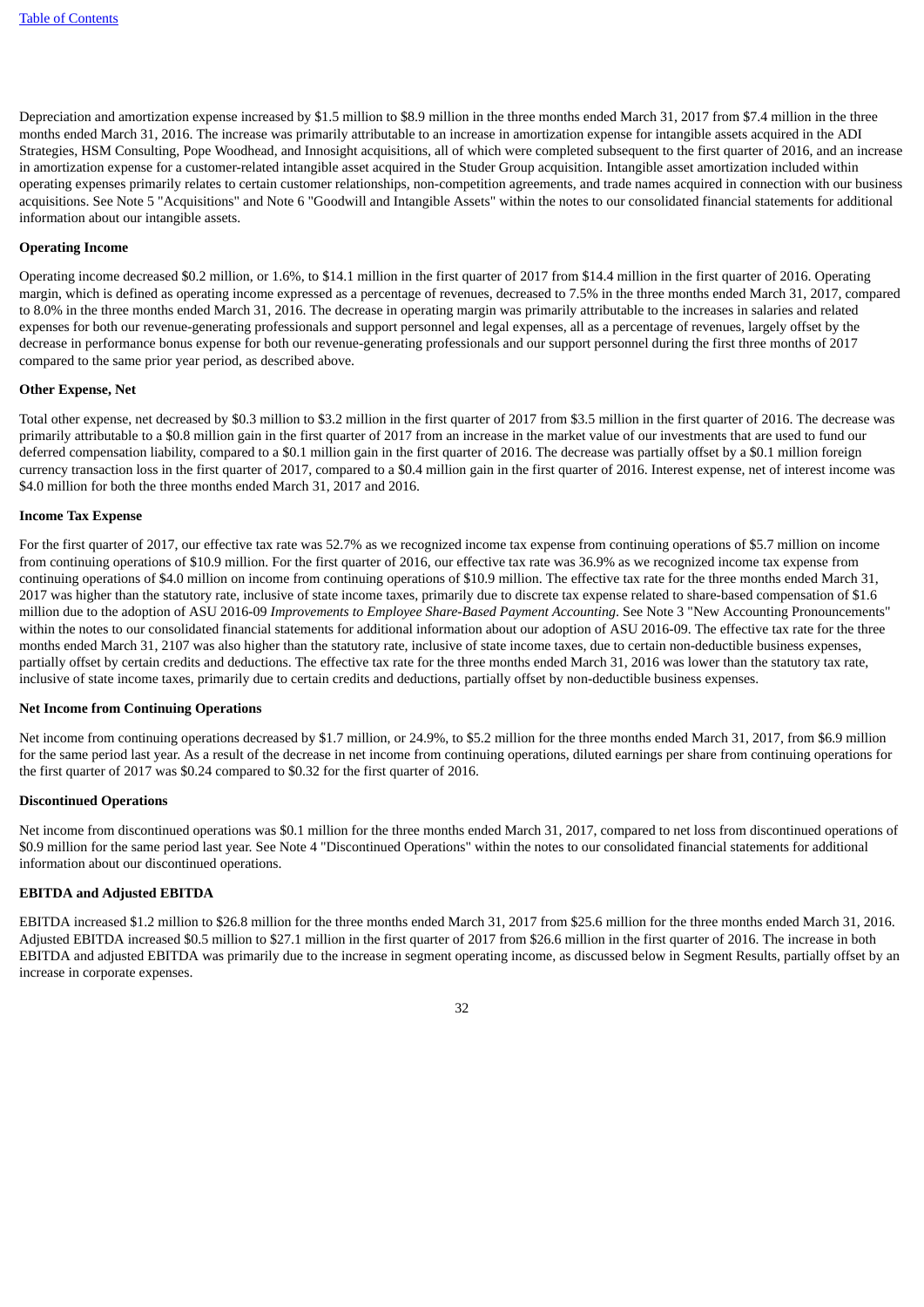Depreciation and amortization expense increased by $1.5 million to $8.9 million in the three months ended March 31, 2017 from $7.4 million in the three months ended March 31, 2016. The increase was primarily attributable to an increase in amortization expense for intangible assets acquired in the ADI Strategies, HSM Consulting, Pope Woodhead, and Innosight acquisitions, all of which were completed subsequent to the first quarter of 2016, and an increase in amortization expense for a customer-related intangible asset acquired in the Studer Group acquisition. Intangible asset amortization included within operating expenses primarily relates to certain customer relationships, non-competition agreements, and trade names acquired in connection with our business acquisitions. See Note 5 "Acquisitions" and Note 6 "Goodwill and Intangible Assets" within the notes to our consolidated financial statements for additional information about our intangible assets.

**Operating Income**

Operating income decreased $0.2 million, or 1.6%, to $14.1 million in the first quarter of 2017 from $14.4 million in the first quarter of 2016. Operating margin, which is defined as operating income expressed as a percentage of revenues, decreased to 7.5% in the three months ended March 31, 2017, compared to 8.0% in the three months ended March 31, 2016. The decrease in operating margin was primarily attributable to the increases in salaries and related expenses for both our revenue-generating professionals and support personnel and legal expenses, all as a percentage of revenues, largely offset by the decrease in performance bonus expense for both our revenue-generating professionals and our support personnel during the first three months of 2017 compared to the same prior year period, as described above.

**Other Expense, Net**

Total other expense, net decreased by $0.3 million to $3.2 million in the first quarter of 2017 from $3.5 million in the first quarter of 2016. The decrease was primarily attributable to a $0.8 million gain in the first quarter of 2017 from an increase in the market value of our investments that are used to fund our deferred compensation liability, compared to a $0.1 million gain in the first quarter of 2016. The decrease was partially offset by a $0.1 million foreign currency transaction loss in the first quarter of 2017, compared to a $0.4 million gain in the first quarter of 2016. Interest expense, net of interest income was $4.0 million for both the three months ended March 31, 2017 and 2016.

**Income Tax Expense**

For the first quarter of 2017, our effective tax rate was 52.7% as we recognized income tax expense from continuing operations of $5.7 million on income from continuing operations of $10.9 million. For the first quarter of 2016, our effective tax rate was 36.9% as we recognized income tax expense from continuing operations of $4.0 million on income from continuing operations of $10.9 million. The effective tax rate for the three months ended March 31, 2017 was higher than the statutory rate, inclusive of state income taxes, primarily due to discrete tax expense related to share-based compensation of $1.6 million due to the adoption of ASU 2016-09 *Improvements to Employee Share-Based Payment Accounting*. See Note 3 "New Accounting Pronouncements" within the notes to our consolidated financial statements for additional information about our adoption of ASU 2016-09. The effective tax rate for the three months ended March 31, 2107 was also higher than the statutory rate, inclusive of state income taxes, due to certain non-deductible business expenses, partially offset by certain credits and deductions. The effective tax rate for the three months ended March 31, 2016 was lower than the statutory tax rate, inclusive of state income taxes, primarily due to certain credits and deductions, partially offset by non-deductible business expenses.

**Net Income from Continuing Operations**

Net income from continuing operations decreased by $1.7 million, or 24.9%, to $5.2 million for the three months ended March 31, 2017, from $6.9 million for the same period last year. As a result of the decrease in net income from continuing operations, diluted earnings per share from continuing operations for the first quarter of 2017 was $0.24 compared to $0.32 for the first quarter of 2016.

**Discontinued Operations**

Net income from discontinued operations was $0.1 million for the three months ended March 31, 2017, compared to net loss from discontinued operations of $0.9 million for the same period last year. See Note 4 "Discontinued Operations" within the notes to our consolidated financial statements for additional information about our discontinued operations.

**EBITDA and Adjusted EBITDA**

EBITDA increased $1.2 million to $26.8 million for the three months ended March 31, 2017 from $25.6 million for the three months ended March 31, 2016. Adjusted EBITDA increased $0.5 million to $27.1 million in the first quarter of 2017 from $26.6 million in the first quarter of 2016. The increase in both EBITDA and adjusted EBITDA was primarily due to the increase in segment operating income, as discussed below in Segment Results, partially offset by an increase in corporate expenses.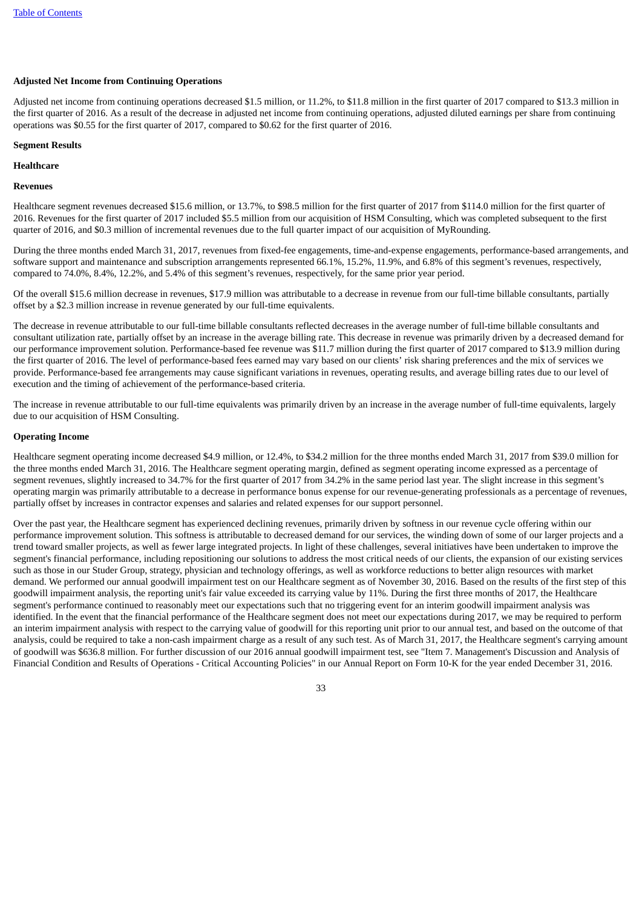**Adjusted Net Income from Continuing Operations**

Adjusted net income from continuing operations decreased $1.5 million, or 11.2%, to $11.8 million in the first quarter of 2017 compared to $13.3 million in the first quarter of 2016. As a result of the decrease in adjusted net income from continuing operations, adjusted diluted earnings per share from continuing operations was $0.55 for the first quarter of 2017, compared to $0.62 for the first quarter of 2016.

**Segment Results**

**Healthcare**

**Revenues**

Healthcare segment revenues decreased $15.6 million, or 13.7%, to $98.5 million for the first quarter of 2017 from $114.0 million for the first quarter of 2016. Revenues for the first quarter of 2017 included $5.5 million from our acquisition of HSM Consulting, which was completed subsequent to the first quarter of 2016, and $0.3 million of incremental revenues due to the full quarter impact of our acquisition of MyRounding.

During the three months ended March 31, 2017, revenues from fixed-fee engagements, time-and-expense engagements, performance-based arrangements, and software support and maintenance and subscription arrangements represented 66.1%, 15.2%, 11.9%, and 6.8% of this segment's revenues, respectively, compared to 74.0%, 8.4%, 12.2%, and 5.4% of this segment's revenues, respectively, for the same prior year period.

Of the overall $15.6 million decrease in revenues, $17.9 million was attributable to a decrease in revenue from our full-time billable consultants, partially offset by a $2.3 million increase in revenue generated by our full-time equivalents.

The decrease in revenue attributable to our full-time billable consultants reflected decreases in the average number of full-time billable consultants and consultant utilization rate, partially offset by an increase in the average billing rate. This decrease in revenue was primarily driven by a decreased demand for our performance improvement solution. Performance-based fee revenue was $11.7 million during the first quarter of 2017 compared to $13.9 million during the first quarter of 2016. The level of performance-based fees earned may vary based on our clients' risk sharing preferences and the mix of services we provide. Performance-based fee arrangements may cause significant variations in revenues, operating results, and average billing rates due to our level of execution and the timing of achievement of the performance-based criteria.

The increase in revenue attributable to our full-time equivalents was primarily driven by an increase in the average number of full-time equivalents, largely due to our acquisition of HSM Consulting.

**Operating Income**

Healthcare segment operating income decreased $4.9 million, or 12.4%, to $34.2 million for the three months ended March 31, 2017 from $39.0 million for the three months ended March 31, 2016. The Healthcare segment operating margin, defined as segment operating income expressed as a percentage of segment revenues, slightly increased to 34.7% for the first quarter of 2017 from 34.2% in the same period last year. The slight increase in this segment's operating margin was primarily attributable to a decrease in performance bonus expense for our revenue-generating professionals as a percentage of revenues, partially offset by increases in contractor expenses and salaries and related expenses for our support personnel.

Over the past year, the Healthcare segment has experienced declining revenues, primarily driven by softness in our revenue cycle offering within our performance improvement solution. This softness is attributable to decreased demand for our services, the winding down of some of our larger projects and a trend toward smaller projects, as well as fewer large integrated projects. In light of these challenges, several initiatives have been undertaken to improve the segment's financial performance, including repositioning our solutions to address the most critical needs of our clients, the expansion of our existing services such as those in our Studer Group, strategy, physician and technology offerings, as well as workforce reductions to better align resources with market demand. We performed our annual goodwill impairment test on our Healthcare segment as of November 30, 2016. Based on the results of the first step of this goodwill impairment analysis, the reporting unit's fair value exceeded its carrying value by 11%. During the first three months of 2017, the Healthcare segment's performance continued to reasonably meet our expectations such that no triggering event for an interim goodwill impairment analysis was identified. In the event that the financial performance of the Healthcare segment does not meet our expectations during 2017, we may be required to perform an interim impairment analysis with respect to the carrying value of goodwill for this reporting unit prior to our annual test, and based on the outcome of that analysis, could be required to take a non-cash impairment charge as a result of any such test. As of March 31, 2017, the Healthcare segment's carrying amount of goodwill was $636.8 million. For further discussion of our 2016 annual goodwill impairment test, see "Item 7. Management's Discussion and Analysis of Financial Condition and Results of Operations - Critical Accounting Policies" in our Annual Report on Form 10-K for the year ended December 31, 2016.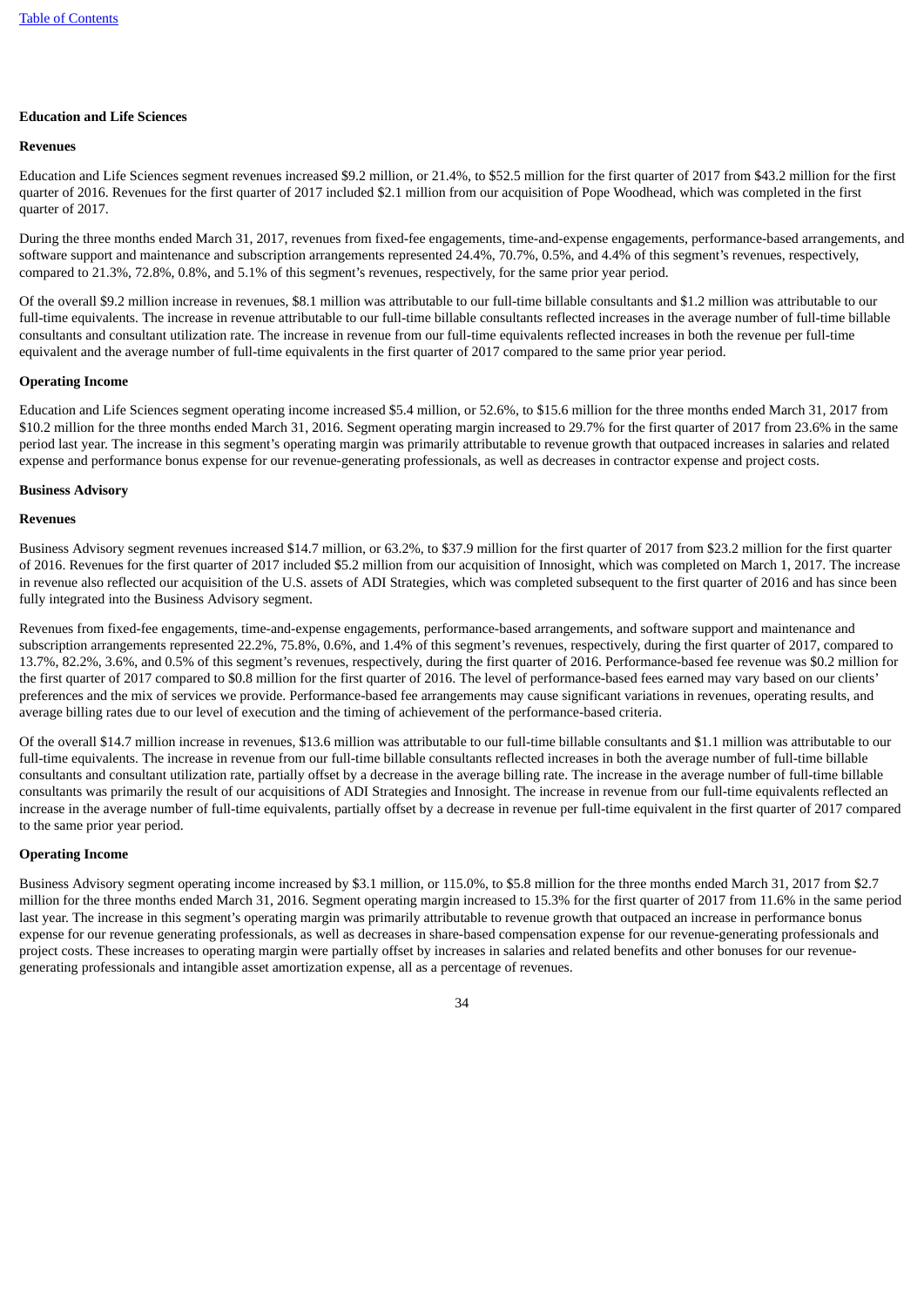**Education and Life Sciences**

**Revenues**

Education and Life Sciences segment revenues increased $9.2 million, or 21.4%, to $52.5 million for the first quarter of 2017 from $43.2 million for the first quarter of 2016. Revenues for the first quarter of 2017 included $2.1 million from our acquisition of Pope Woodhead, which was completed in the first quarter of 2017.

During the three months ended March 31, 2017, revenues from fixed-fee engagements, time-and-expense engagements, performance-based arrangements, and software support and maintenance and subscription arrangements represented 24.4%, 70.7%, 0.5%, and 4.4% of this segment's revenues, respectively, compared to 21.3%, 72.8%, 0.8%, and 5.1% of this segment's revenues, respectively, for the same prior year period.

Of the overall $9.2 million increase in revenues, $8.1 million was attributable to our full-time billable consultants and $1.2 million was attributable to our full-time equivalents. The increase in revenue attributable to our full-time billable consultants reflected increases in the average number of full-time billable consultants and consultant utilization rate. The increase in revenue from our full-time equivalents reflected increases in both the revenue per full-time equivalent and the average number of full-time equivalents in the first quarter of 2017 compared to the same prior year period.

**Operating Income**

Education and Life Sciences segment operating income increased $5.4 million, or 52.6%, to $15.6 million for the three months ended March 31, 2017 from $10.2 million for the three months ended March 31, 2016. Segment operating margin increased to 29.7% for the first quarter of 2017 from 23.6% in the same period last year. The increase in this segment's operating margin was primarily attributable to revenue growth that outpaced increases in salaries and related expense and performance bonus expense for our revenue-generating professionals, as well as decreases in contractor expense and project costs.

**Business Advisory**

**Revenues**

Business Advisory segment revenues increased $14.7 million, or 63.2%, to $37.9 million for the first quarter of 2017 from $23.2 million for the first quarter of 2016. Revenues for the first quarter of 2017 included $5.2 million from our acquisition of Innosight, which was completed on March 1, 2017. The increase in revenue also reflected our acquisition of the U.S. assets of ADI Strategies, which was completed subsequent to the first quarter of 2016 and has since been fully integrated into the Business Advisory segment.

Revenues from fixed-fee engagements, time-and-expense engagements, performance-based arrangements, and software support and maintenance and subscription arrangements represented 22.2%, 75.8%, 0.6%, and 1.4% of this segment's revenues, respectively, during the first quarter of 2017, compared to 13.7%, 82.2%, 3.6%, and 0.5% of this segment's revenues, respectively, during the first quarter of 2016. Performance-based fee revenue was $0.2 million for the first quarter of 2017 compared to $0.8 million for the first quarter of 2016. The level of performance-based fees earned may vary based on our clients' preferences and the mix of services we provide. Performance-based fee arrangements may cause significant variations in revenues, operating results, and average billing rates due to our level of execution and the timing of achievement of the performance-based criteria.

Of the overall $14.7 million increase in revenues, $13.6 million was attributable to our full-time billable consultants and $1.1 million was attributable to our full-time equivalents. The increase in revenue from our full-time billable consultants reflected increases in both the average number of full-time billable consultants and consultant utilization rate, partially offset by a decrease in the average billing rate. The increase in the average number of full-time billable consultants was primarily the result of our acquisitions of ADI Strategies and Innosight. The increase in revenue from our full-time equivalents reflected an increase in the average number of full-time equivalents, partially offset by a decrease in revenue per full-time equivalent in the first quarter of 2017 compared to the same prior year period.

**Operating Income**

Business Advisory segment operating income increased by $3.1 million, or 115.0%, to $5.8 million for the three months ended March 31, 2017 from $2.7 million for the three months ended March 31, 2016. Segment operating margin increased to 15.3% for the first quarter of 2017 from 11.6% in the same period last year. The increase in this segment's operating margin was primarily attributable to revenue growth that outpaced an increase in performance bonus expense for our revenue generating professionals, as well as decreases in share-based compensation expense for our revenue-generating professionals and project costs. These increases to operating margin were partially offset by increases in salaries and related benefits and other bonuses for our revenue-generating professionals and intangible asset amortization expense, all as a percentage of revenues.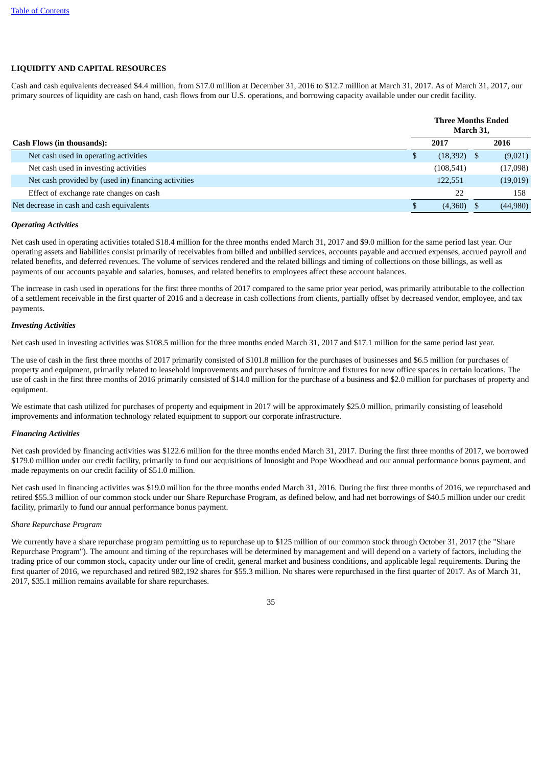## LIQUIDITY AND CAPITAL RESOURCES

Cash and cash equivalents decreased $4.4 million, from $17.0 million at December 31, 2016 to $12.7 million at March 31, 2017. As of March 31, 2017, our primary sources of liquidity are cash on hand, cash flows from our U.S. operations, and borrowing capacity available under our credit facility.

| Cash Flows (in thousands): | Three Months Ended March 31, 2017 | Three Months Ended March 31, 2016 |
|---|---|---|
| Net cash used in operating activities | $ (18,392) | $ (9,021) |
| Net cash used in investing activities | (108,541) | (17,098) |
| Net cash provided by (used in) financing activities | 122,551 | (19,019) |
| Effect of exchange rate changes on cash | 22 | 158 |
| Net decrease in cash and cash equivalents | $ (4,360) | $ (44,980) |

***Operating Activities***

Net cash used in operating activities totaled $18.4 million for the three months ended March 31, 2017 and $9.0 million for the same period last year. Our operating assets and liabilities consist primarily of receivables from billed and unbilled services, accounts payable and accrued expenses, accrued payroll and related benefits, and deferred revenues. The volume of services rendered and the related billings and timing of collections on those billings, as well as payments of our accounts payable and salaries, bonuses, and related benefits to employees affect these account balances.

The increase in cash used in operations for the first three months of 2017 compared to the same prior year period, was primarily attributable to the collection of a settlement receivable in the first quarter of 2016 and a decrease in cash collections from clients, partially offset by decreased vendor, employee, and tax payments.

***Investing Activities***

Net cash used in investing activities was $108.5 million for the three months ended March 31, 2017 and $17.1 million for the same period last year.

The use of cash in the first three months of 2017 primarily consisted of $101.8 million for the purchases of businesses and $6.5 million for purchases of property and equipment, primarily related to leasehold improvements and purchases of furniture and fixtures for new office spaces in certain locations. The use of cash in the first three months of 2016 primarily consisted of $14.0 million for the purchase of a business and $2.0 million for purchases of property and equipment.

We estimate that cash utilized for purchases of property and equipment in 2017 will be approximately $25.0 million, primarily consisting of leasehold improvements and information technology related equipment to support our corporate infrastructure.

***Financing Activities***

Net cash provided by financing activities was $122.6 million for the three months ended March 31, 2017. During the first three months of 2017, we borrowed $179.0 million under our credit facility, primarily to fund our acquisitions of Innosight and Pope Woodhead and our annual performance bonus payment, and made repayments on our credit facility of $51.0 million.

Net cash used in financing activities was $19.0 million for the three months ended March 31, 2016. During the first three months of 2016, we repurchased and retired $55.3 million of our common stock under our Share Repurchase Program, as defined below, and had net borrowings of $40.5 million under our credit facility, primarily to fund our annual performance bonus payment.

*Share Repurchase Program*

We currently have a share repurchase program permitting us to repurchase up to $125 million of our common stock through October 31, 2017 (the "Share Repurchase Program"). The amount and timing of the repurchases will be determined by management and will depend on a variety of factors, including the trading price of our common stock, capacity under our line of credit, general market and business conditions, and applicable legal requirements. During the first quarter of 2016, we repurchased and retired 982,192 shares for $55.3 million. No shares were repurchased in the first quarter of 2017. As of March 31, 2017, $35.1 million remains available for share repurchases.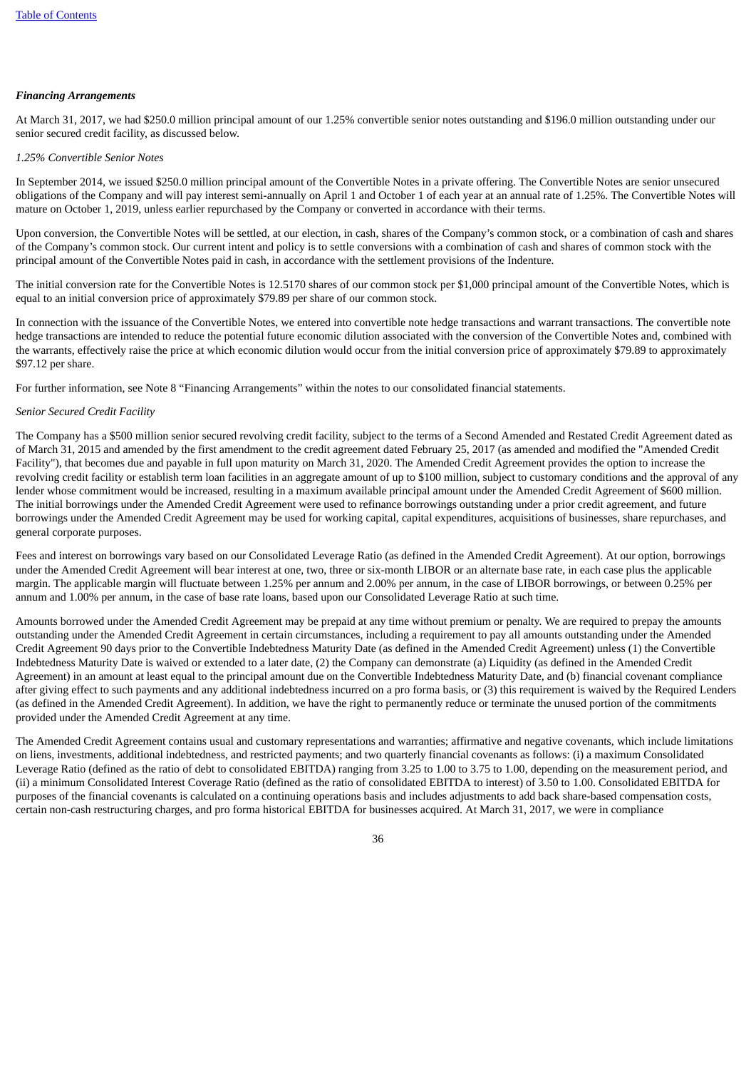***Financing Arrangements***

At March 31, 2017, we had $250.0 million principal amount of our 1.25% convertible senior notes outstanding and $196.0 million outstanding under our senior secured credit facility, as discussed below.

*1.25% Convertible Senior Notes*

In September 2014, we issued $250.0 million principal amount of the Convertible Notes in a private offering. The Convertible Notes are senior unsecured obligations of the Company and will pay interest semi-annually on April 1 and October 1 of each year at an annual rate of 1.25%. The Convertible Notes will mature on October 1, 2019, unless earlier repurchased by the Company or converted in accordance with their terms.

Upon conversion, the Convertible Notes will be settled, at our election, in cash, shares of the Company's common stock, or a combination of cash and shares of the Company's common stock. Our current intent and policy is to settle conversions with a combination of cash and shares of common stock with the principal amount of the Convertible Notes paid in cash, in accordance with the settlement provisions of the Indenture.

The initial conversion rate for the Convertible Notes is 12.5170 shares of our common stock per $1,000 principal amount of the Convertible Notes, which is equal to an initial conversion price of approximately $79.89 per share of our common stock.

In connection with the issuance of the Convertible Notes, we entered into convertible note hedge transactions and warrant transactions. The convertible note hedge transactions are intended to reduce the potential future economic dilution associated with the conversion of the Convertible Notes and, combined with the warrants, effectively raise the price at which economic dilution would occur from the initial conversion price of approximately $79.89 to approximately $97.12 per share.

For further information, see Note 8 "Financing Arrangements" within the notes to our consolidated financial statements.

*Senior Secured Credit Facility*

The Company has a $500 million senior secured revolving credit facility, subject to the terms of a Second Amended and Restated Credit Agreement dated as of March 31, 2015 and amended by the first amendment to the credit agreement dated February 25, 2017 (as amended and modified the "Amended Credit Facility"), that becomes due and payable in full upon maturity on March 31, 2020. The Amended Credit Agreement provides the option to increase the revolving credit facility or establish term loan facilities in an aggregate amount of up to $100 million, subject to customary conditions and the approval of any lender whose commitment would be increased, resulting in a maximum available principal amount under the Amended Credit Agreement of $600 million. The initial borrowings under the Amended Credit Agreement were used to refinance borrowings outstanding under a prior credit agreement, and future borrowings under the Amended Credit Agreement may be used for working capital, capital expenditures, acquisitions of businesses, share repurchases, and general corporate purposes.

Fees and interest on borrowings vary based on our Consolidated Leverage Ratio (as defined in the Amended Credit Agreement). At our option, borrowings under the Amended Credit Agreement will bear interest at one, two, three or six-month LIBOR or an alternate base rate, in each case plus the applicable margin. The applicable margin will fluctuate between 1.25% per annum and 2.00% per annum, in the case of LIBOR borrowings, or between 0.25% per annum and 1.00% per annum, in the case of base rate loans, based upon our Consolidated Leverage Ratio at such time.

Amounts borrowed under the Amended Credit Agreement may be prepaid at any time without premium or penalty. We are required to prepay the amounts outstanding under the Amended Credit Agreement in certain circumstances, including a requirement to pay all amounts outstanding under the Amended Credit Agreement 90 days prior to the Convertible Indebtedness Maturity Date (as defined in the Amended Credit Agreement) unless (1) the Convertible Indebtedness Maturity Date is waived or extended to a later date, (2) the Company can demonstrate (a) Liquidity (as defined in the Amended Credit Agreement) in an amount at least equal to the principal amount due on the Convertible Indebtedness Maturity Date, and (b) financial covenant compliance after giving effect to such payments and any additional indebtedness incurred on a pro forma basis, or (3) this requirement is waived by the Required Lenders (as defined in the Amended Credit Agreement). In addition, we have the right to permanently reduce or terminate the unused portion of the commitments provided under the Amended Credit Agreement at any time.

The Amended Credit Agreement contains usual and customary representations and warranties; affirmative and negative covenants, which include limitations on liens, investments, additional indebtedness, and restricted payments; and two quarterly financial covenants as follows: (i) a maximum Consolidated Leverage Ratio (defined as the ratio of debt to consolidated EBITDA) ranging from 3.25 to 1.00 to 3.75 to 1.00, depending on the measurement period, and (ii) a minimum Consolidated Interest Coverage Ratio (defined as the ratio of consolidated EBITDA to interest) of 3.50 to 1.00. Consolidated EBITDA for purposes of the financial covenants is calculated on a continuing operations basis and includes adjustments to add back share-based compensation costs, certain non-cash restructuring charges, and pro forma historical EBITDA for businesses acquired. At March 31, 2017, we were in compliance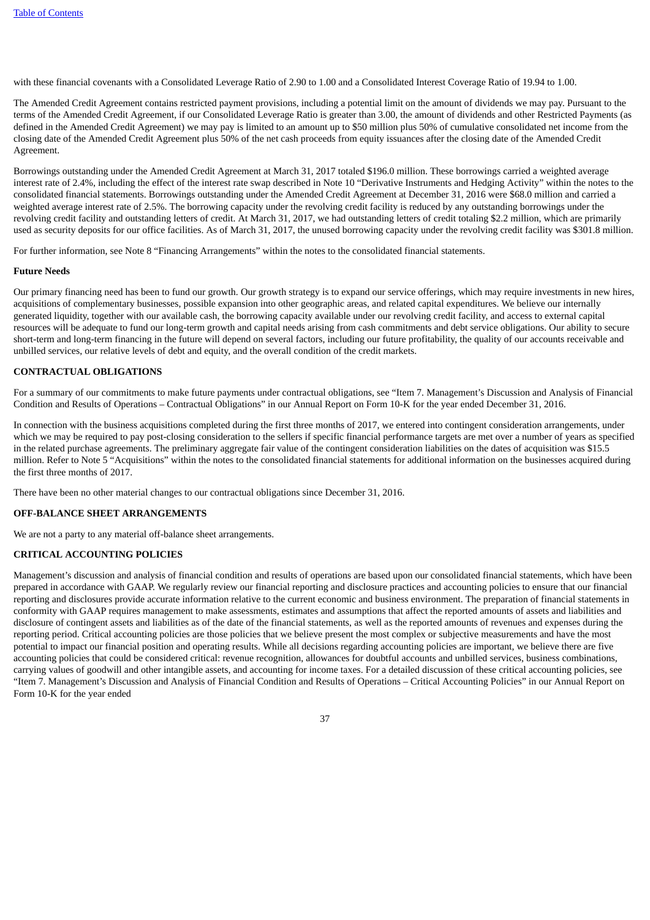with these financial covenants with a Consolidated Leverage Ratio of 2.90 to 1.00 and a Consolidated Interest Coverage Ratio of 19.94 to 1.00.

The Amended Credit Agreement contains restricted payment provisions, including a potential limit on the amount of dividends we may pay. Pursuant to the terms of the Amended Credit Agreement, if our Consolidated Leverage Ratio is greater than 3.00, the amount of dividends and other Restricted Payments (as defined in the Amended Credit Agreement) we may pay is limited to an amount up to $50 million plus 50% of cumulative consolidated net income from the closing date of the Amended Credit Agreement plus 50% of the net cash proceeds from equity issuances after the closing date of the Amended Credit Agreement.

Borrowings outstanding under the Amended Credit Agreement at March 31, 2017 totaled $196.0 million. These borrowings carried a weighted average interest rate of 2.4%, including the effect of the interest rate swap described in Note 10 "Derivative Instruments and Hedging Activity" within the notes to the consolidated financial statements. Borrowings outstanding under the Amended Credit Agreement at December 31, 2016 were $68.0 million and carried a weighted average interest rate of 2.5%. The borrowing capacity under the revolving credit facility is reduced by any outstanding borrowings under the revolving credit facility and outstanding letters of credit. At March 31, 2017, we had outstanding letters of credit totaling $2.2 million, which are primarily used as security deposits for our office facilities. As of March 31, 2017, the unused borrowing capacity under the revolving credit facility was $301.8 million.

For further information, see Note 8 "Financing Arrangements" within the notes to the consolidated financial statements.

**Future Needs**

Our primary financing need has been to fund our growth. Our growth strategy is to expand our service offerings, which may require investments in new hires, acquisitions of complementary businesses, possible expansion into other geographic areas, and related capital expenditures. We believe our internally generated liquidity, together with our available cash, the borrowing capacity available under our revolving credit facility, and access to external capital resources will be adequate to fund our long-term growth and capital needs arising from cash commitments and debt service obligations. Our ability to secure short-term and long-term financing in the future will depend on several factors, including our future profitability, the quality of our accounts receivable and unbilled services, our relative levels of debt and equity, and the overall condition of the credit markets.

## CONTRACTUAL OBLIGATIONS

For a summary of our commitments to make future payments under contractual obligations, see "Item 7. Management's Discussion and Analysis of Financial Condition and Results of Operations – Contractual Obligations" in our Annual Report on Form 10-K for the year ended December 31, 2016.

In connection with the business acquisitions completed during the first three months of 2017, we entered into contingent consideration arrangements, under which we may be required to pay post-closing consideration to the sellers if specific financial performance targets are met over a number of years as specified in the related purchase agreements. The preliminary aggregate fair value of the contingent consideration liabilities on the dates of acquisition was $15.5 million. Refer to Note 5 "Acquisitions" within the notes to the consolidated financial statements for additional information on the businesses acquired during the first three months of 2017.

There have been no other material changes to our contractual obligations since December 31, 2016.

## OFF-BALANCE SHEET ARRANGEMENTS

We are not a party to any material off-balance sheet arrangements.

## CRITICAL ACCOUNTING POLICIES

Management's discussion and analysis of financial condition and results of operations are based upon our consolidated financial statements, which have been prepared in accordance with GAAP. We regularly review our financial reporting and disclosure practices and accounting policies to ensure that our financial reporting and disclosures provide accurate information relative to the current economic and business environment. The preparation of financial statements in conformity with GAAP requires management to make assessments, estimates and assumptions that affect the reported amounts of assets and liabilities and disclosure of contingent assets and liabilities as of the date of the financial statements, as well as the reported amounts of revenues and expenses during the reporting period. Critical accounting policies are those policies that we believe present the most complex or subjective measurements and have the most potential to impact our financial position and operating results. While all decisions regarding accounting policies are important, we believe there are five accounting policies that could be considered critical: revenue recognition, allowances for doubtful accounts and unbilled services, business combinations, carrying values of goodwill and other intangible assets, and accounting for income taxes. For a detailed discussion of these critical accounting policies, see "Item 7. Management's Discussion and Analysis of Financial Condition and Results of Operations – Critical Accounting Policies" in our Annual Report on Form 10-K for the year ended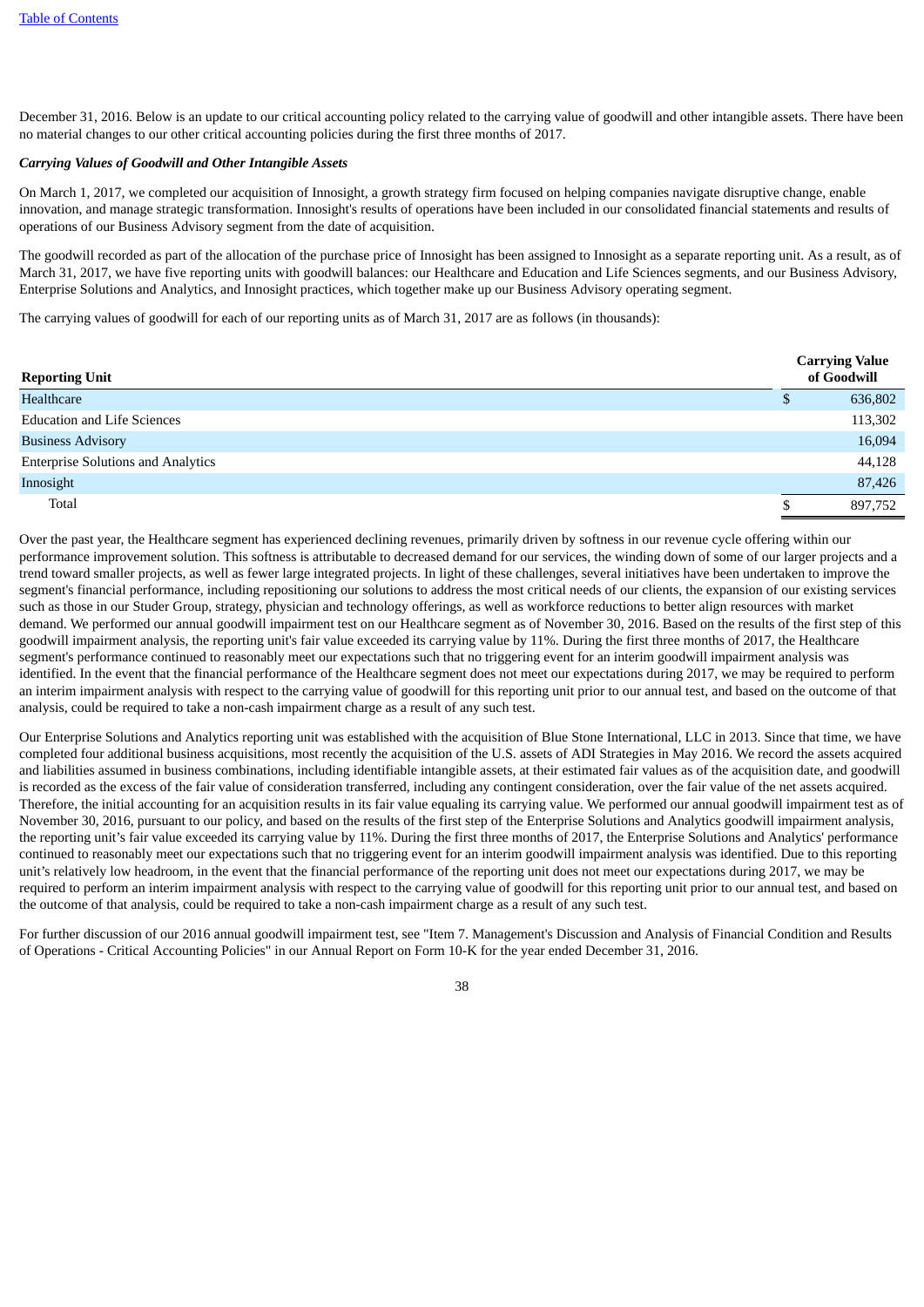December 31, 2016. Below is an update to our critical accounting policy related to the carrying value of goodwill and other intangible assets. There have been no material changes to our other critical accounting policies during the first three months of 2017.

***Carrying Values of Goodwill and Other Intangible Assets***

On March 1, 2017, we completed our acquisition of Innosight, a growth strategy firm focused on helping companies navigate disruptive change, enable innovation, and manage strategic transformation. Innosight's results of operations have been included in our consolidated financial statements and results of operations of our Business Advisory segment from the date of acquisition.

The goodwill recorded as part of the allocation of the purchase price of Innosight has been assigned to Innosight as a separate reporting unit. As a result, as of March 31, 2017, we have five reporting units with goodwill balances: our Healthcare and Education and Life Sciences segments, and our Business Advisory, Enterprise Solutions and Analytics, and Innosight practices, which together make up our Business Advisory operating segment.

The carrying values of goodwill for each of our reporting units as of March 31, 2017 are as follows (in thousands):

| Reporting Unit | Carrying Value of Goodwill |
|---|---|
| Healthcare | $ 636,802 |
| Education and Life Sciences | 113,302 |
| Business Advisory | 16,094 |
| Enterprise Solutions and Analytics | 44,128 |
| Innosight | 87,426 |
| Total | $ 897,752 |

Over the past year, the Healthcare segment has experienced declining revenues, primarily driven by softness in our revenue cycle offering within our performance improvement solution. This softness is attributable to decreased demand for our services, the winding down of some of our larger projects and a trend toward smaller projects, as well as fewer large integrated projects. In light of these challenges, several initiatives have been undertaken to improve the segment's financial performance, including repositioning our solutions to address the most critical needs of our clients, the expansion of our existing services such as those in our Studer Group, strategy, physician and technology offerings, as well as workforce reductions to better align resources with market demand. We performed our annual goodwill impairment test on our Healthcare segment as of November 30, 2016. Based on the results of the first step of this goodwill impairment analysis, the reporting unit's fair value exceeded its carrying value by 11%. During the first three months of 2017, the Healthcare segment's performance continued to reasonably meet our expectations such that no triggering event for an interim goodwill impairment analysis was identified. In the event that the financial performance of the Healthcare segment does not meet our expectations during 2017, we may be required to perform an interim impairment analysis with respect to the carrying value of goodwill for this reporting unit prior to our annual test, and based on the outcome of that analysis, could be required to take a non-cash impairment charge as a result of any such test.

Our Enterprise Solutions and Analytics reporting unit was established with the acquisition of Blue Stone International, LLC in 2013. Since that time, we have completed four additional business acquisitions, most recently the acquisition of the U.S. assets of ADI Strategies in May 2016. We record the assets acquired and liabilities assumed in business combinations, including identifiable intangible assets, at their estimated fair values as of the acquisition date, and goodwill is recorded as the excess of the fair value of consideration transferred, including any contingent consideration, over the fair value of the net assets acquired. Therefore, the initial accounting for an acquisition results in its fair value equaling its carrying value. We performed our annual goodwill impairment test as of November 30, 2016, pursuant to our policy, and based on the results of the first step of the Enterprise Solutions and Analytics goodwill impairment analysis, the reporting unit's fair value exceeded its carrying value by 11%. During the first three months of 2017, the Enterprise Solutions and Analytics' performance continued to reasonably meet our expectations such that no triggering event for an interim goodwill impairment analysis was identified. Due to this reporting unit's relatively low headroom, in the event that the financial performance of the reporting unit does not meet our expectations during 2017, we may be required to perform an interim impairment analysis with respect to the carrying value of goodwill for this reporting unit prior to our annual test, and based on the outcome of that analysis, could be required to take a non-cash impairment charge as a result of any such test.

For further discussion of our 2016 annual goodwill impairment test, see "Item 7. Management's Discussion and Analysis of Financial Condition and Results of Operations - Critical Accounting Policies" in our Annual Report on Form 10-K for the year ended December 31, 2016.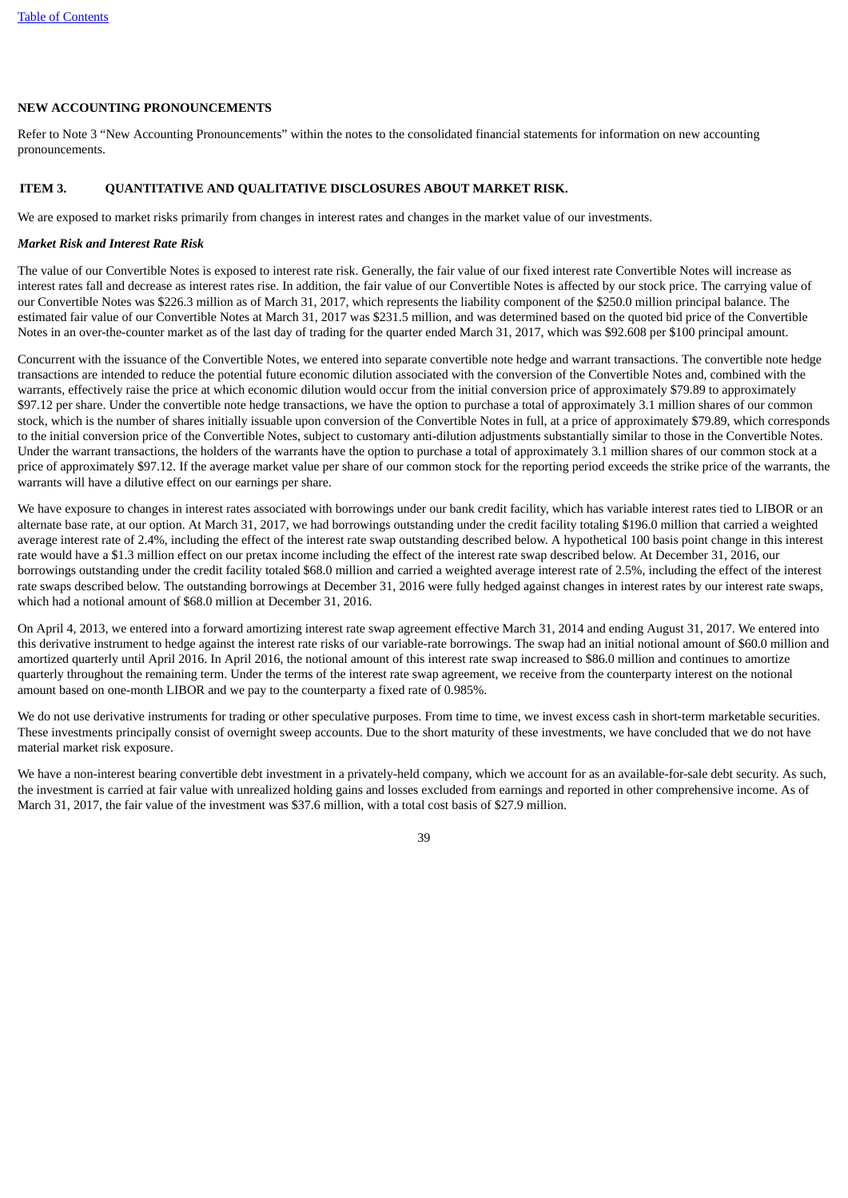## NEW ACCOUNTING PRONOUNCEMENTS

Refer to Note 3 "New Accounting Pronouncements" within the notes to the consolidated financial statements for information on new accounting pronouncements.

## ITEM 3. QUANTITATIVE AND QUALITATIVE DISCLOSURES ABOUT MARKET RISK.

We are exposed to market risks primarily from changes in interest rates and changes in the market value of our investments.

***Market Risk and Interest Rate Risk***

The value of our Convertible Notes is exposed to interest rate risk. Generally, the fair value of our fixed interest rate Convertible Notes will increase as interest rates fall and decrease as interest rates rise. In addition, the fair value of our Convertible Notes is affected by our stock price. The carrying value of our Convertible Notes was $226.3 million as of March 31, 2017, which represents the liability component of the $250.0 million principal balance. The estimated fair value of our Convertible Notes at March 31, 2017 was $231.5 million, and was determined based on the quoted bid price of the Convertible Notes in an over-the-counter market as of the last day of trading for the quarter ended March 31, 2017, which was $92.608 per $100 principal amount.

Concurrent with the issuance of the Convertible Notes, we entered into separate convertible note hedge and warrant transactions. The convertible note hedge transactions are intended to reduce the potential future economic dilution associated with the conversion of the Convertible Notes and, combined with the warrants, effectively raise the price at which economic dilution would occur from the initial conversion price of approximately $79.89 to approximately $97.12 per share. Under the convertible note hedge transactions, we have the option to purchase a total of approximately 3.1 million shares of our common stock, which is the number of shares initially issuable upon conversion of the Convertible Notes in full, at a price of approximately $79.89, which corresponds to the initial conversion price of the Convertible Notes, subject to customary anti-dilution adjustments substantially similar to those in the Convertible Notes. Under the warrant transactions, the holders of the warrants have the option to purchase a total of approximately 3.1 million shares of our common stock at a price of approximately $97.12. If the average market value per share of our common stock for the reporting period exceeds the strike price of the warrants, the warrants will have a dilutive effect on our earnings per share.

We have exposure to changes in interest rates associated with borrowings under our bank credit facility, which has variable interest rates tied to LIBOR or an alternate base rate, at our option. At March 31, 2017, we had borrowings outstanding under the credit facility totaling $196.0 million that carried a weighted average interest rate of 2.4%, including the effect of the interest rate swap outstanding described below. A hypothetical 100 basis point change in this interest rate would have a $1.3 million effect on our pretax income including the effect of the interest rate swap described below. At December 31, 2016, our borrowings outstanding under the credit facility totaled $68.0 million and carried a weighted average interest rate of 2.5%, including the effect of the interest rate swaps described below. The outstanding borrowings at December 31, 2016 were fully hedged against changes in interest rates by our interest rate swaps, which had a notional amount of $68.0 million at December 31, 2016.

On April 4, 2013, we entered into a forward amortizing interest rate swap agreement effective March 31, 2014 and ending August 31, 2017. We entered into this derivative instrument to hedge against the interest rate risks of our variable-rate borrowings. The swap had an initial notional amount of $60.0 million and amortized quarterly until April 2016. In April 2016, the notional amount of this interest rate swap increased to $86.0 million and continues to amortize quarterly throughout the remaining term. Under the terms of the interest rate swap agreement, we receive from the counterparty interest on the notional amount based on one-month LIBOR and we pay to the counterparty a fixed rate of 0.985%.

We do not use derivative instruments for trading or other speculative purposes. From time to time, we invest excess cash in short-term marketable securities. These investments principally consist of overnight sweep accounts. Due to the short maturity of these investments, we have concluded that we do not have material market risk exposure.

We have a non-interest bearing convertible debt investment in a privately-held company, which we account for as an available-for-sale debt security. As such, the investment is carried at fair value with unrealized holding gains and losses excluded from earnings and reported in other comprehensive income. As of March 31, 2017, the fair value of the investment was $37.6 million, with a total cost basis of $27.9 million.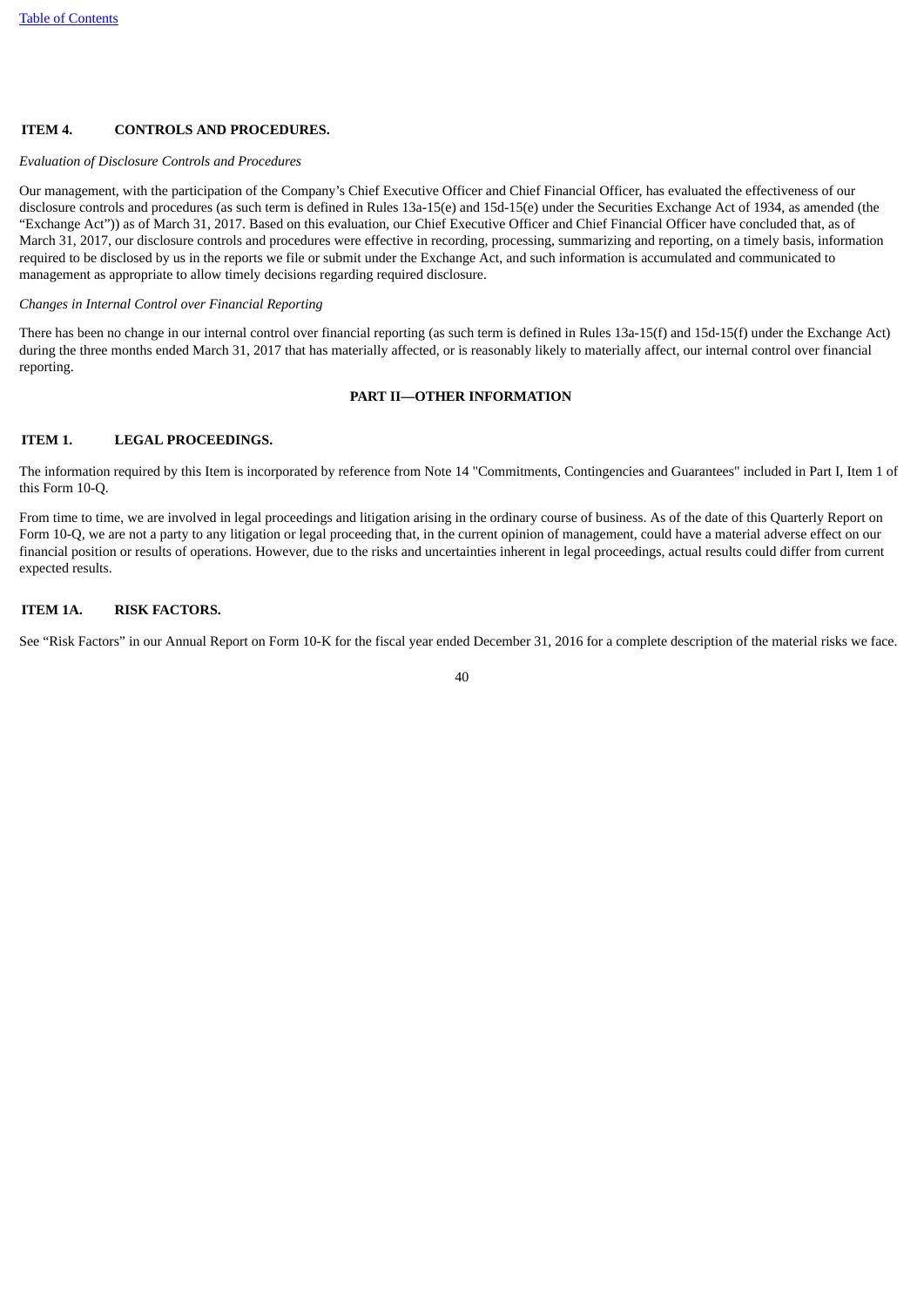### ITEM 4. CONTROLS AND PROCEDURES.

*Evaluation of Disclosure Controls and Procedures*

Our management, with the participation of the Company's Chief Executive Officer and Chief Financial Officer, has evaluated the effectiveness of our disclosure controls and procedures (as such term is defined in Rules 13a-15(e) and 15d-15(e) under the Securities Exchange Act of 1934, as amended (the "Exchange Act")) as of March 31, 2017. Based on this evaluation, our Chief Executive Officer and Chief Financial Officer have concluded that, as of March 31, 2017, our disclosure controls and procedures were effective in recording, processing, summarizing and reporting, on a timely basis, information required to be disclosed by us in the reports we file or submit under the Exchange Act, and such information is accumulated and communicated to management as appropriate to allow timely decisions regarding required disclosure.

*Changes in Internal Control over Financial Reporting*

There has been no change in our internal control over financial reporting (as such term is defined in Rules 13a-15(f) and 15d-15(f) under the Exchange Act) during the three months ended March 31, 2017 that has materially affected, or is reasonably likely to materially affect, our internal control over financial reporting.

## PART II—OTHER INFORMATION

### ITEM 1. LEGAL PROCEEDINGS.

The information required by this Item is incorporated by reference from Note 14 "Commitments, Contingencies and Guarantees" included in Part I, Item 1 of this Form 10-Q.

From time to time, we are involved in legal proceedings and litigation arising in the ordinary course of business. As of the date of this Quarterly Report on Form 10-Q, we are not a party to any litigation or legal proceeding that, in the current opinion of management, could have a material adverse effect on our financial position or results of operations. However, due to the risks and uncertainties inherent in legal proceedings, actual results could differ from current expected results.

### ITEM 1A. RISK FACTORS.

See "Risk Factors" in our Annual Report on Form 10-K for the fiscal year ended December 31, 2016 for a complete description of the material risks we face.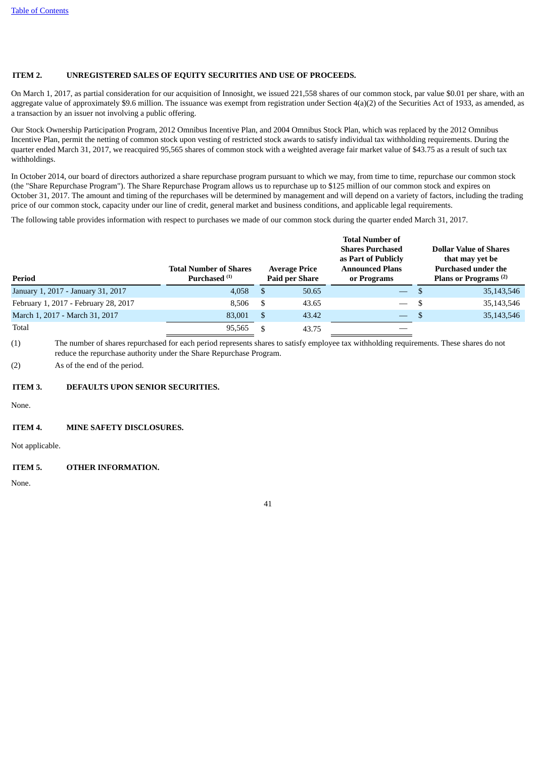## ITEM 2. UNREGISTERED SALES OF EQUITY SECURITIES AND USE OF PROCEEDS.

On March 1, 2017, as partial consideration for our acquisition of Innosight, we issued 221,558 shares of our common stock, par value $0.01 per share, with an aggregate value of approximately $9.6 million. The issuance was exempt from registration under Section 4(a)(2) of the Securities Act of 1933, as amended, as a transaction by an issuer not involving a public offering.

Our Stock Ownership Participation Program, 2012 Omnibus Incentive Plan, and 2004 Omnibus Stock Plan, which was replaced by the 2012 Omnibus Incentive Plan, permit the netting of common stock upon vesting of restricted stock awards to satisfy individual tax withholding requirements. During the quarter ended March 31, 2017, we reacquired 95,565 shares of common stock with a weighted average fair market value of $43.75 as a result of such tax withholdings.

In October 2014, our board of directors authorized a share repurchase program pursuant to which we may, from time to time, repurchase our common stock (the "Share Repurchase Program"). The Share Repurchase Program allows us to repurchase up to $125 million of our common stock and expires on October 31, 2017. The amount and timing of the repurchases will be determined by management and will depend on a variety of factors, including the trading price of our common stock, capacity under our line of credit, general market and business conditions, and applicable legal requirements.

The following table provides information with respect to purchases we made of our common stock during the quarter ended March 31, 2017.

| Period | Total Number of Shares Purchased (1) | Average Price Paid per Share | Total Number of Shares Purchased as Part of Publicly Announced Plans or Programs | Dollar Value of Shares that may yet be Purchased under the Plans or Programs (2) |
|---|---|---|---|---|
| January 1, 2017 - January 31, 2017 | 4,058 | $ 50.65 | — | $ 35,143,546 |
| February 1, 2017 - February 28, 2017 | 8,506 | $ 43.65 | — | $ 35,143,546 |
| March 1, 2017 - March 31, 2017 | 83,001 | $ 43.42 | — | $ 35,143,546 |
| Total | 95,565 | $ 43.75 | — | |

(1) The number of shares repurchased for each period represents shares to satisfy employee tax withholding requirements. These shares do not reduce the repurchase authority under the Share Repurchase Program.

(2) As of the end of the period.

## ITEM 3. DEFAULTS UPON SENIOR SECURITIES.

None.

## ITEM 4. MINE SAFETY DISCLOSURES.

Not applicable.

## ITEM 5. OTHER INFORMATION.

None.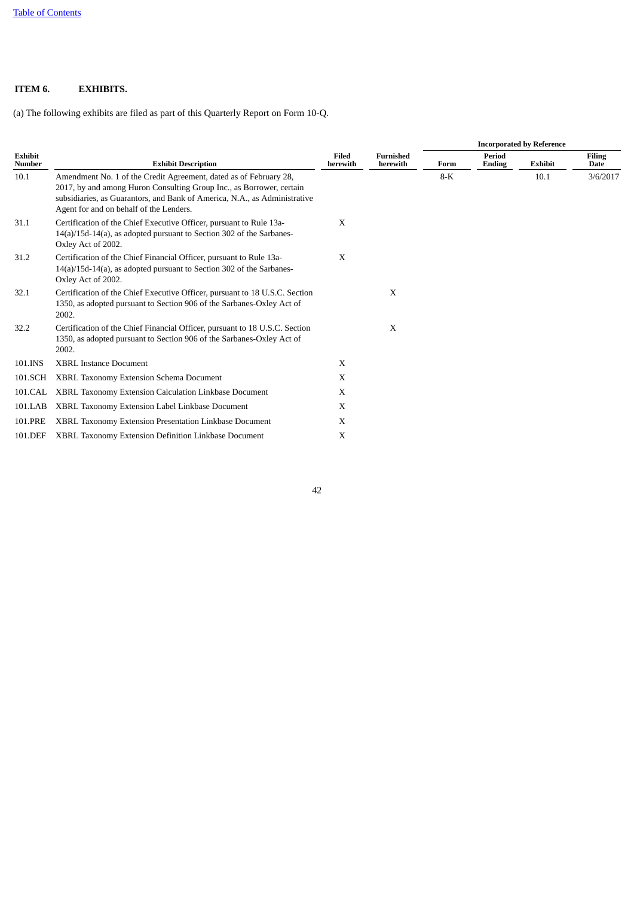**ITEM 6. EXHIBITS.**

(a) The following exhibits are filed as part of this Quarterly Report on Form 10-Q.

| | | | | Incorporated by Reference | | | |
|---|---|---|---|---|---|---|---|
| **Exhibit Number** | **Exhibit Description** | **Filed herewith** | **Furnished herewith** | **Form** | **Period Ending** | **Exhibit** | **Filing Date** |
| 10.1 | Amendment No. 1 of the Credit Agreement, dated as of February 28, 2017, by and among Huron Consulting Group Inc., as Borrower, certain subsidiaries, as Guarantors, and Bank of America, N.A., as Administrative Agent for and on behalf of the Lenders. | | | 8-K | | 10.1 | 3/6/2017 |
| 31.1 | Certification of the Chief Executive Officer, pursuant to Rule 13a-14(a)/15d-14(a), as adopted pursuant to Section 302 of the Sarbanes-Oxley Act of 2002. | X | | | | | |
| 31.2 | Certification of the Chief Financial Officer, pursuant to Rule 13a-14(a)/15d-14(a), as adopted pursuant to Section 302 of the Sarbanes-Oxley Act of 2002. | X | | | | | |
| 32.1 | Certification of the Chief Executive Officer, pursuant to 18 U.S.C. Section 1350, as adopted pursuant to Section 906 of the Sarbanes-Oxley Act of 2002. | | X | | | | |
| 32.2 | Certification of the Chief Financial Officer, pursuant to 18 U.S.C. Section 1350, as adopted pursuant to Section 906 of the Sarbanes-Oxley Act of 2002. | | X | | | | |
| 101.INS | XBRL Instance Document | X | | | | | |
| 101.SCH | XBRL Taxonomy Extension Schema Document | X | | | | | |
| 101.CAL | XBRL Taxonomy Extension Calculation Linkbase Document | X | | | | | |
| 101.LAB | XBRL Taxonomy Extension Label Linkbase Document | X | | | | | |
| 101.PRE | XBRL Taxonomy Extension Presentation Linkbase Document | X | | | | | |
| 101.DEF | XBRL Taxonomy Extension Definition Linkbase Document | X | | | | | |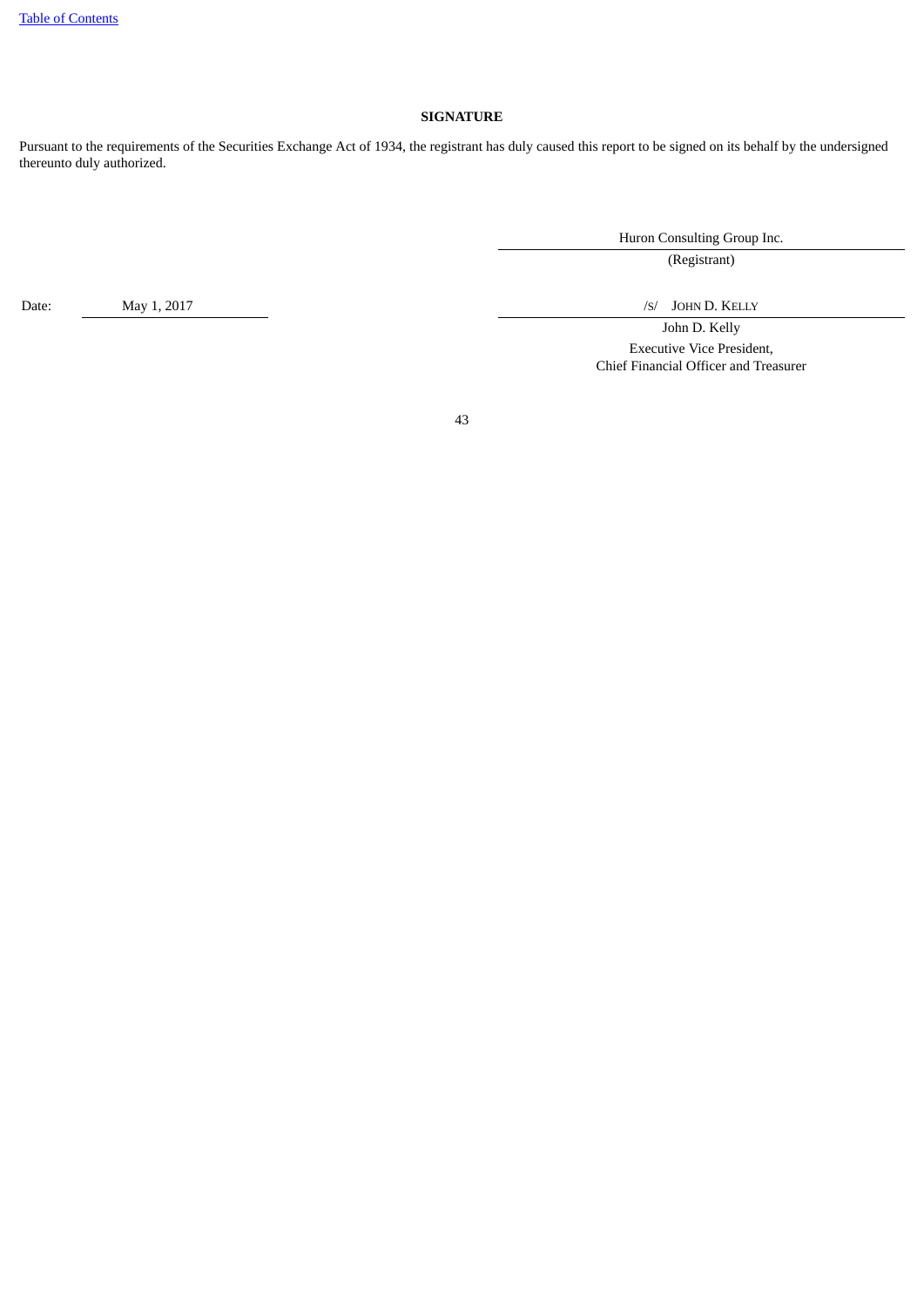**SIGNATURE**

Pursuant to the requirements of the Securities Exchange Act of 1934, the registrant has duly caused this report to be signed on its behalf by the undersigned thereunto duly authorized.

| | Huron Consulting Group Inc. |
|---|---|
| | (Registrant) |
| Date: May 1, 2017 | /S/ JOHN D. KELLY |
| | John D. Kelly |
| | Executive Vice President, Chief Financial Officer and Treasurer |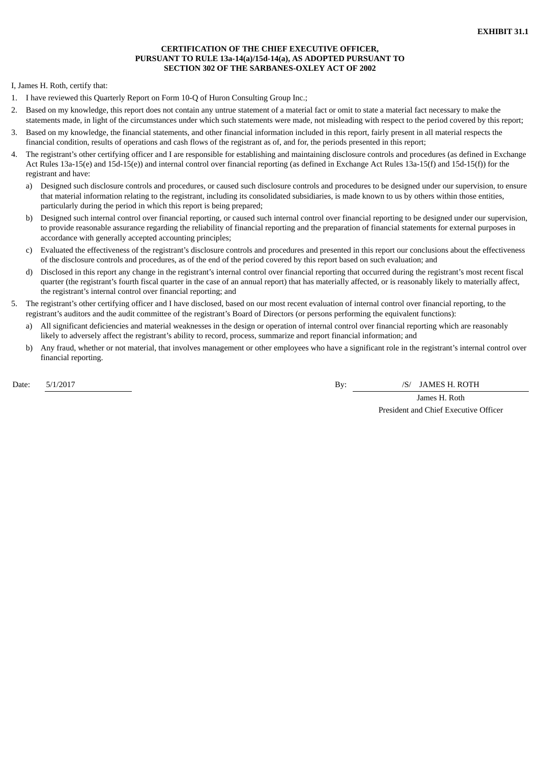**EXHIBIT 31.1**

**CERTIFICATION OF THE CHIEF EXECUTIVE OFFICER,
PURSUANT TO RULE 13a-14(a)/15d-14(a), AS ADOPTED PURSUANT TO
SECTION 302 OF THE SARBANES-OXLEY ACT OF 2002**

I, James H. Roth, certify that:

1. I have reviewed this Quarterly Report on Form 10-Q of Huron Consulting Group Inc.;
2. Based on my knowledge, this report does not contain any untrue statement of a material fact or omit to state a material fact necessary to make the statements made, in light of the circumstances under which such statements were made, not misleading with respect to the period covered by this report;
3. Based on my knowledge, the financial statements, and other financial information included in this report, fairly present in all material respects the financial condition, results of operations and cash flows of the registrant as of, and for, the periods presented in this report;
4. The registrant's other certifying officer and I are responsible for establishing and maintaining disclosure controls and procedures (as defined in Exchange Act Rules 13a-15(e) and 15d-15(e)) and internal control over financial reporting (as defined in Exchange Act Rules 13a-15(f) and 15d-15(f)) for the registrant and have:
   a) Designed such disclosure controls and procedures, or caused such disclosure controls and procedures to be designed under our supervision, to ensure that material information relating to the registrant, including its consolidated subsidiaries, is made known to us by others within those entities, particularly during the period in which this report is being prepared;
   b) Designed such internal control over financial reporting, or caused such internal control over financial reporting to be designed under our supervision, to provide reasonable assurance regarding the reliability of financial reporting and the preparation of financial statements for external purposes in accordance with generally accepted accounting principles;
   c) Evaluated the effectiveness of the registrant's disclosure controls and procedures and presented in this report our conclusions about the effectiveness of the disclosure controls and procedures, as of the end of the period covered by this report based on such evaluation; and
   d) Disclosed in this report any change in the registrant's internal control over financial reporting that occurred during the registrant's most recent fiscal quarter (the registrant's fourth fiscal quarter in the case of an annual report) that has materially affected, or is reasonably likely to materially affect, the registrant's internal control over financial reporting; and
5. The registrant's other certifying officer and I have disclosed, based on our most recent evaluation of internal control over financial reporting, to the registrant's auditors and the audit committee of the registrant's Board of Directors (or persons performing the equivalent functions):
   a) All significant deficiencies and material weaknesses in the design or operation of internal control over financial reporting which are reasonably likely to adversely affect the registrant's ability to record, process, summarize and report financial information; and
   b) Any fraud, whether or not material, that involves management or other employees who have a significant role in the registrant's internal control over financial reporting.

Date: 5/1/2017

By: /S/ JAMES H. ROTH
James H. Roth
President and Chief Executive Officer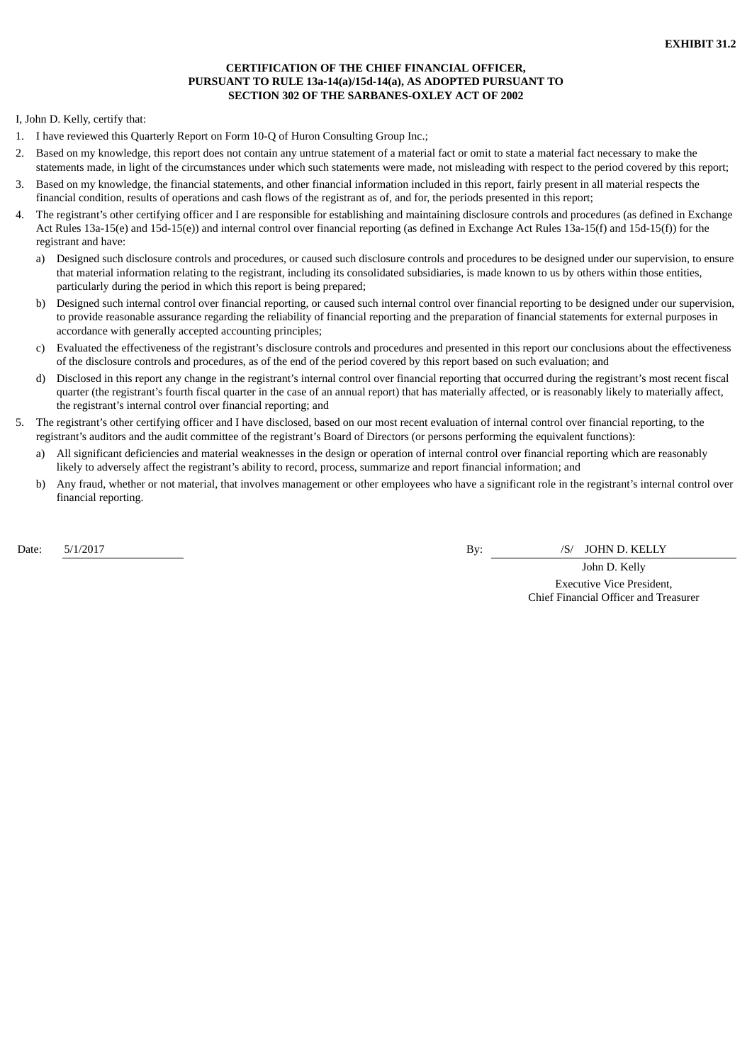**EXHIBIT 31.2**

**CERTIFICATION OF THE CHIEF FINANCIAL OFFICER,
PURSUANT TO RULE 13a-14(a)/15d-14(a), AS ADOPTED PURSUANT TO
SECTION 302 OF THE SARBANES-OXLEY ACT OF 2002**

I, John D. Kelly, certify that:

1. I have reviewed this Quarterly Report on Form 10-Q of Huron Consulting Group Inc.;
2. Based on my knowledge, this report does not contain any untrue statement of a material fact or omit to state a material fact necessary to make the statements made, in light of the circumstances under which such statements were made, not misleading with respect to the period covered by this report;
3. Based on my knowledge, the financial statements, and other financial information included in this report, fairly present in all material respects the financial condition, results of operations and cash flows of the registrant as of, and for, the periods presented in this report;
4. The registrant's other certifying officer and I are responsible for establishing and maintaining disclosure controls and procedures (as defined in Exchange Act Rules 13a-15(e) and 15d-15(e)) and internal control over financial reporting (as defined in Exchange Act Rules 13a-15(f) and 15d-15(f)) for the registrant and have:
   a) Designed such disclosure controls and procedures, or caused such disclosure controls and procedures to be designed under our supervision, to ensure that material information relating to the registrant, including its consolidated subsidiaries, is made known to us by others within those entities, particularly during the period in which this report is being prepared;
   b) Designed such internal control over financial reporting, or caused such internal control over financial reporting to be designed under our supervision, to provide reasonable assurance regarding the reliability of financial reporting and the preparation of financial statements for external purposes in accordance with generally accepted accounting principles;
   c) Evaluated the effectiveness of the registrant's disclosure controls and procedures and presented in this report our conclusions about the effectiveness of the disclosure controls and procedures, as of the end of the period covered by this report based on such evaluation; and
   d) Disclosed in this report any change in the registrant's internal control over financial reporting that occurred during the registrant's most recent fiscal quarter (the registrant's fourth fiscal quarter in the case of an annual report) that has materially affected, or is reasonably likely to materially affect, the registrant's internal control over financial reporting; and
5. The registrant's other certifying officer and I have disclosed, based on our most recent evaluation of internal control over financial reporting, to the registrant's auditors and the audit committee of the registrant's Board of Directors (or persons performing the equivalent functions):
   a) All significant deficiencies and material weaknesses in the design or operation of internal control over financial reporting which are reasonably likely to adversely affect the registrant's ability to record, process, summarize and report financial information; and
   b) Any fraud, whether or not material, that involves management or other employees who have a significant role in the registrant's internal control over financial reporting.

Date: 5/1/2017

By: /S/ JOHN D. KELLY

John D. Kelly
Executive Vice President,
Chief Financial Officer and Treasurer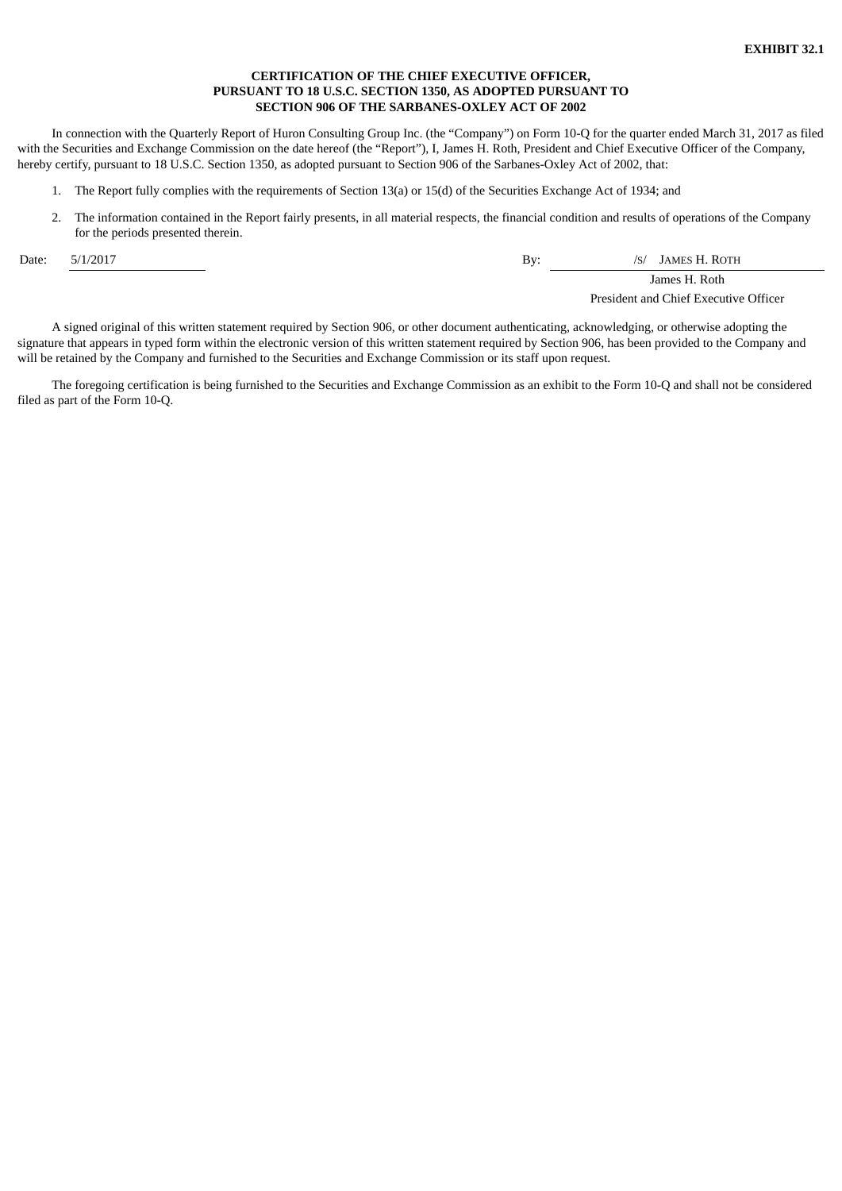**EXHIBIT 32.1**

**CERTIFICATION OF THE CHIEF EXECUTIVE OFFICER,
PURSUANT TO 18 U.S.C. SECTION 1350, AS ADOPTED PURSUANT TO
SECTION 906 OF THE SARBANES-OXLEY ACT OF 2002**

In connection with the Quarterly Report of Huron Consulting Group Inc. (the "Company") on Form 10-Q for the quarter ended March 31, 2017 as filed with the Securities and Exchange Commission on the date hereof (the "Report"), I, James H. Roth, President and Chief Executive Officer of the Company, hereby certify, pursuant to 18 U.S.C. Section 1350, as adopted pursuant to Section 906 of the Sarbanes-Oxley Act of 2002, that:

1. The Report fully complies with the requirements of Section 13(a) or 15(d) of the Securities Exchange Act of 1934; and

2. The information contained in the Report fairly presents, in all material respects, the financial condition and results of operations of the Company for the periods presented therein.

Date: 5/1/2017

By: /S/ JAMES H. ROTH
James H. Roth
President and Chief Executive Officer

A signed original of this written statement required by Section 906, or other document authenticating, acknowledging, or otherwise adopting the signature that appears in typed form within the electronic version of this written statement required by Section 906, has been provided to the Company and will be retained by the Company and furnished to the Securities and Exchange Commission or its staff upon request.

The foregoing certification is being furnished to the Securities and Exchange Commission as an exhibit to the Form 10-Q and shall not be considered filed as part of the Form 10-Q.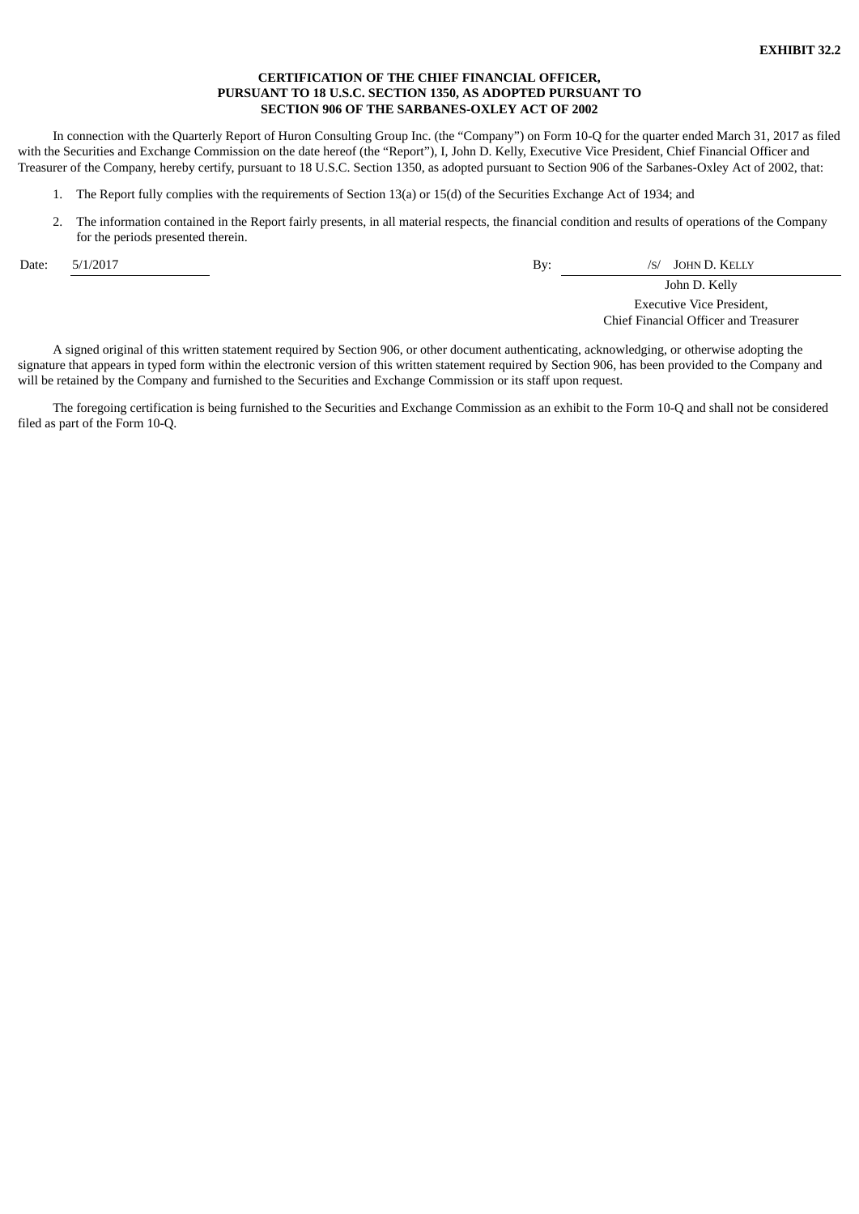**EXHIBIT 32.2**

**CERTIFICATION OF THE CHIEF FINANCIAL OFFICER,
PURSUANT TO 18 U.S.C. SECTION 1350, AS ADOPTED PURSUANT TO
SECTION 906 OF THE SARBANES-OXLEY ACT OF 2002**

In connection with the Quarterly Report of Huron Consulting Group Inc. (the “Company”) on Form 10-Q for the quarter ended March 31, 2017 as filed with the Securities and Exchange Commission on the date hereof (the “Report”), I, John D. Kelly, Executive Vice President, Chief Financial Officer and Treasurer of the Company, hereby certify, pursuant to 18 U.S.C. Section 1350, as adopted pursuant to Section 906 of the Sarbanes-Oxley Act of 2002, that:

1. The Report fully complies with the requirements of Section 13(a) or 15(d) of the Securities Exchange Act of 1934; and
2. The information contained in the Report fairly presents, in all material respects, the financial condition and results of operations of the Company for the periods presented therein.

Date: 5/1/2017

By: /S/ JOHN D. KELLY

John D. Kelly
Executive Vice President,
Chief Financial Officer and Treasurer

A signed original of this written statement required by Section 906, or other document authenticating, acknowledging, or otherwise adopting the signature that appears in typed form within the electronic version of this written statement required by Section 906, has been provided to the Company and will be retained by the Company and furnished to the Securities and Exchange Commission or its staff upon request.

The foregoing certification is being furnished to the Securities and Exchange Commission as an exhibit to the Form 10-Q and shall not be considered filed as part of the Form 10-Q.